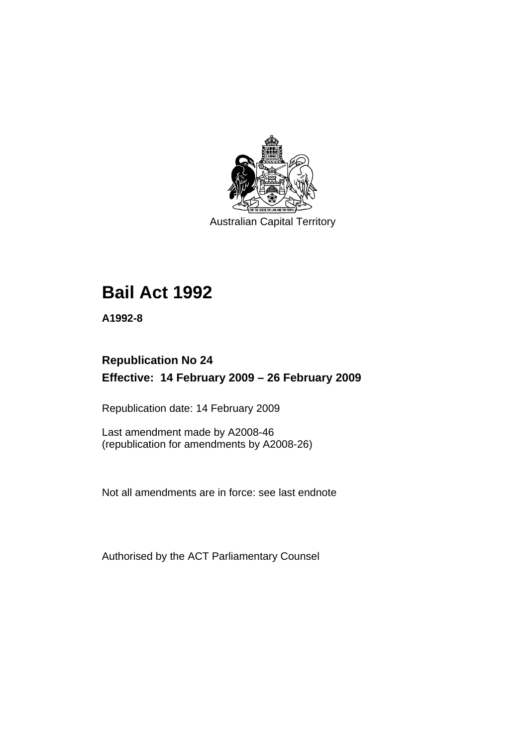Australian Capital Territory

# Bail Act 1992

**A1992-8**

**Republication No 24**

**Effective: 14 February 2009 – 26 February 2009**

Republication date: 14 February 2009

Last amendment made by A2008-46
(republication for amendments by A2008-26)

Not all amendments are in force: see last endnote

Authorised by the ACT Parliamentary Counsel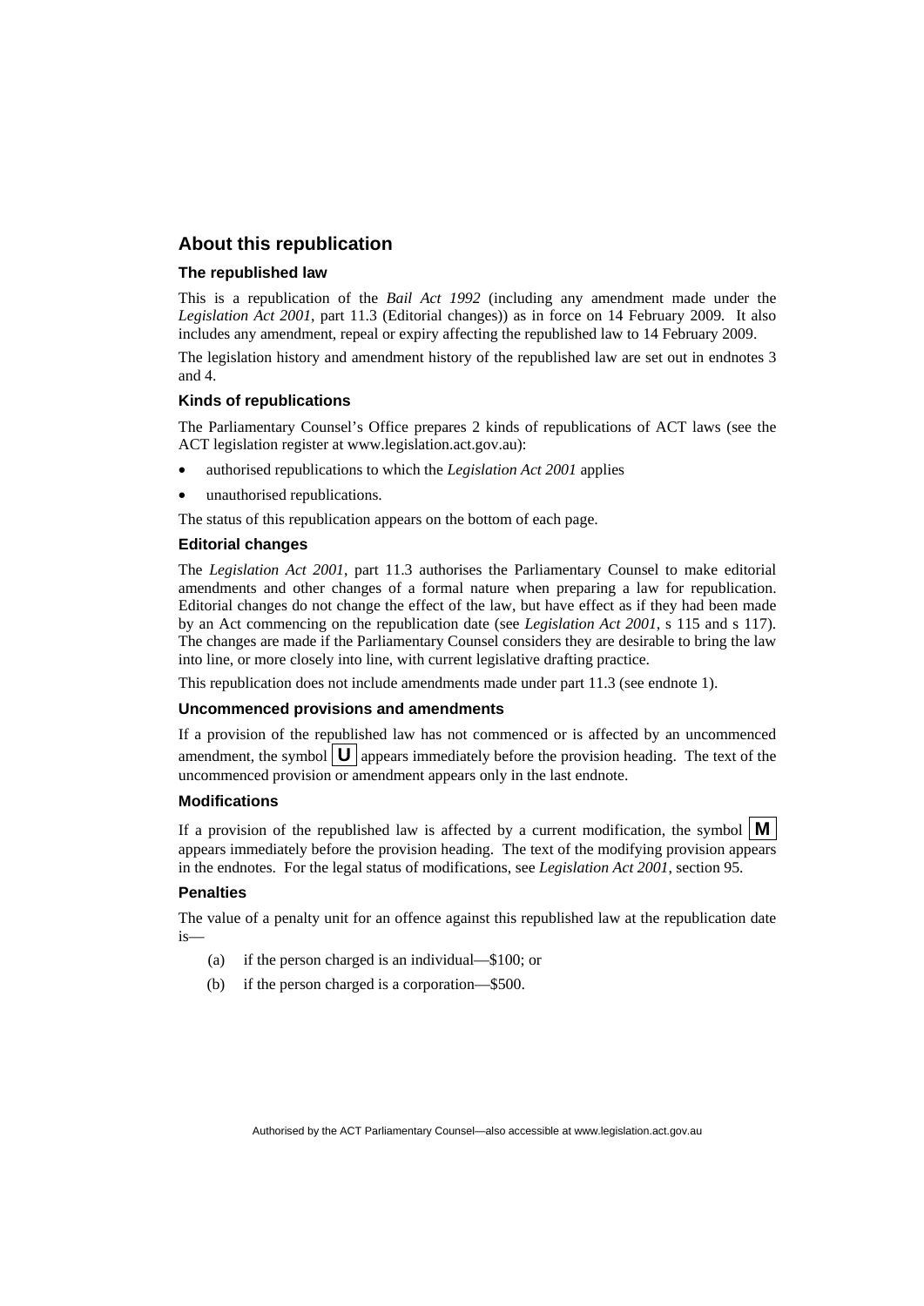## About this republication

### The republished law

This is a republication of the *Bail Act 1992* (including any amendment made under the *Legislation Act 2001*, part 11.3 (Editorial changes)) as in force on 14 February 2009. It also includes any amendment, repeal or expiry affecting the republished law to 14 February 2009.

The legislation history and amendment history of the republished law are set out in endnotes 3 and 4.

### Kinds of republications

The Parliamentary Counsel's Office prepares 2 kinds of republications of ACT laws (see the ACT legislation register at www.legislation.act.gov.au):

- authorised republications to which the *Legislation Act 2001* applies
- unauthorised republications.

The status of this republication appears on the bottom of each page.

### Editorial changes

The *Legislation Act 2001*, part 11.3 authorises the Parliamentary Counsel to make editorial amendments and other changes of a formal nature when preparing a law for republication. Editorial changes do not change the effect of the law, but have effect as if they had been made by an Act commencing on the republication date (see *Legislation Act 2001*, s 115 and s 117). The changes are made if the Parliamentary Counsel considers they are desirable to bring the law into line, or more closely into line, with current legislative drafting practice.

This republication does not include amendments made under part 11.3 (see endnote 1).

### Uncommenced provisions and amendments

If a provision of the republished law has not commenced or is affected by an uncommenced amendment, the symbol **U** appears immediately before the provision heading. The text of the uncommenced provision or amendment appears only in the last endnote.

### Modifications

If a provision of the republished law is affected by a current modification, the symbol **M** appears immediately before the provision heading. The text of the modifying provision appears in the endnotes. For the legal status of modifications, see *Legislation Act 2001*, section 95.

### Penalties

The value of a penalty unit for an offence against this republished law at the republication date is—

(a) if the person charged is an individual—\$100; or

(b) if the person charged is a corporation—\$500.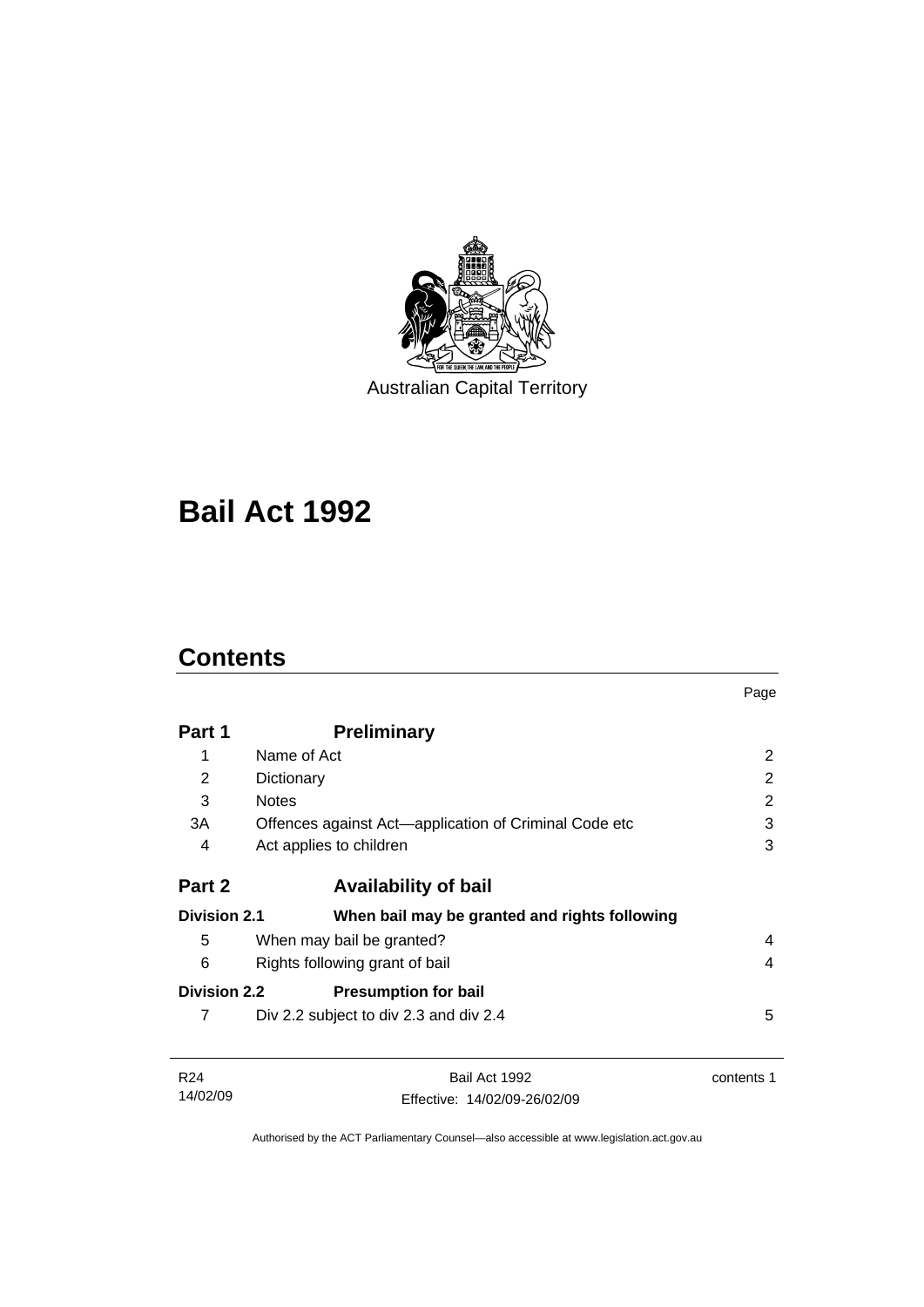Australian Capital Territory

# Bail Act 1992

## Contents

| | | Page |
|---|---|---|
| **Part 1** | **Preliminary** | |
| 1 | Name of Act | 2 |
| 2 | Dictionary | 2 |
| 3 | Notes | 2 |
| 3A | Offences against Act—application of Criminal Code etc | 3 |
| 4 | Act applies to children | 3 |
| **Part 2** | **Availability of bail** | |
| **Division 2.1** | **When bail may be granted and rights following** | |
| 5 | When may bail be granted? | 4 |
| 6 | Rights following grant of bail | 4 |
| **Division 2.2** | **Presumption for bail** | |
| 7 | Div 2.2 subject to div 2.3 and div 2.4 | 5 |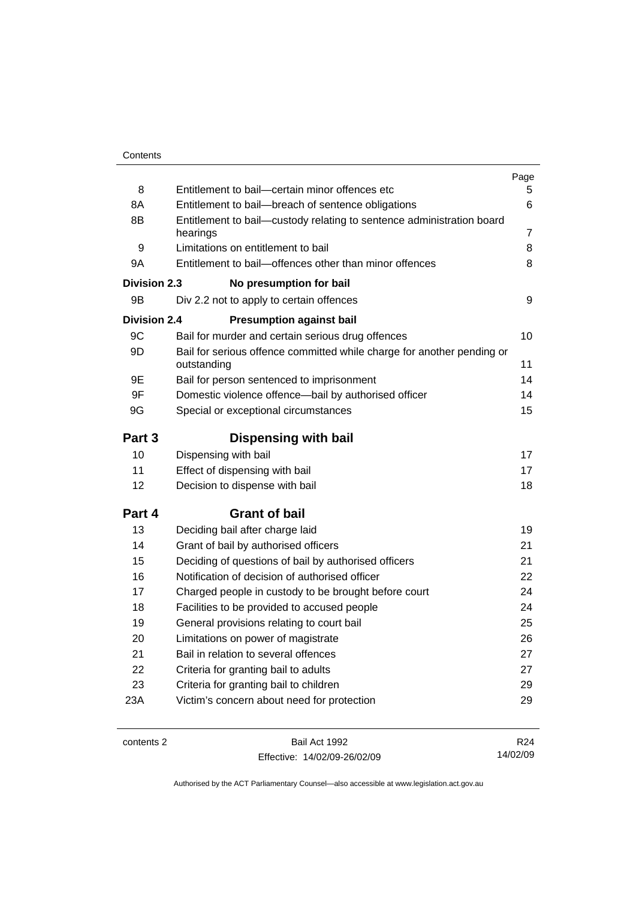| | | Page |
|---|---|---|
| 8 | Entitlement to bail—certain minor offences etc | 5 |
| 8A | Entitlement to bail—breach of sentence obligations | 6 |
| 8B | Entitlement to bail—custody relating to sentence administration board hearings | 7 |
| 9 | Limitations on entitlement to bail | 8 |
| 9A | Entitlement to bail—offences other than minor offences | 8 |
| **Division 2.3** | **No presumption for bail** | |
| 9B | Div 2.2 not to apply to certain offences | 9 |
| **Division 2.4** | **Presumption against bail** | |
| 9C | Bail for murder and certain serious drug offences | 10 |
| 9D | Bail for serious offence committed while charge for another pending or outstanding | 11 |
| 9E | Bail for person sentenced to imprisonment | 14 |
| 9F | Domestic violence offence—bail by authorised officer | 14 |
| 9G | Special or exceptional circumstances | 15 |
| **Part 3** | **Dispensing with bail** | |
| 10 | Dispensing with bail | 17 |
| 11 | Effect of dispensing with bail | 17 |
| 12 | Decision to dispense with bail | 18 |
| **Part 4** | **Grant of bail** | |
| 13 | Deciding bail after charge laid | 19 |
| 14 | Grant of bail by authorised officers | 21 |
| 15 | Deciding of questions of bail by authorised officers | 21 |
| 16 | Notification of decision of authorised officer | 22 |
| 17 | Charged people in custody to be brought before court | 24 |
| 18 | Facilities to be provided to accused people | 24 |
| 19 | General provisions relating to court bail | 25 |
| 20 | Limitations on power of magistrate | 26 |
| 21 | Bail in relation to several offences | 27 |
| 22 | Criteria for granting bail to adults | 27 |
| 23 | Criteria for granting bail to children | 29 |
| 23A | Victim's concern about need for protection | 29 |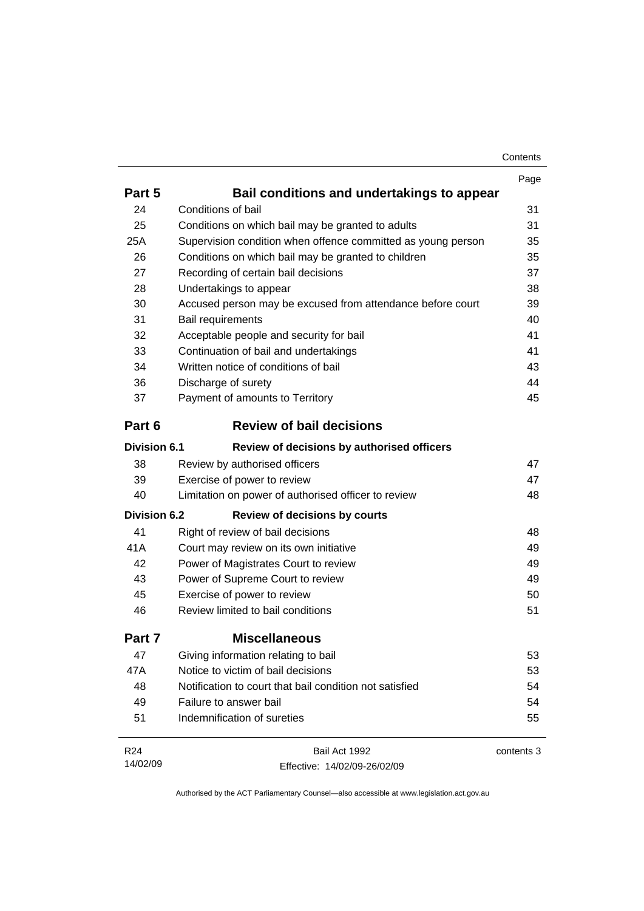| | | Page |
|---|---|---|
| **Part 5** | **Bail conditions and undertakings to appear** | |
| 24 | Conditions of bail | 31 |
| 25 | Conditions on which bail may be granted to adults | 31 |
| 25A | Supervision condition when offence committed as young person | 35 |
| 26 | Conditions on which bail may be granted to children | 35 |
| 27 | Recording of certain bail decisions | 37 |
| 28 | Undertakings to appear | 38 |
| 30 | Accused person may be excused from attendance before court | 39 |
| 31 | Bail requirements | 40 |
| 32 | Acceptable people and security for bail | 41 |
| 33 | Continuation of bail and undertakings | 41 |
| 34 | Written notice of conditions of bail | 43 |
| 36 | Discharge of surety | 44 |
| 37 | Payment of amounts to Territory | 45 |
| **Part 6** | **Review of bail decisions** | |
| **Division 6.1** | **Review of decisions by authorised officers** | |
| 38 | Review by authorised officers | 47 |
| 39 | Exercise of power to review | 47 |
| 40 | Limitation on power of authorised officer to review | 48 |
| **Division 6.2** | **Review of decisions by courts** | |
| 41 | Right of review of bail decisions | 48 |
| 41A | Court may review on its own initiative | 49 |
| 42 | Power of Magistrates Court to review | 49 |
| 43 | Power of Supreme Court to review | 49 |
| 45 | Exercise of power to review | 50 |
| 46 | Review limited to bail conditions | 51 |
| **Part 7** | **Miscellaneous** | |
| 47 | Giving information relating to bail | 53 |
| 47A | Notice to victim of bail decisions | 53 |
| 48 | Notification to court that bail condition not satisfied | 54 |
| 49 | Failure to answer bail | 54 |
| 51 | Indemnification of sureties | 55 |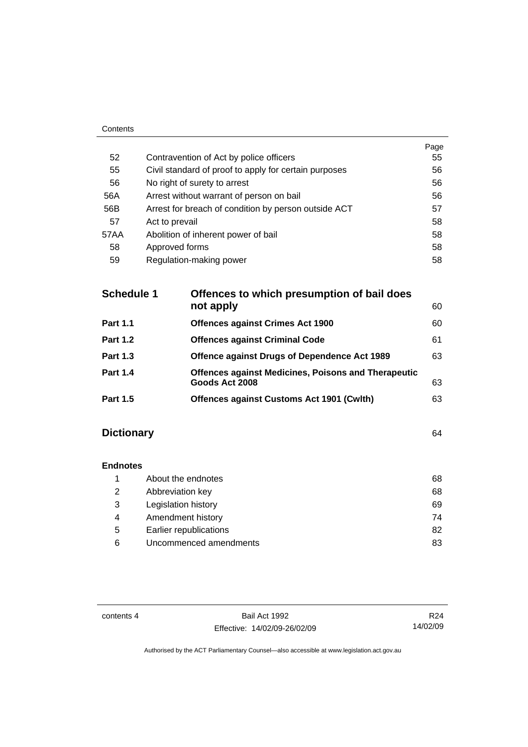| | | Page |
|---|---|---|
| 52 | Contravention of Act by police officers | 55 |
| 55 | Civil standard of proof to apply for certain purposes | 56 |
| 56 | No right of surety to arrest | 56 |
| 56A | Arrest without warrant of person on bail | 56 |
| 56B | Arrest for breach of condition by person outside ACT | 57 |
| 57 | Act to prevail | 58 |
| 57AA | Abolition of inherent power of bail | 58 |
| 58 | Approved forms | 58 |
| 59 | Regulation-making power | 58 |

| | | |
|---|---|---|
| **Schedule 1** | **Offences to which presumption of bail does not apply** | 60 |
| **Part 1.1** | **Offences against Crimes Act 1900** | 60 |
| **Part 1.2** | **Offences against Criminal Code** | 61 |
| **Part 1.3** | **Offence against Drugs of Dependence Act 1989** | 63 |
| **Part 1.4** | **Offences against Medicines, Poisons and Therapeutic Goods Act 2008** | 63 |
| **Part 1.5** | **Offences against Customs Act 1901 (Cwlth)** | 63 |

**Dictionary** 64

**Endnotes**

| | | |
|---|---|---|
| 1 | About the endnotes | 68 |
| 2 | Abbreviation key | 68 |
| 3 | Legislation history | 69 |
| 4 | Amendment history | 74 |
| 5 | Earlier republications | 82 |
| 6 | Uncommenced amendments | 83 |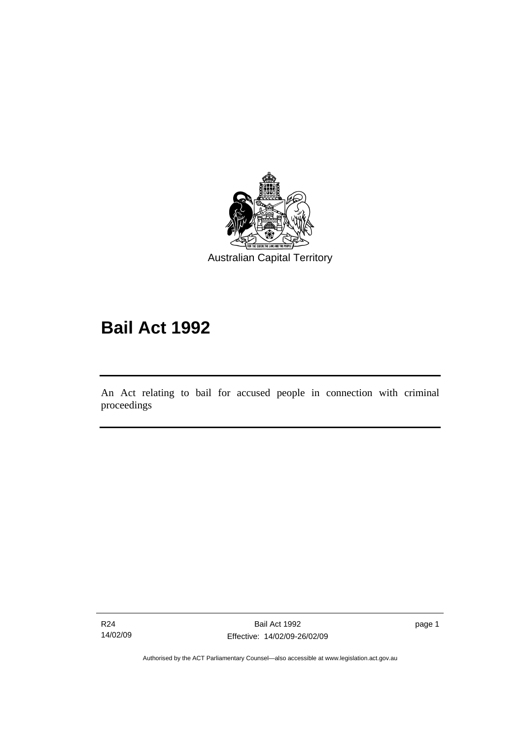Australian Capital Territory

# Bail Act 1992

An Act relating to bail for accused people in connection with criminal proceedings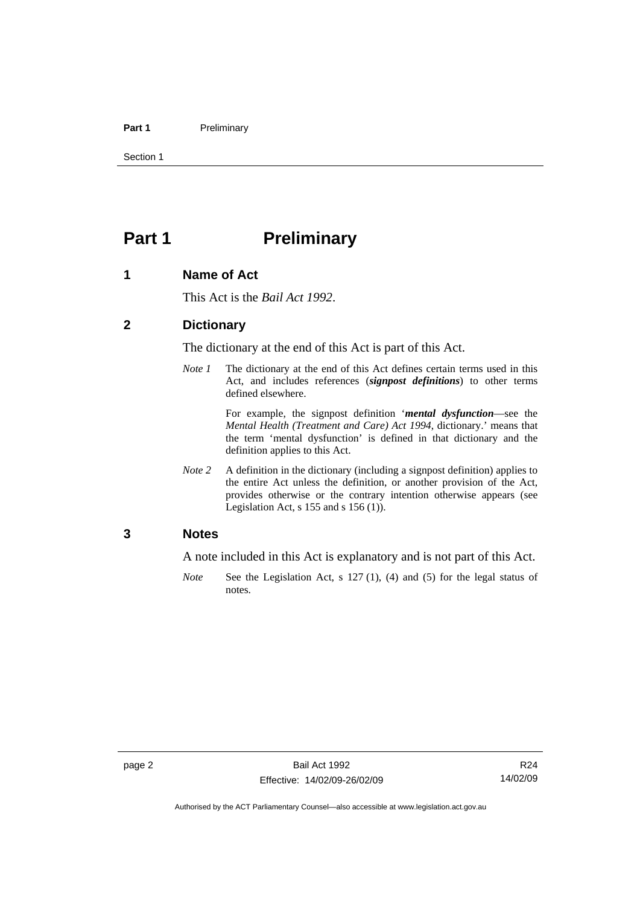# Part 1 Preliminary

## 1 Name of Act

This Act is the *Bail Act 1992*.

## 2 Dictionary

The dictionary at the end of this Act is part of this Act.

*Note 1* The dictionary at the end of this Act defines certain terms used in this Act, and includes references (***signpost definitions***) to other terms defined elsewhere.

For example, the signpost definition '***mental dysfunction***—see the *Mental Health (Treatment and Care) Act 1994*, dictionary.' means that the term 'mental dysfunction' is defined in that dictionary and the definition applies to this Act.

*Note 2* A definition in the dictionary (including a signpost definition) applies to the entire Act unless the definition, or another provision of the Act, provides otherwise or the contrary intention otherwise appears (see Legislation Act, s 155 and s 156 (1)).

## 3 Notes

A note included in this Act is explanatory and is not part of this Act.

*Note* See the Legislation Act, s 127 (1), (4) and (5) for the legal status of notes.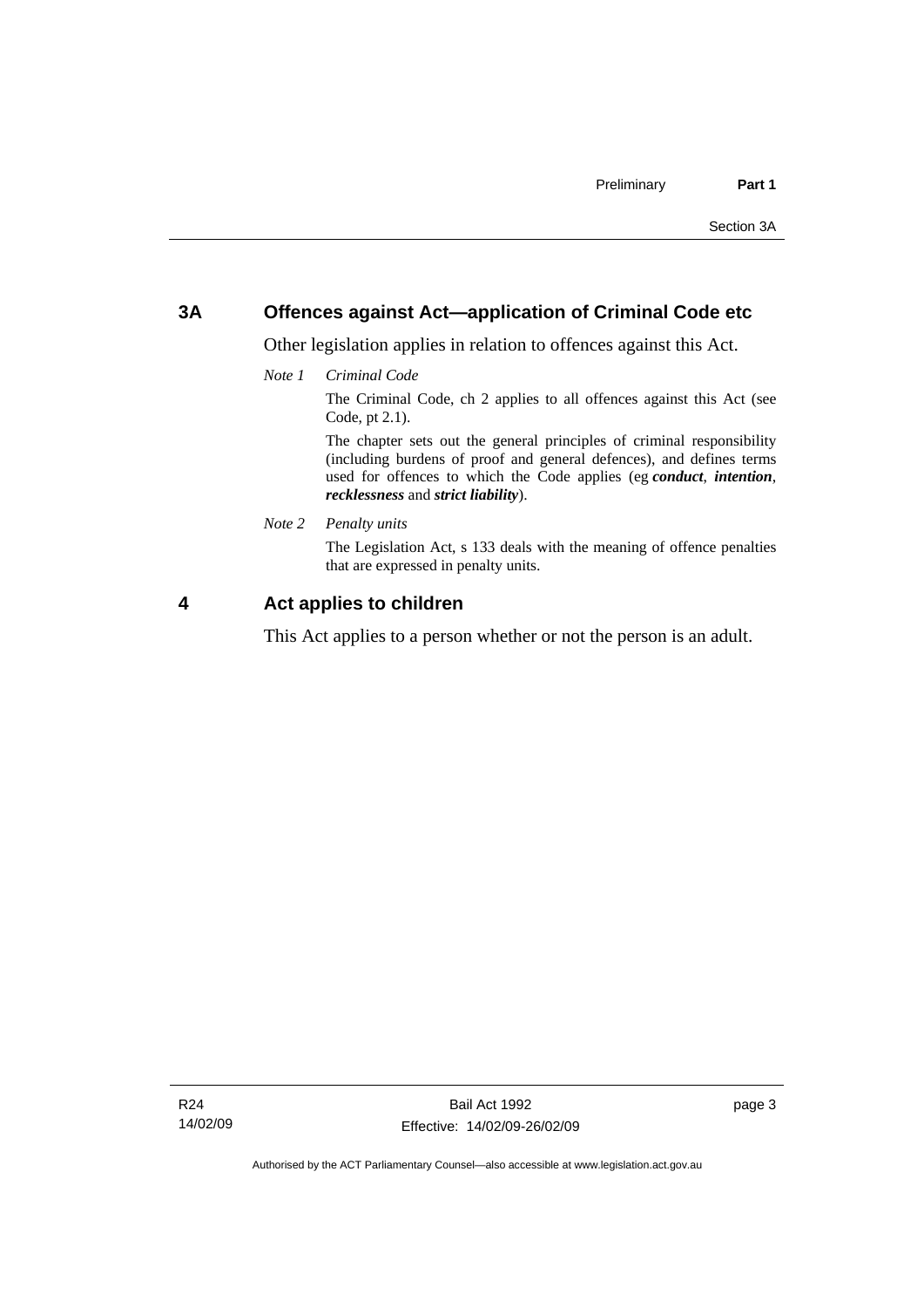## 3A Offences against Act—application of Criminal Code etc

Other legislation applies in relation to offences against this Act.

*Note 1 Criminal Code*

The Criminal Code, ch 2 applies to all offences against this Act (see Code, pt 2.1).

The chapter sets out the general principles of criminal responsibility (including burdens of proof and general defences), and defines terms used for offences to which the Code applies (eg ***conduct***, ***intention***, ***recklessness*** and ***strict liability***).

*Note 2 Penalty units*

The Legislation Act, s 133 deals with the meaning of offence penalties that are expressed in penalty units.

## 4 Act applies to children

This Act applies to a person whether or not the person is an adult.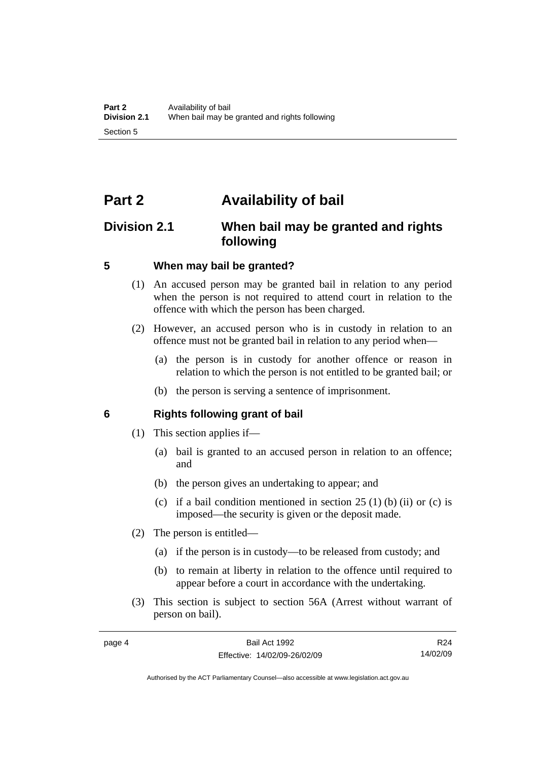# Part 2 Availability of bail

## Division 2.1 When bail may be granted and rights following

### 5 When may bail be granted?

(1) An accused person may be granted bail in relation to any period when the person is not required to attend court in relation to the offence with which the person has been charged.

(2) However, an accused person who is in custody in relation to an offence must not be granted bail in relation to any period when—

- (a) the person is in custody for another offence or reason in relation to which the person is not entitled to be granted bail; or
- (b) the person is serving a sentence of imprisonment.

### 6 Rights following grant of bail

(1) This section applies if—

- (a) bail is granted to an accused person in relation to an offence; and
- (b) the person gives an undertaking to appear; and
- (c) if a bail condition mentioned in section 25 (1) (b) (ii) or (c) is imposed—the security is given or the deposit made.

(2) The person is entitled—

- (a) if the person is in custody—to be released from custody; and
- (b) to remain at liberty in relation to the offence until required to appear before a court in accordance with the undertaking.

(3) This section is subject to section 56A (Arrest without warrant of person on bail).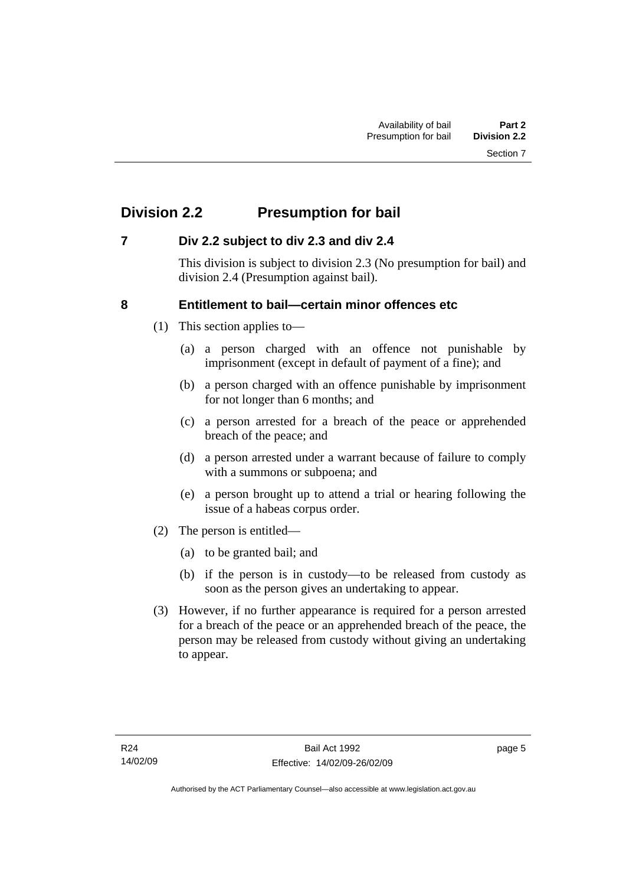## Division 2.2 Presumption for bail

### 7 Div 2.2 subject to div 2.3 and div 2.4

This division is subject to division 2.3 (No presumption for bail) and division 2.4 (Presumption against bail).

### 8 Entitlement to bail—certain minor offences etc

(1) This section applies to—

(a) a person charged with an offence not punishable by imprisonment (except in default of payment of a fine); and

(b) a person charged with an offence punishable by imprisonment for not longer than 6 months; and

(c) a person arrested for a breach of the peace or apprehended breach of the peace; and

(d) a person arrested under a warrant because of failure to comply with a summons or subpoena; and

(e) a person brought up to attend a trial or hearing following the issue of a habeas corpus order.

(2) The person is entitled—

(a) to be granted bail; and

(b) if the person is in custody—to be released from custody as soon as the person gives an undertaking to appear.

(3) However, if no further appearance is required for a person arrested for a breach of the peace or an apprehended breach of the peace, the person may be released from custody without giving an undertaking to appear.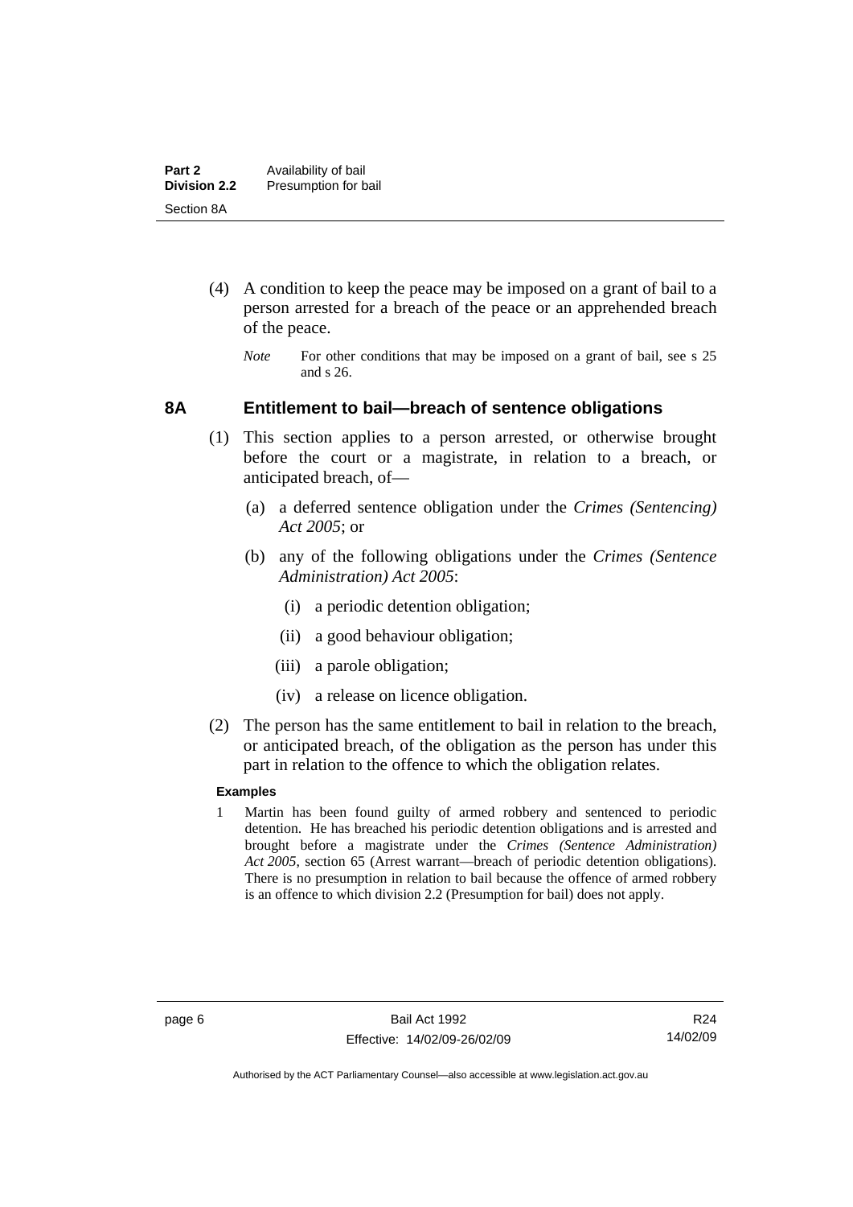(4) A condition to keep the peace may be imposed on a grant of bail to a person arrested for a breach of the peace or an apprehended breach of the peace.

*Note* For other conditions that may be imposed on a grant of bail, see s 25 and s 26.

## 8A Entitlement to bail—breach of sentence obligations

(1) This section applies to a person arrested, or otherwise brought before the court or a magistrate, in relation to a breach, or anticipated breach, of—

(a) a deferred sentence obligation under the *Crimes (Sentencing) Act 2005*; or

(b) any of the following obligations under the *Crimes (Sentence Administration) Act 2005*:

(i) a periodic detention obligation;

(ii) a good behaviour obligation;

(iii) a parole obligation;

(iv) a release on licence obligation.

(2) The person has the same entitlement to bail in relation to the breach, or anticipated breach, of the obligation as the person has under this part in relation to the offence to which the obligation relates.

**Examples**

1 Martin has been found guilty of armed robbery and sentenced to periodic detention. He has breached his periodic detention obligations and is arrested and brought before a magistrate under the *Crimes (Sentence Administration) Act 2005*, section 65 (Arrest warrant—breach of periodic detention obligations). There is no presumption in relation to bail because the offence of armed robbery is an offence to which division 2.2 (Presumption for bail) does not apply.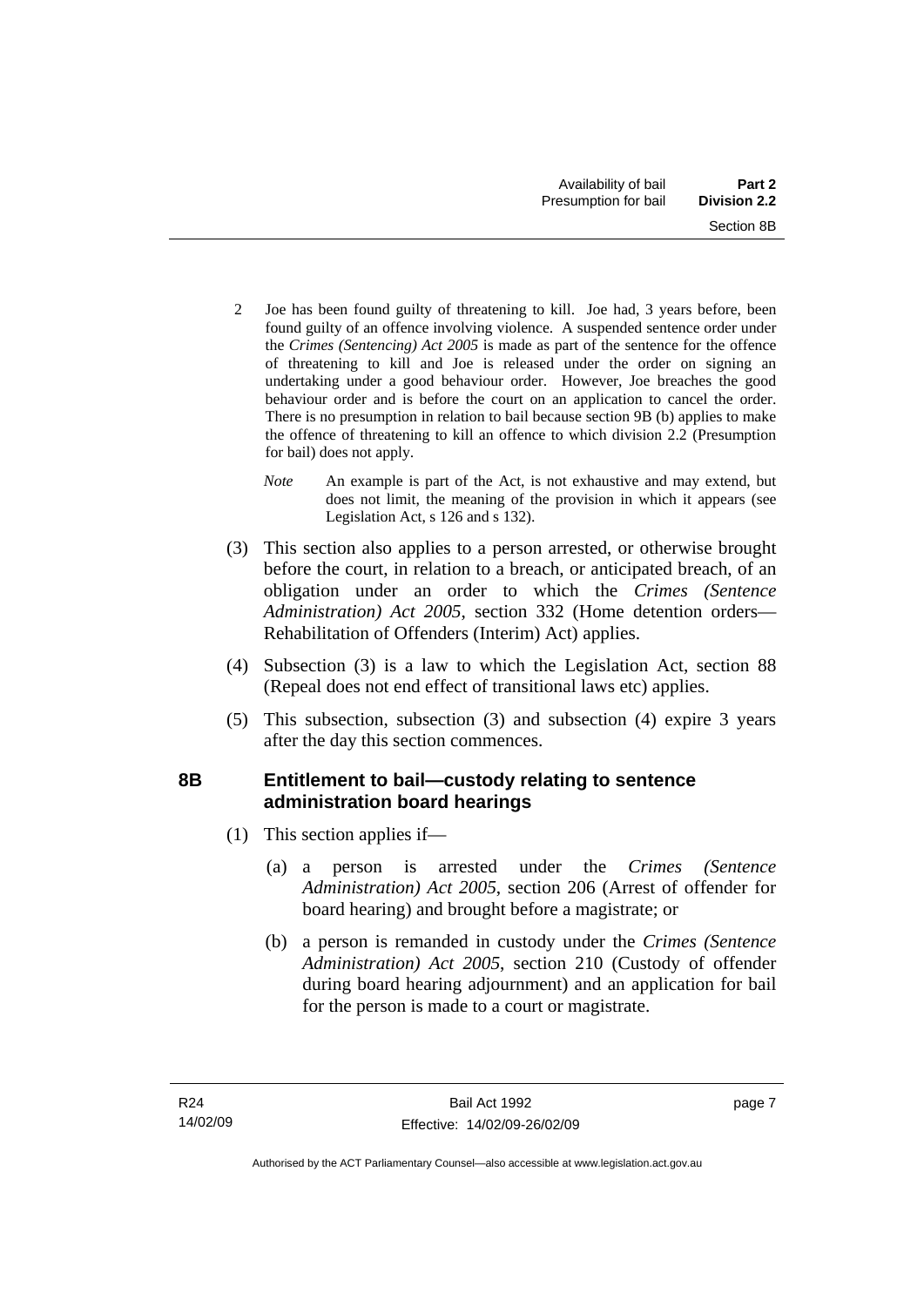2 Joe has been found guilty of threatening to kill. Joe had, 3 years before, been found guilty of an offence involving violence. A suspended sentence order under the *Crimes (Sentencing) Act 2005* is made as part of the sentence for the offence of threatening to kill and Joe is released under the order on signing an undertaking under a good behaviour order. However, Joe breaches the good behaviour order and is before the court on an application to cancel the order. There is no presumption in relation to bail because section 9B (b) applies to make the offence of threatening to kill an offence to which division 2.2 (Presumption for bail) does not apply.

*Note* An example is part of the Act, is not exhaustive and may extend, but does not limit, the meaning of the provision in which it appears (see Legislation Act, s 126 and s 132).

(3) This section also applies to a person arrested, or otherwise brought before the court, in relation to a breach, or anticipated breach, of an obligation under an order to which the *Crimes (Sentence Administration) Act 2005*, section 332 (Home detention orders—Rehabilitation of Offenders (Interim) Act) applies.

(4) Subsection (3) is a law to which the Legislation Act, section 88 (Repeal does not end effect of transitional laws etc) applies.

(5) This subsection, subsection (3) and subsection (4) expire 3 years after the day this section commences.

### 8B Entitlement to bail—custody relating to sentence administration board hearings

(1) This section applies if—

(a) a person is arrested under the *Crimes (Sentence Administration) Act 2005*, section 206 (Arrest of offender for board hearing) and brought before a magistrate; or

(b) a person is remanded in custody under the *Crimes (Sentence Administration) Act 2005*, section 210 (Custody of offender during board hearing adjournment) and an application for bail for the person is made to a court or magistrate.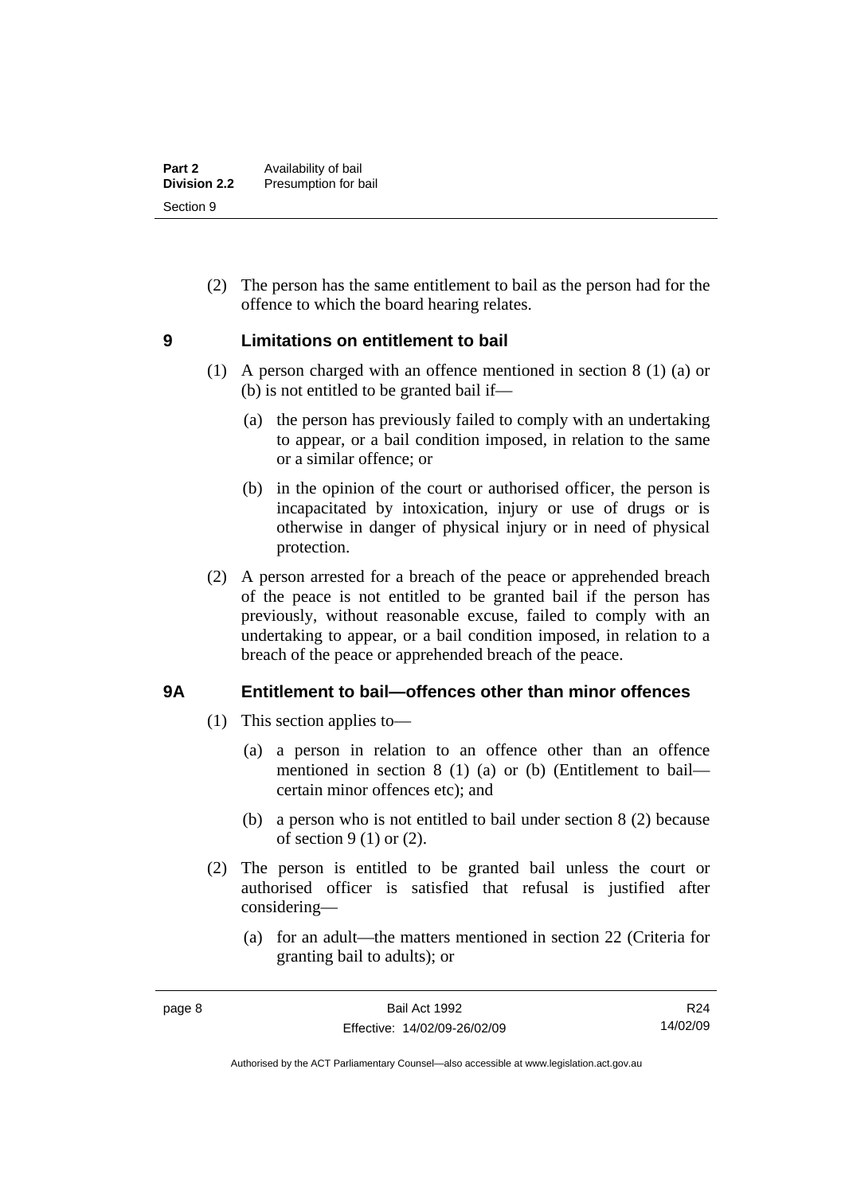(2) The person has the same entitlement to bail as the person had for the offence to which the board hearing relates.

## 9 Limitations on entitlement to bail

(1) A person charged with an offence mentioned in section 8 (1) (a) or (b) is not entitled to be granted bail if—

(a) the person has previously failed to comply with an undertaking to appear, or a bail condition imposed, in relation to the same or a similar offence; or

(b) in the opinion of the court or authorised officer, the person is incapacitated by intoxication, injury or use of drugs or is otherwise in danger of physical injury or in need of physical protection.

(2) A person arrested for a breach of the peace or apprehended breach of the peace is not entitled to be granted bail if the person has previously, without reasonable excuse, failed to comply with an undertaking to appear, or a bail condition imposed, in relation to a breach of the peace or apprehended breach of the peace.

## 9A Entitlement to bail—offences other than minor offences

(1) This section applies to—

(a) a person in relation to an offence other than an offence mentioned in section 8 (1) (a) or (b) (Entitlement to bail—certain minor offences etc); and

(b) a person who is not entitled to bail under section 8 (2) because of section 9 (1) or (2).

(2) The person is entitled to be granted bail unless the court or authorised officer is satisfied that refusal is justified after considering—

(a) for an adult—the matters mentioned in section 22 (Criteria for granting bail to adults); or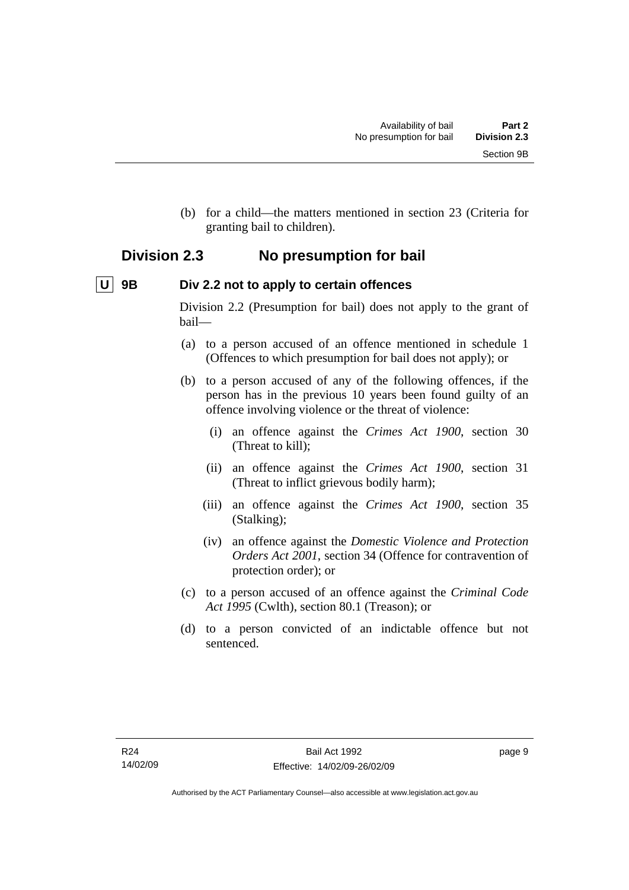(b) for a child—the matters mentioned in section 23 (Criteria for granting bail to children).

## Division 2.3 No presumption for bail

### U 9B Div 2.2 not to apply to certain offences

Division 2.2 (Presumption for bail) does not apply to the grant of bail—

(a) to a person accused of an offence mentioned in schedule 1 (Offences to which presumption for bail does not apply); or

(b) to a person accused of any of the following offences, if the person has in the previous 10 years been found guilty of an offence involving violence or the threat of violence:

  (i) an offence against the *Crimes Act 1900*, section 30 (Threat to kill);

  (ii) an offence against the *Crimes Act 1900*, section 31 (Threat to inflict grievous bodily harm);

  (iii) an offence against the *Crimes Act 1900*, section 35 (Stalking);

  (iv) an offence against the *Domestic Violence and Protection Orders Act 2001*, section 34 (Offence for contravention of protection order); or

(c) to a person accused of an offence against the *Criminal Code Act 1995* (Cwlth), section 80.1 (Treason); or

(d) to a person convicted of an indictable offence but not sentenced.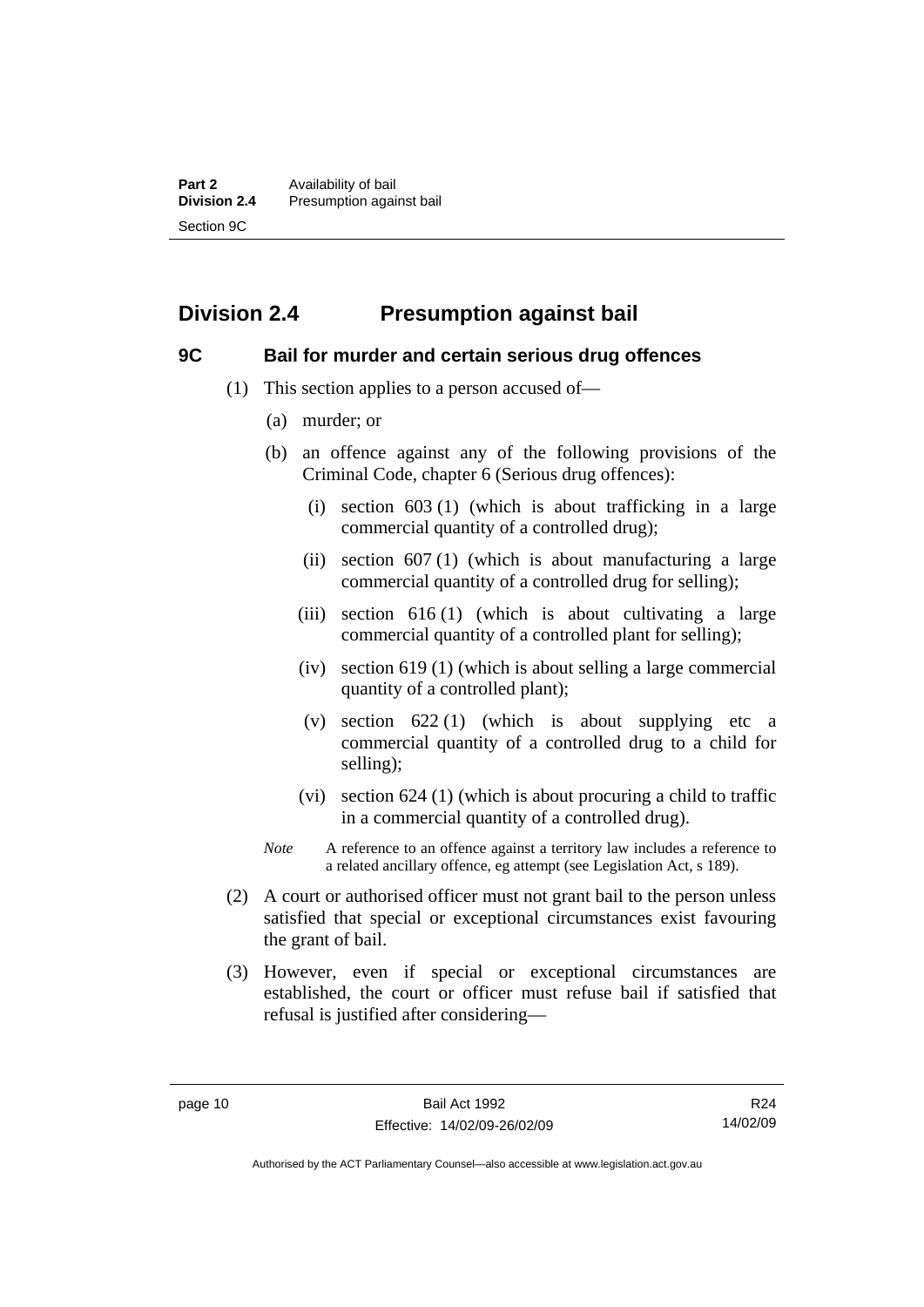## Division 2.4 Presumption against bail

### 9C Bail for murder and certain serious drug offences

(1) This section applies to a person accused of—

(a) murder; or

(b) an offence against any of the following provisions of the Criminal Code, chapter 6 (Serious drug offences):

(i) section 603 (1) (which is about trafficking in a large commercial quantity of a controlled drug);

(ii) section 607 (1) (which is about manufacturing a large commercial quantity of a controlled drug for selling);

(iii) section 616 (1) (which is about cultivating a large commercial quantity of a controlled plant for selling);

(iv) section 619 (1) (which is about selling a large commercial quantity of a controlled plant);

(v) section 622 (1) (which is about supplying etc a commercial quantity of a controlled drug to a child for selling);

(vi) section 624 (1) (which is about procuring a child to traffic in a commercial quantity of a controlled drug).

*Note* A reference to an offence against a territory law includes a reference to a related ancillary offence, eg attempt (see Legislation Act, s 189).

(2) A court or authorised officer must not grant bail to the person unless satisfied that special or exceptional circumstances exist favouring the grant of bail.

(3) However, even if special or exceptional circumstances are established, the court or officer must refuse bail if satisfied that refusal is justified after considering—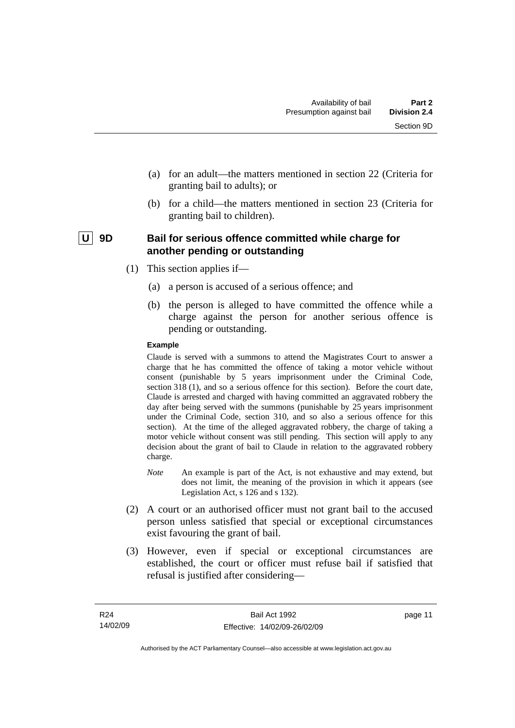(a) for an adult—the matters mentioned in section 22 (Criteria for granting bail to adults); or

(b) for a child—the matters mentioned in section 23 (Criteria for granting bail to children).

### U 9D Bail for serious offence committed while charge for another pending or outstanding

(1) This section applies if—

(a) a person is accused of a serious offence; and

(b) the person is alleged to have committed the offence while a charge against the person for another serious offence is pending or outstanding.

**Example**

Claude is served with a summons to attend the Magistrates Court to answer a charge that he has committed the offence of taking a motor vehicle without consent (punishable by 5 years imprisonment under the Criminal Code, section 318 (1), and so a serious offence for this section). Before the court date, Claude is arrested and charged with having committed an aggravated robbery the day after being served with the summons (punishable by 25 years imprisonment under the Criminal Code, section 310, and so also a serious offence for this section). At the time of the alleged aggravated robbery, the charge of taking a motor vehicle without consent was still pending. This section will apply to any decision about the grant of bail to Claude in relation to the aggravated robbery charge.

*Note* An example is part of the Act, is not exhaustive and may extend, but does not limit, the meaning of the provision in which it appears (see Legislation Act, s 126 and s 132).

(2) A court or an authorised officer must not grant bail to the accused person unless satisfied that special or exceptional circumstances exist favouring the grant of bail.

(3) However, even if special or exceptional circumstances are established, the court or officer must refuse bail if satisfied that refusal is justified after considering—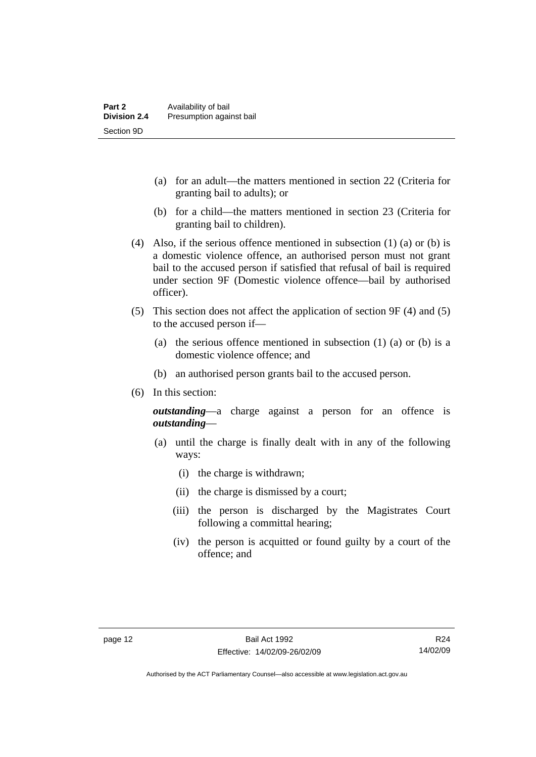(a) for an adult—the matters mentioned in section 22 (Criteria for granting bail to adults); or

(b) for a child—the matters mentioned in section 23 (Criteria for granting bail to children).

(4) Also, if the serious offence mentioned in subsection (1) (a) or (b) is a domestic violence offence, an authorised person must not grant bail to the accused person if satisfied that refusal of bail is required under section 9F (Domestic violence offence—bail by authorised officer).

(5) This section does not affect the application of section 9F (4) and (5) to the accused person if—

(a) the serious offence mentioned in subsection (1) (a) or (b) is a domestic violence offence; and

(b) an authorised person grants bail to the accused person.

(6) In this section:

***outstanding***—a charge against a person for an offence is ***outstanding***—

(a) until the charge is finally dealt with in any of the following ways:

(i) the charge is withdrawn;

(ii) the charge is dismissed by a court;

(iii) the person is discharged by the Magistrates Court following a committal hearing;

(iv) the person is acquitted or found guilty by a court of the offence; and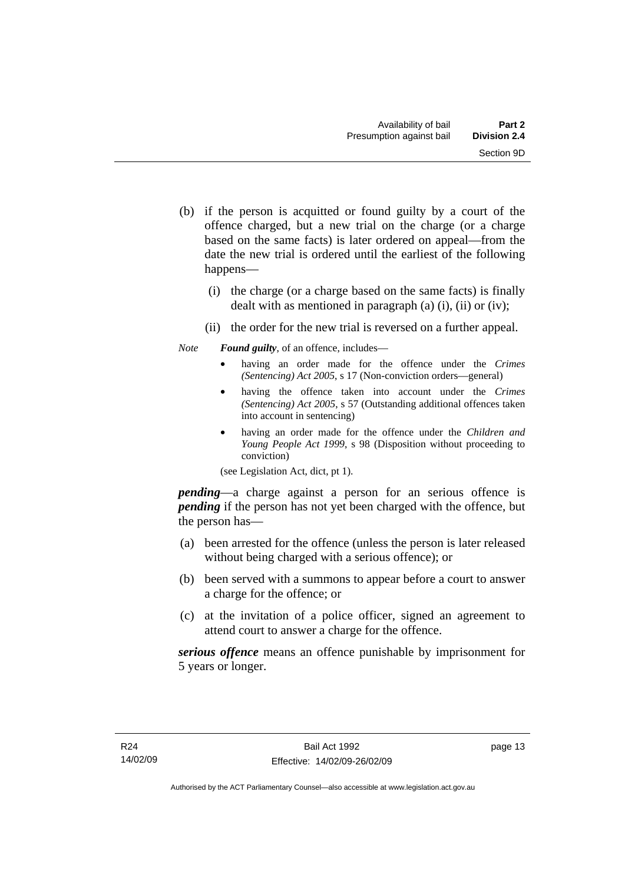(b) if the person is acquitted or found guilty by a court of the offence charged, but a new trial on the charge (or a charge based on the same facts) is later ordered on appeal—from the date the new trial is ordered until the earliest of the following happens—

  (i) the charge (or a charge based on the same facts) is finally dealt with as mentioned in paragraph (a) (i), (ii) or (iv);

  (ii) the order for the new trial is reversed on a further appeal.

*Note* ***Found guilty***, of an offence, includes—

- having an order made for the offence under the *Crimes (Sentencing) Act 2005*, s 17 (Non-conviction orders—general)
- having the offence taken into account under the *Crimes (Sentencing) Act 2005*, s 57 (Outstanding additional offences taken into account in sentencing)
- having an order made for the offence under the *Children and Young People Act 1999*, s 98 (Disposition without proceeding to conviction)

(see Legislation Act, dict, pt 1).

***pending***—a charge against a person for an serious offence is ***pending*** if the person has not yet been charged with the offence, but the person has—

(a) been arrested for the offence (unless the person is later released without being charged with a serious offence); or

(b) been served with a summons to appear before a court to answer a charge for the offence; or

(c) at the invitation of a police officer, signed an agreement to attend court to answer a charge for the offence.

***serious offence*** means an offence punishable by imprisonment for 5 years or longer.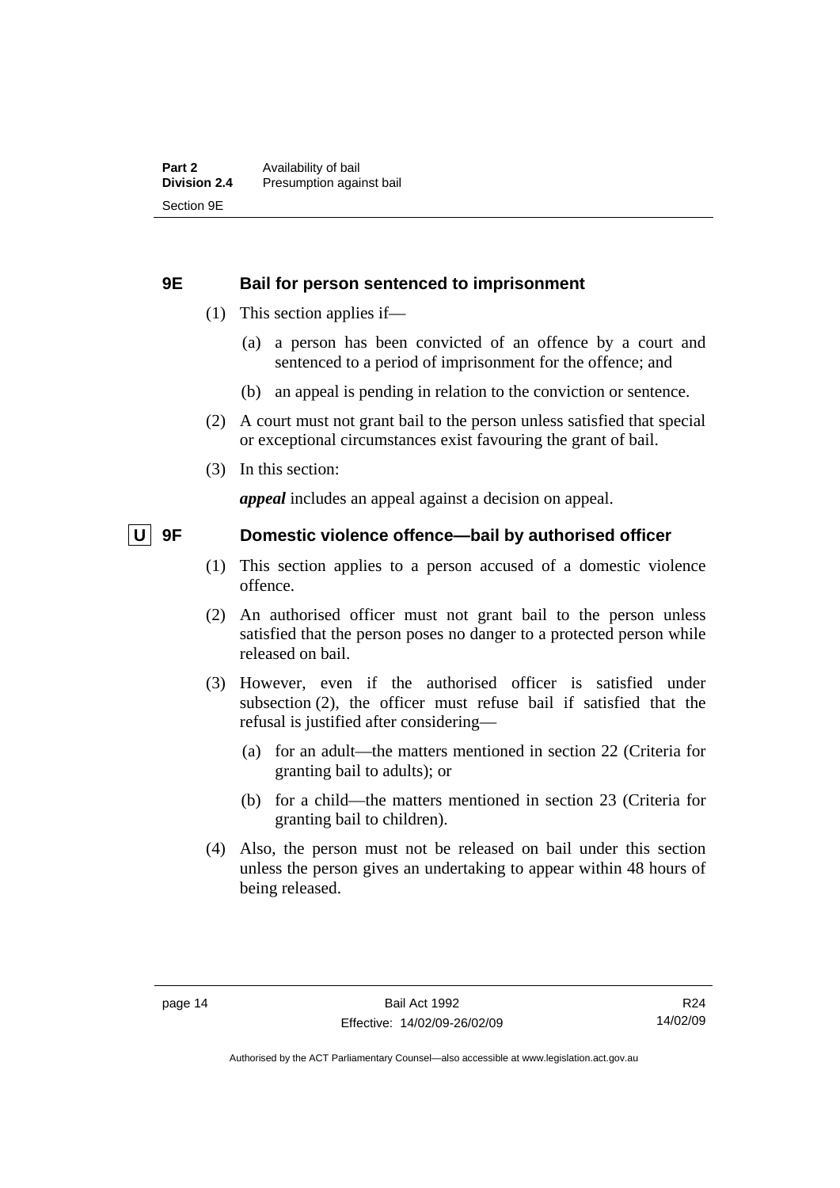## 9E Bail for person sentenced to imprisonment

(1) This section applies if—

(a) a person has been convicted of an offence by a court and sentenced to a period of imprisonment for the offence; and

(b) an appeal is pending in relation to the conviction or sentence.

(2) A court must not grant bail to the person unless satisfied that special or exceptional circumstances exist favouring the grant of bail.

(3) In this section:

***appeal*** includes an appeal against a decision on appeal.

## U 9F Domestic violence offence—bail by authorised officer

(1) This section applies to a person accused of a domestic violence offence.

(2) An authorised officer must not grant bail to the person unless satisfied that the person poses no danger to a protected person while released on bail.

(3) However, even if the authorised officer is satisfied under subsection (2), the officer must refuse bail if satisfied that the refusal is justified after considering—

(a) for an adult—the matters mentioned in section 22 (Criteria for granting bail to adults); or

(b) for a child—the matters mentioned in section 23 (Criteria for granting bail to children).

(4) Also, the person must not be released on bail under this section unless the person gives an undertaking to appear within 48 hours of being released.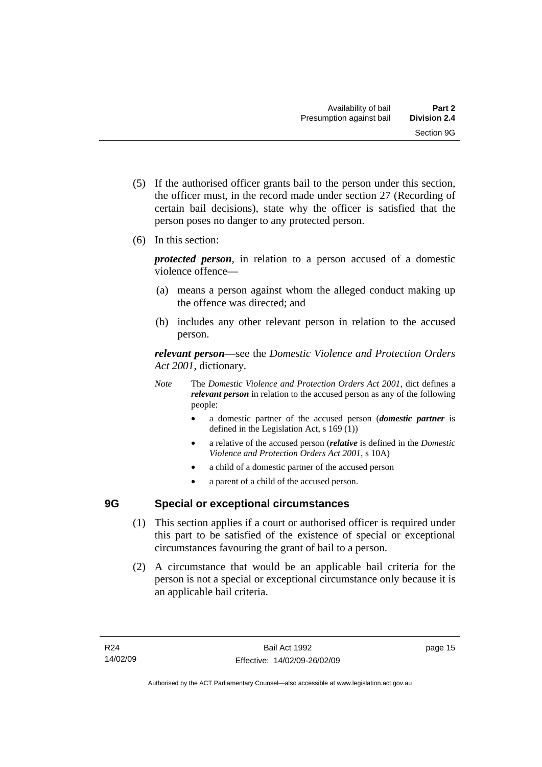(5) If the authorised officer grants bail to the person under this section, the officer must, in the record made under section 27 (Recording of certain bail decisions), state why the officer is satisfied that the person poses no danger to any protected person.

(6) In this section:

***protected person***, in relation to a person accused of a domestic violence offence—

(a) means a person against whom the alleged conduct making up the offence was directed; and

(b) includes any other relevant person in relation to the accused person.

***relevant person***—see the *Domestic Violence and Protection Orders Act 2001*, dictionary.

*Note* The *Domestic Violence and Protection Orders Act 2001*, dict defines a ***relevant person*** in relation to the accused person as any of the following people:

- a domestic partner of the accused person (***domestic partner*** is defined in the Legislation Act, s 169 (1))
- a relative of the accused person (***relative*** is defined in the *Domestic Violence and Protection Orders Act 2001*, s 10A)
- a child of a domestic partner of the accused person
- a parent of a child of the accused person.

## 9G Special or exceptional circumstances

(1) This section applies if a court or authorised officer is required under this part to be satisfied of the existence of special or exceptional circumstances favouring the grant of bail to a person.

(2) A circumstance that would be an applicable bail criteria for the person is not a special or exceptional circumstance only because it is an applicable bail criteria.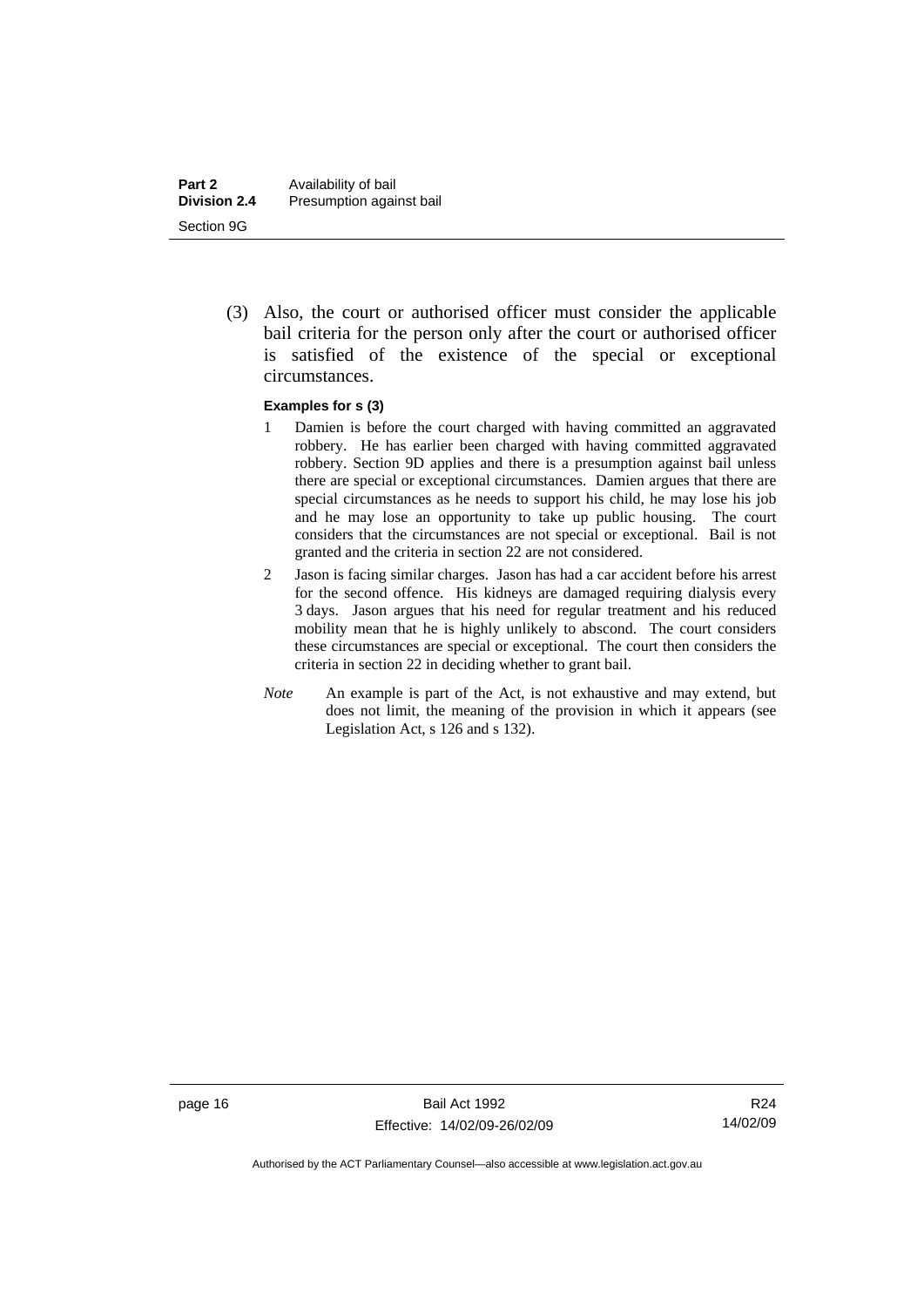(3) Also, the court or authorised officer must consider the applicable bail criteria for the person only after the court or authorised officer is satisfied of the existence of the special or exceptional circumstances.

**Examples for s (3)**

1. Damien is before the court charged with having committed an aggravated robbery. He has earlier been charged with having committed aggravated robbery. Section 9D applies and there is a presumption against bail unless there are special or exceptional circumstances. Damien argues that there are special circumstances as he needs to support his child, he may lose his job and he may lose an opportunity to take up public housing. The court considers that the circumstances are not special or exceptional. Bail is not granted and the criteria in section 22 are not considered.
2. Jason is facing similar charges. Jason has had a car accident before his arrest for the second offence. His kidneys are damaged requiring dialysis every 3 days. Jason argues that his need for regular treatment and his reduced mobility mean that he is highly unlikely to abscond. The court considers these circumstances are special or exceptional. The court then considers the criteria in section 22 in deciding whether to grant bail.

*Note* An example is part of the Act, is not exhaustive and may extend, but does not limit, the meaning of the provision in which it appears (see Legislation Act, s 126 and s 132).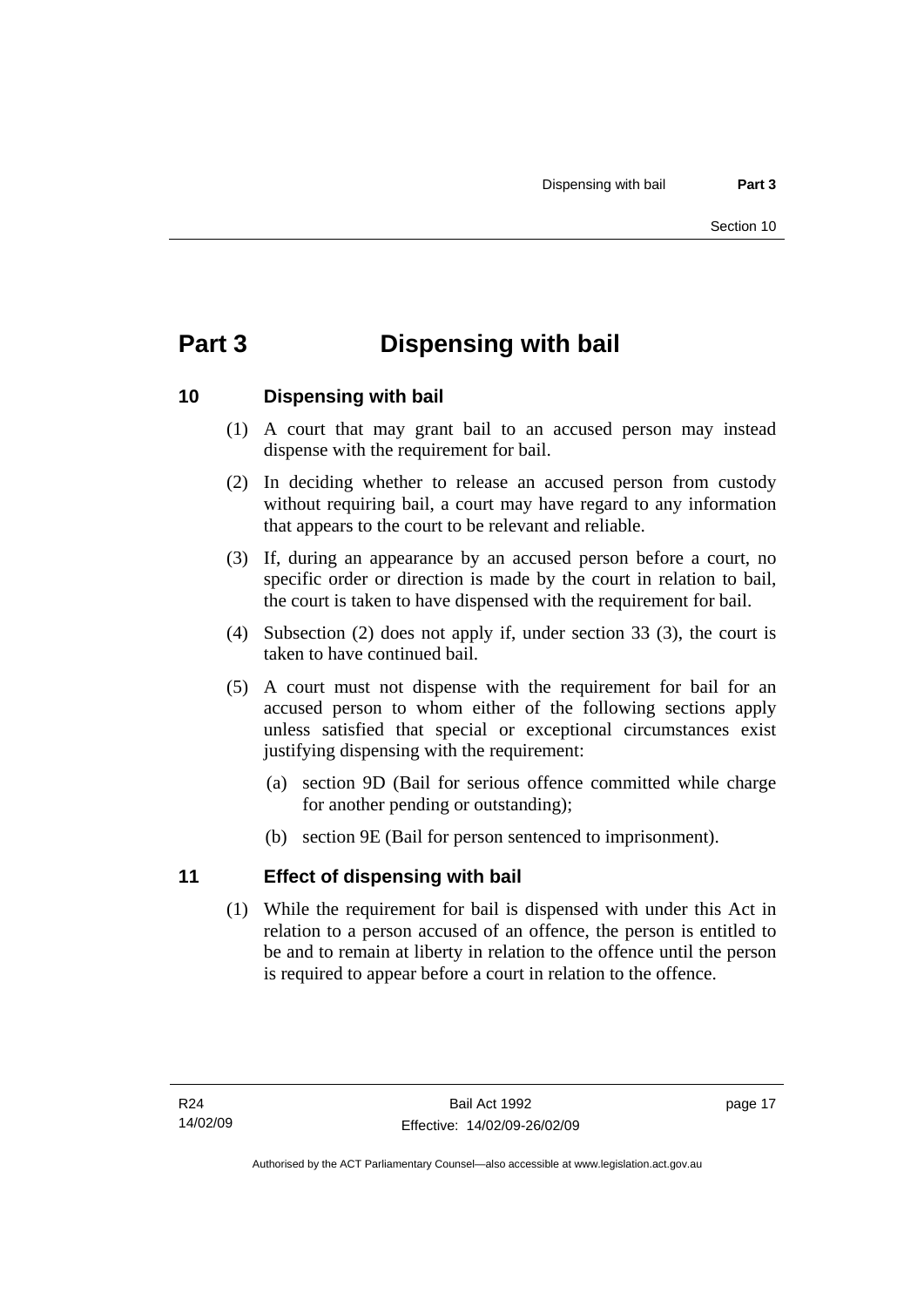# Part 3 Dispensing with bail

## 10 Dispensing with bail

(1) A court that may grant bail to an accused person may instead dispense with the requirement for bail.

(2) In deciding whether to release an accused person from custody without requiring bail, a court may have regard to any information that appears to the court to be relevant and reliable.

(3) If, during an appearance by an accused person before a court, no specific order or direction is made by the court in relation to bail, the court is taken to have dispensed with the requirement for bail.

(4) Subsection (2) does not apply if, under section 33 (3), the court is taken to have continued bail.

(5) A court must not dispense with the requirement for bail for an accused person to whom either of the following sections apply unless satisfied that special or exceptional circumstances exist justifying dispensing with the requirement:

- (a) section 9D (Bail for serious offence committed while charge for another pending or outstanding);
- (b) section 9E (Bail for person sentenced to imprisonment).

## 11 Effect of dispensing with bail

(1) While the requirement for bail is dispensed with under this Act in relation to a person accused of an offence, the person is entitled to be and to remain at liberty in relation to the offence until the person is required to appear before a court in relation to the offence.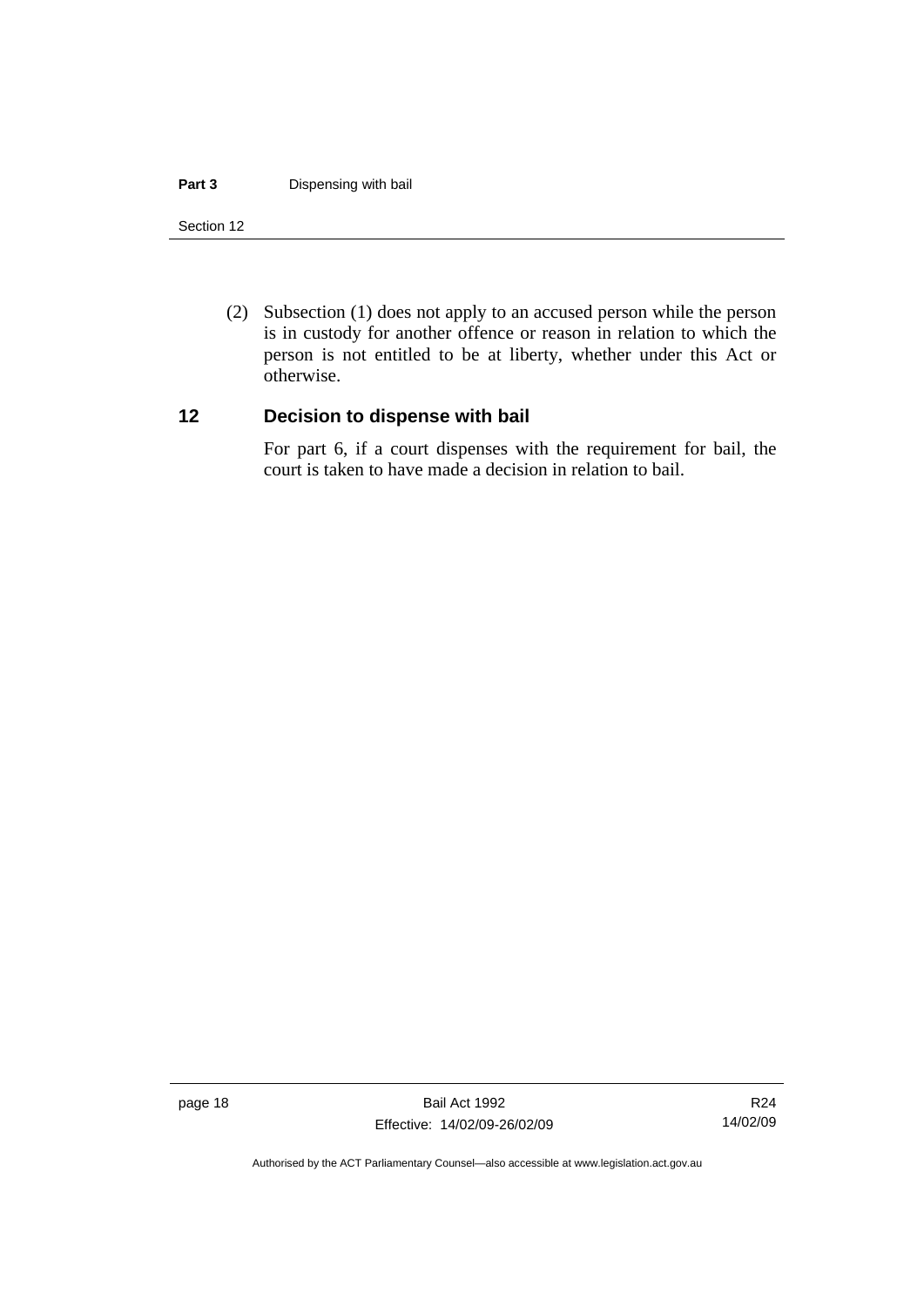(2) Subsection (1) does not apply to an accused person while the person is in custody for another offence or reason in relation to which the person is not entitled to be at liberty, whether under this Act or otherwise.

## 12 Decision to dispense with bail

For part 6, if a court dispenses with the requirement for bail, the court is taken to have made a decision in relation to bail.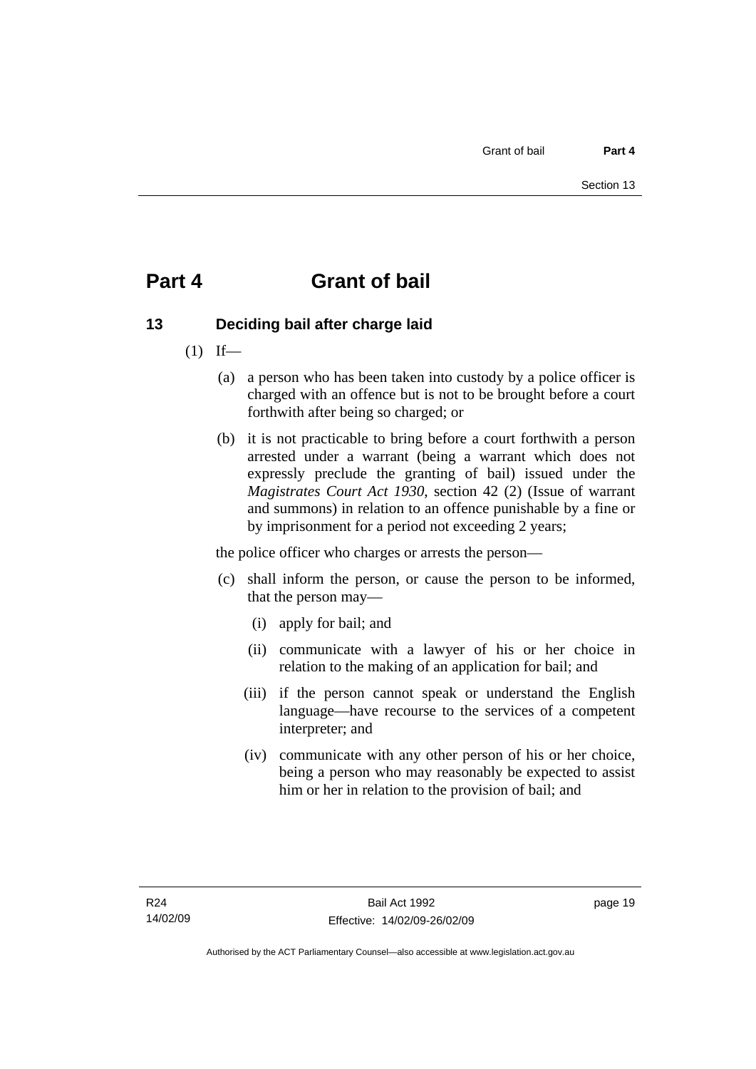# Part 4 Grant of bail

## 13 Deciding bail after charge laid

(1) If—

(a) a person who has been taken into custody by a police officer is charged with an offence but is not to be brought before a court forthwith after being so charged; or

(b) it is not practicable to bring before a court forthwith a person arrested under a warrant (being a warrant which does not expressly preclude the granting of bail) issued under the *Magistrates Court Act 1930*, section 42 (2) (Issue of warrant and summons) in relation to an offence punishable by a fine or by imprisonment for a period not exceeding 2 years;

the police officer who charges or arrests the person—

(c) shall inform the person, or cause the person to be informed, that the person may—

(i) apply for bail; and

(ii) communicate with a lawyer of his or her choice in relation to the making of an application for bail; and

(iii) if the person cannot speak or understand the English language—have recourse to the services of a competent interpreter; and

(iv) communicate with any other person of his or her choice, being a person who may reasonably be expected to assist him or her in relation to the provision of bail; and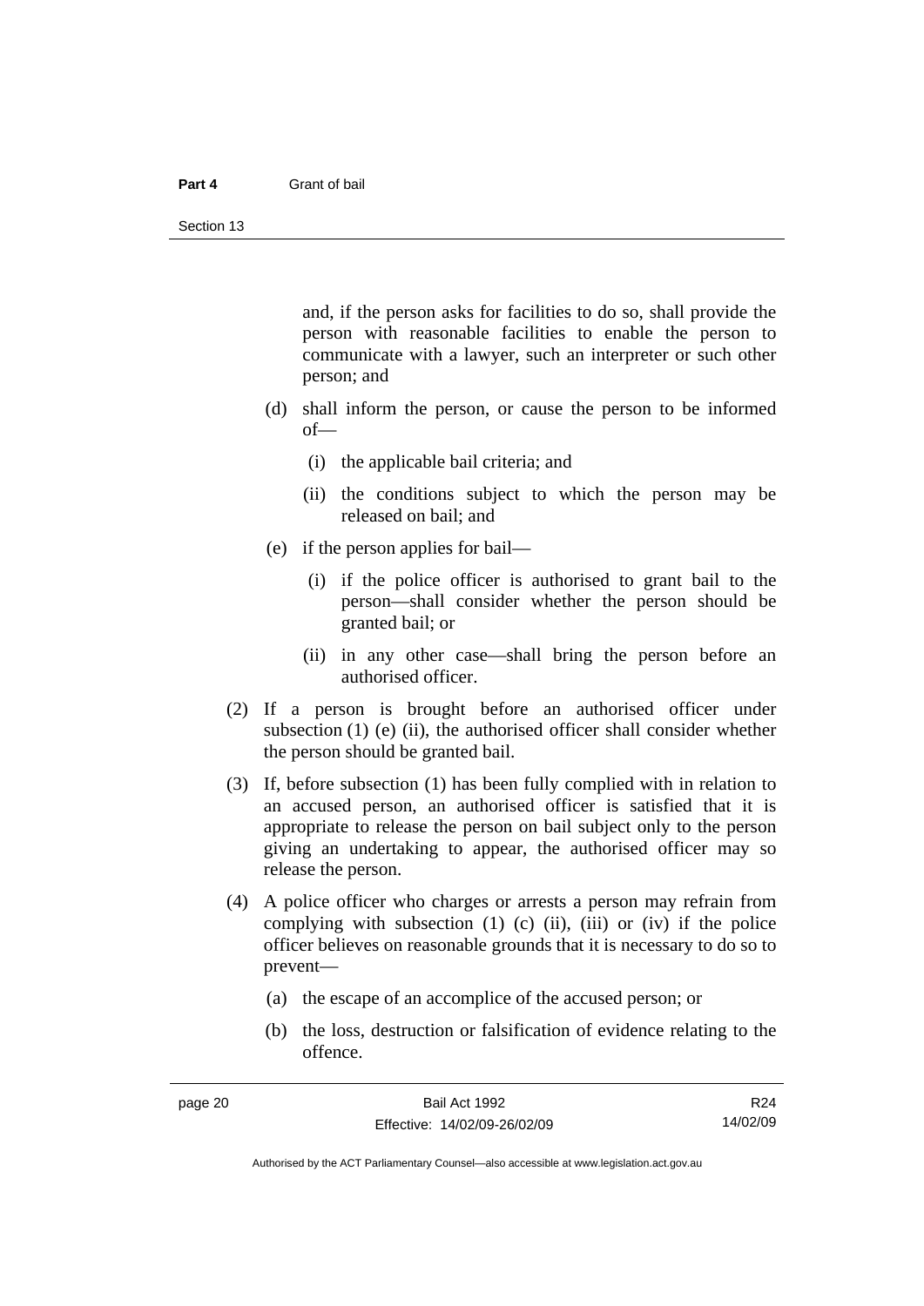and, if the person asks for facilities to do so, shall provide the person with reasonable facilities to enable the person to communicate with a lawyer, such an interpreter or such other person; and

(d) shall inform the person, or cause the person to be informed of—

(i) the applicable bail criteria; and

(ii) the conditions subject to which the person may be released on bail; and

(e) if the person applies for bail—

(i) if the police officer is authorised to grant bail to the person—shall consider whether the person should be granted bail; or

(ii) in any other case—shall bring the person before an authorised officer.

(2) If a person is brought before an authorised officer under subsection (1) (e) (ii), the authorised officer shall consider whether the person should be granted bail.

(3) If, before subsection (1) has been fully complied with in relation to an accused person, an authorised officer is satisfied that it is appropriate to release the person on bail subject only to the person giving an undertaking to appear, the authorised officer may so release the person.

(4) A police officer who charges or arrests a person may refrain from complying with subsection (1) (c) (ii), (iii) or (iv) if the police officer believes on reasonable grounds that it is necessary to do so to prevent—

(a) the escape of an accomplice of the accused person; or

(b) the loss, destruction or falsification of evidence relating to the offence.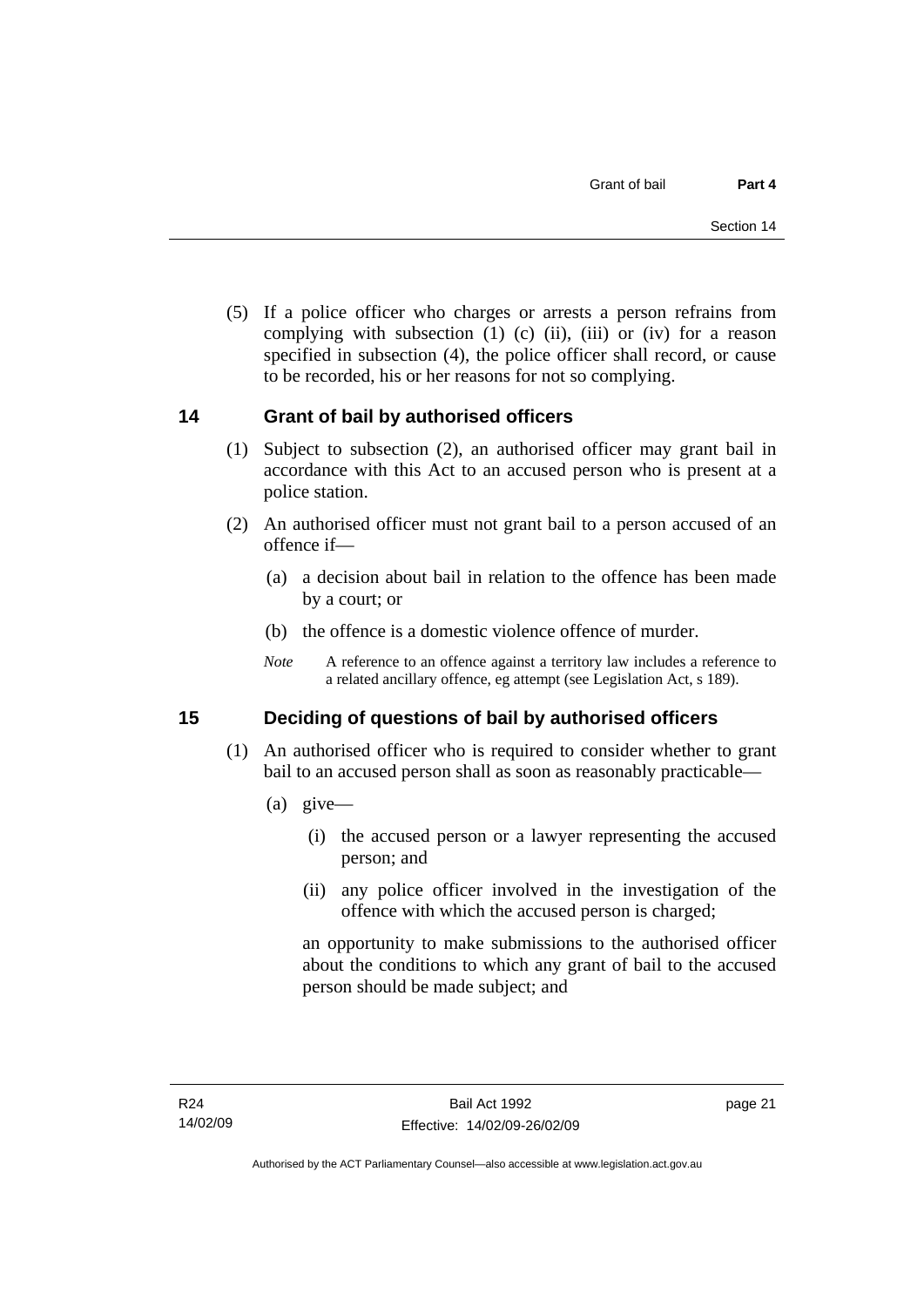(5) If a police officer who charges or arrests a person refrains from complying with subsection (1) (c) (ii), (iii) or (iv) for a reason specified in subsection (4), the police officer shall record, or cause to be recorded, his or her reasons for not so complying.

## 14 Grant of bail by authorised officers

(1) Subject to subsection (2), an authorised officer may grant bail in accordance with this Act to an accused person who is present at a police station.

(2) An authorised officer must not grant bail to a person accused of an offence if—

(a) a decision about bail in relation to the offence has been made by a court; or

(b) the offence is a domestic violence offence of murder.

*Note* A reference to an offence against a territory law includes a reference to a related ancillary offence, eg attempt (see Legislation Act, s 189).

## 15 Deciding of questions of bail by authorised officers

(1) An authorised officer who is required to consider whether to grant bail to an accused person shall as soon as reasonably practicable—

(a) give—

(i) the accused person or a lawyer representing the accused person; and

(ii) any police officer involved in the investigation of the offence with which the accused person is charged;

an opportunity to make submissions to the authorised officer about the conditions to which any grant of bail to the accused person should be made subject; and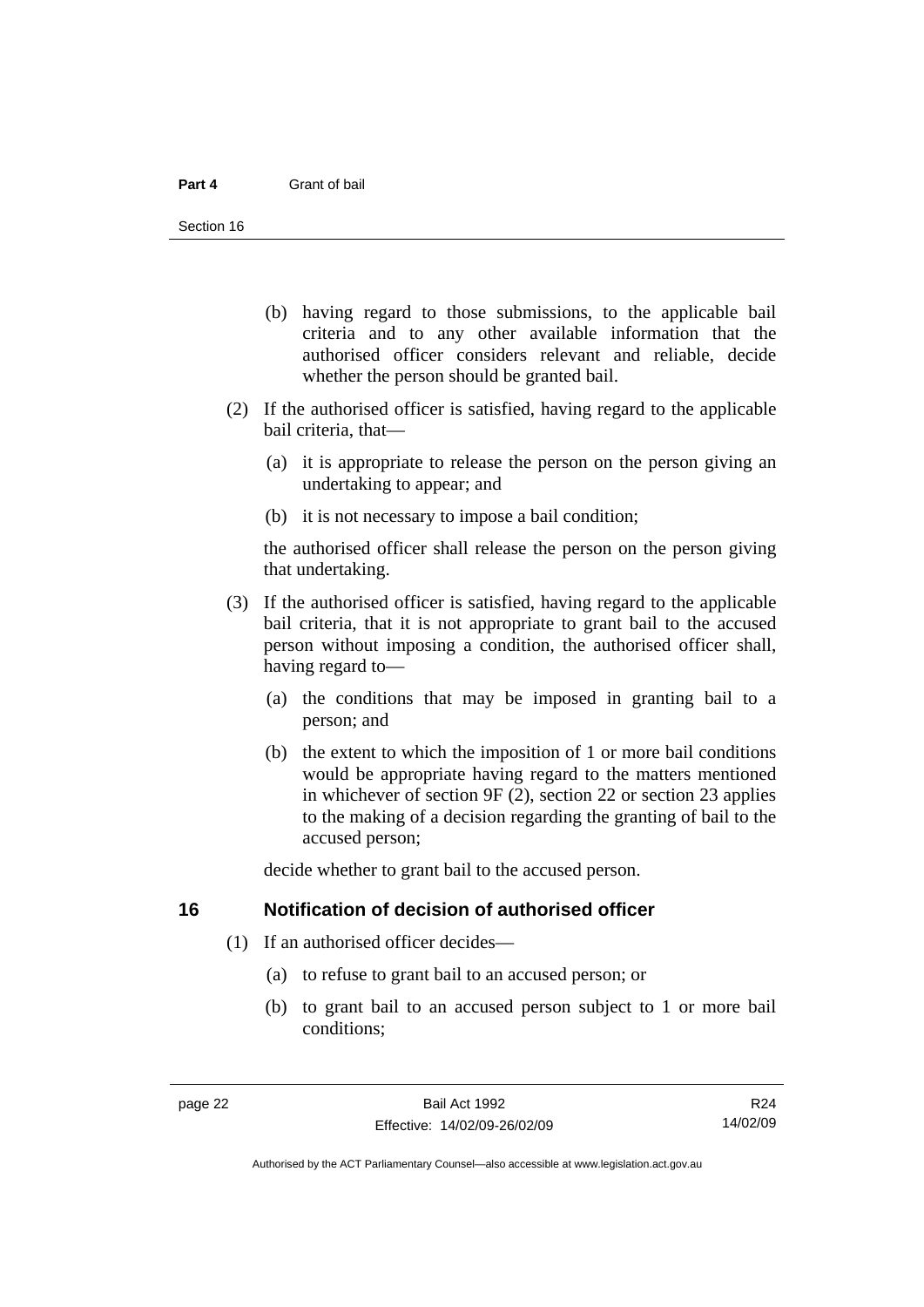(b) having regard to those submissions, to the applicable bail criteria and to any other available information that the authorised officer considers relevant and reliable, decide whether the person should be granted bail.

(2) If the authorised officer is satisfied, having regard to the applicable bail criteria, that—

(a) it is appropriate to release the person on the person giving an undertaking to appear; and

(b) it is not necessary to impose a bail condition;

the authorised officer shall release the person on the person giving that undertaking.

(3) If the authorised officer is satisfied, having regard to the applicable bail criteria, that it is not appropriate to grant bail to the accused person without imposing a condition, the authorised officer shall, having regard to—

(a) the conditions that may be imposed in granting bail to a person; and

(b) the extent to which the imposition of 1 or more bail conditions would be appropriate having regard to the matters mentioned in whichever of section 9F (2), section 22 or section 23 applies to the making of a decision regarding the granting of bail to the accused person;

decide whether to grant bail to the accused person.

## 16 Notification of decision of authorised officer

(1) If an authorised officer decides—

(a) to refuse to grant bail to an accused person; or

(b) to grant bail to an accused person subject to 1 or more bail conditions;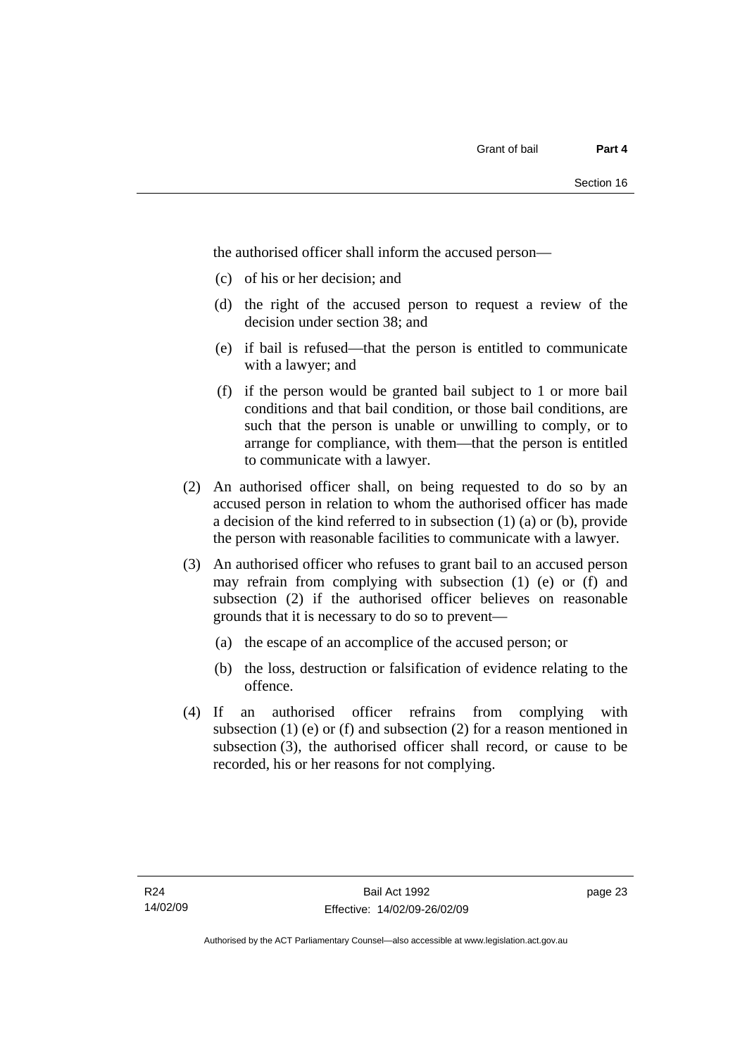the authorised officer shall inform the accused person—

(c) of his or her decision; and

(d) the right of the accused person to request a review of the decision under section 38; and

(e) if bail is refused—that the person is entitled to communicate with a lawyer; and

(f) if the person would be granted bail subject to 1 or more bail conditions and that bail condition, or those bail conditions, are such that the person is unable or unwilling to comply, or to arrange for compliance, with them—that the person is entitled to communicate with a lawyer.

(2) An authorised officer shall, on being requested to do so by an accused person in relation to whom the authorised officer has made a decision of the kind referred to in subsection (1) (a) or (b), provide the person with reasonable facilities to communicate with a lawyer.

(3) An authorised officer who refuses to grant bail to an accused person may refrain from complying with subsection (1) (e) or (f) and subsection (2) if the authorised officer believes on reasonable grounds that it is necessary to do so to prevent—

(a) the escape of an accomplice of the accused person; or

(b) the loss, destruction or falsification of evidence relating to the offence.

(4) If an authorised officer refrains from complying with subsection (1) (e) or (f) and subsection (2) for a reason mentioned in subsection (3), the authorised officer shall record, or cause to be recorded, his or her reasons for not complying.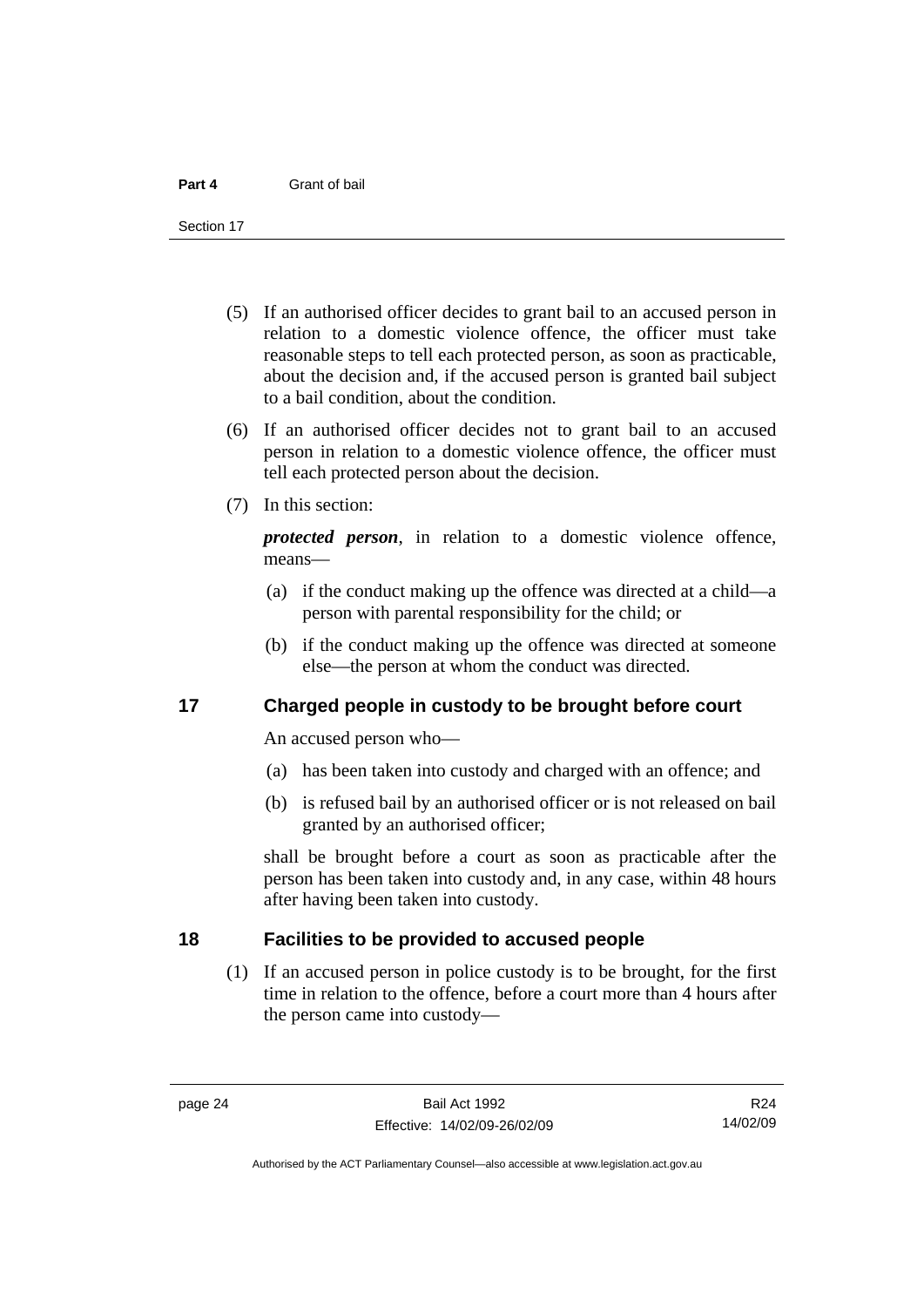(5) If an authorised officer decides to grant bail to an accused person in relation to a domestic violence offence, the officer must take reasonable steps to tell each protected person, as soon as practicable, about the decision and, if the accused person is granted bail subject to a bail condition, about the condition.

(6) If an authorised officer decides not to grant bail to an accused person in relation to a domestic violence offence, the officer must tell each protected person about the decision.

(7) In this section:

***protected person***, in relation to a domestic violence offence, means—

(a) if the conduct making up the offence was directed at a child—a person with parental responsibility for the child; or

(b) if the conduct making up the offence was directed at someone else—the person at whom the conduct was directed.

## 17 Charged people in custody to be brought before court

An accused person who—

(a) has been taken into custody and charged with an offence; and

(b) is refused bail by an authorised officer or is not released on bail granted by an authorised officer;

shall be brought before a court as soon as practicable after the person has been taken into custody and, in any case, within 48 hours after having been taken into custody.

## 18 Facilities to be provided to accused people

(1) If an accused person in police custody is to be brought, for the first time in relation to the offence, before a court more than 4 hours after the person came into custody—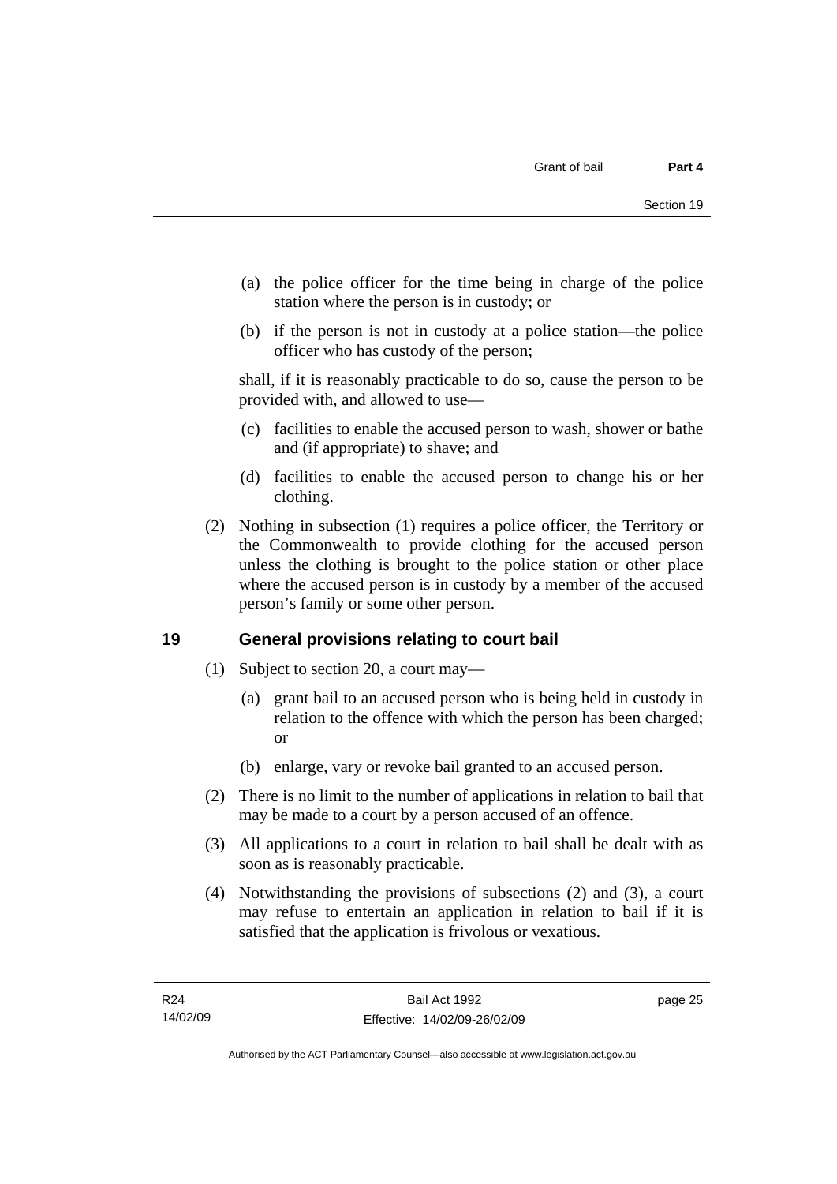(a) the police officer for the time being in charge of the police station where the person is in custody; or

(b) if the person is not in custody at a police station—the police officer who has custody of the person;

shall, if it is reasonably practicable to do so, cause the person to be provided with, and allowed to use—

(c) facilities to enable the accused person to wash, shower or bathe and (if appropriate) to shave; and

(d) facilities to enable the accused person to change his or her clothing.

(2) Nothing in subsection (1) requires a police officer, the Territory or the Commonwealth to provide clothing for the accused person unless the clothing is brought to the police station or other place where the accused person is in custody by a member of the accused person's family or some other person.

## 19 General provisions relating to court bail

(1) Subject to section 20, a court may—

(a) grant bail to an accused person who is being held in custody in relation to the offence with which the person has been charged; or

(b) enlarge, vary or revoke bail granted to an accused person.

(2) There is no limit to the number of applications in relation to bail that may be made to a court by a person accused of an offence.

(3) All applications to a court in relation to bail shall be dealt with as soon as is reasonably practicable.

(4) Notwithstanding the provisions of subsections (2) and (3), a court may refuse to entertain an application in relation to bail if it is satisfied that the application is frivolous or vexatious.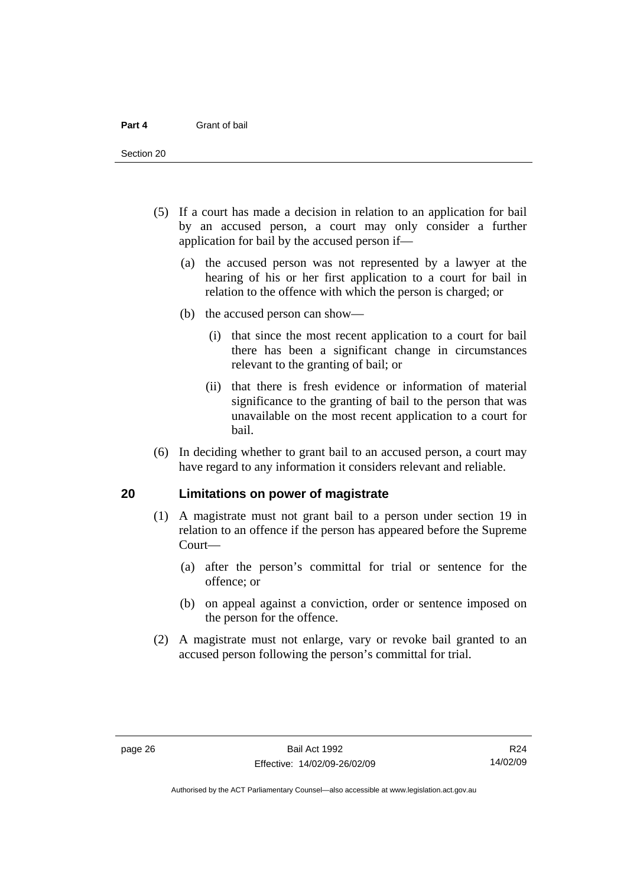(5) If a court has made a decision in relation to an application for bail by an accused person, a court may only consider a further application for bail by the accused person if—

(a) the accused person was not represented by a lawyer at the hearing of his or her first application to a court for bail in relation to the offence with which the person is charged; or

(b) the accused person can show—

(i) that since the most recent application to a court for bail there has been a significant change in circumstances relevant to the granting of bail; or

(ii) that there is fresh evidence or information of material significance to the granting of bail to the person that was unavailable on the most recent application to a court for bail.

(6) In deciding whether to grant bail to an accused person, a court may have regard to any information it considers relevant and reliable.

## 20 Limitations on power of magistrate

(1) A magistrate must not grant bail to a person under section 19 in relation to an offence if the person has appeared before the Supreme Court—

(a) after the person's committal for trial or sentence for the offence; or

(b) on appeal against a conviction, order or sentence imposed on the person for the offence.

(2) A magistrate must not enlarge, vary or revoke bail granted to an accused person following the person's committal for trial.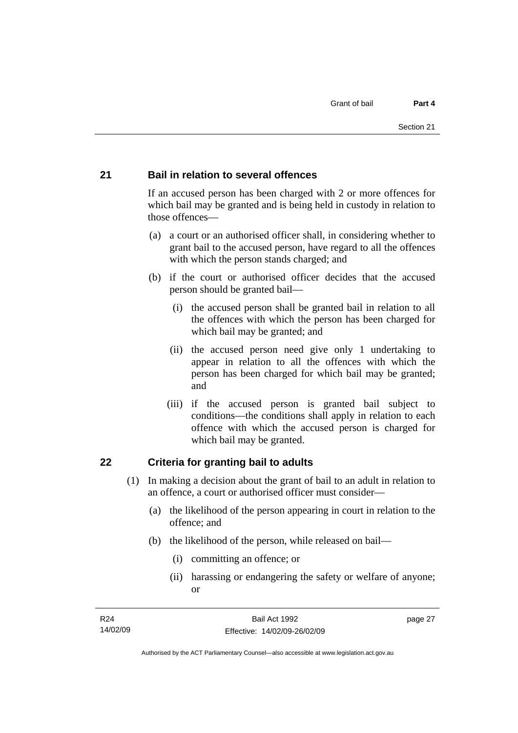## 21 Bail in relation to several offences

If an accused person has been charged with 2 or more offences for which bail may be granted and is being held in custody in relation to those offences—

(a) a court or an authorised officer shall, in considering whether to grant bail to the accused person, have regard to all the offences with which the person stands charged; and

(b) if the court or authorised officer decides that the accused person should be granted bail—

 (i) the accused person shall be granted bail in relation to all the offences with which the person has been charged for which bail may be granted; and

 (ii) the accused person need give only 1 undertaking to appear in relation to all the offences with which the person has been charged for which bail may be granted; and

 (iii) if the accused person is granted bail subject to conditions—the conditions shall apply in relation to each offence with which the accused person is charged for which bail may be granted.

## 22 Criteria for granting bail to adults

(1) In making a decision about the grant of bail to an adult in relation to an offence, a court or authorised officer must consider—

 (a) the likelihood of the person appearing in court in relation to the offence; and

 (b) the likelihood of the person, while released on bail—

  (i) committing an offence; or

  (ii) harassing or endangering the safety or welfare of anyone; or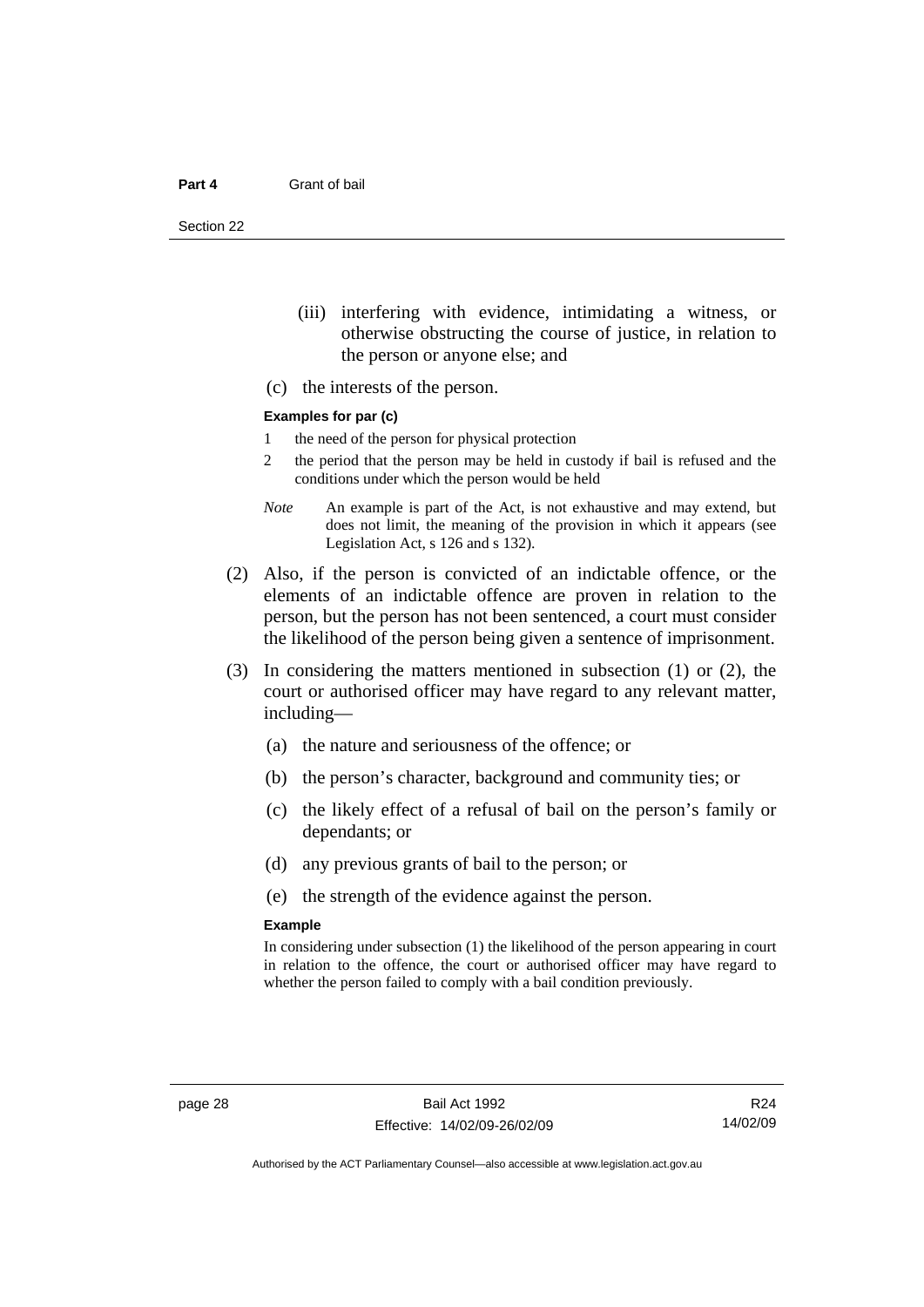(iii) interfering with evidence, intimidating a witness, or otherwise obstructing the course of justice, in relation to the person or anyone else; and

(c) the interests of the person.

**Examples for par (c)**

1 the need of the person for physical protection

2 the period that the person may be held in custody if bail is refused and the conditions under which the person would be held

*Note* An example is part of the Act, is not exhaustive and may extend, but does not limit, the meaning of the provision in which it appears (see Legislation Act, s 126 and s 132).

(2) Also, if the person is convicted of an indictable offence, or the elements of an indictable offence are proven in relation to the person, but the person has not been sentenced, a court must consider the likelihood of the person being given a sentence of imprisonment.

(3) In considering the matters mentioned in subsection (1) or (2), the court or authorised officer may have regard to any relevant matter, including—

(a) the nature and seriousness of the offence; or

(b) the person's character, background and community ties; or

(c) the likely effect of a refusal of bail on the person's family or dependants; or

(d) any previous grants of bail to the person; or

(e) the strength of the evidence against the person.

**Example**

In considering under subsection (1) the likelihood of the person appearing in court in relation to the offence, the court or authorised officer may have regard to whether the person failed to comply with a bail condition previously.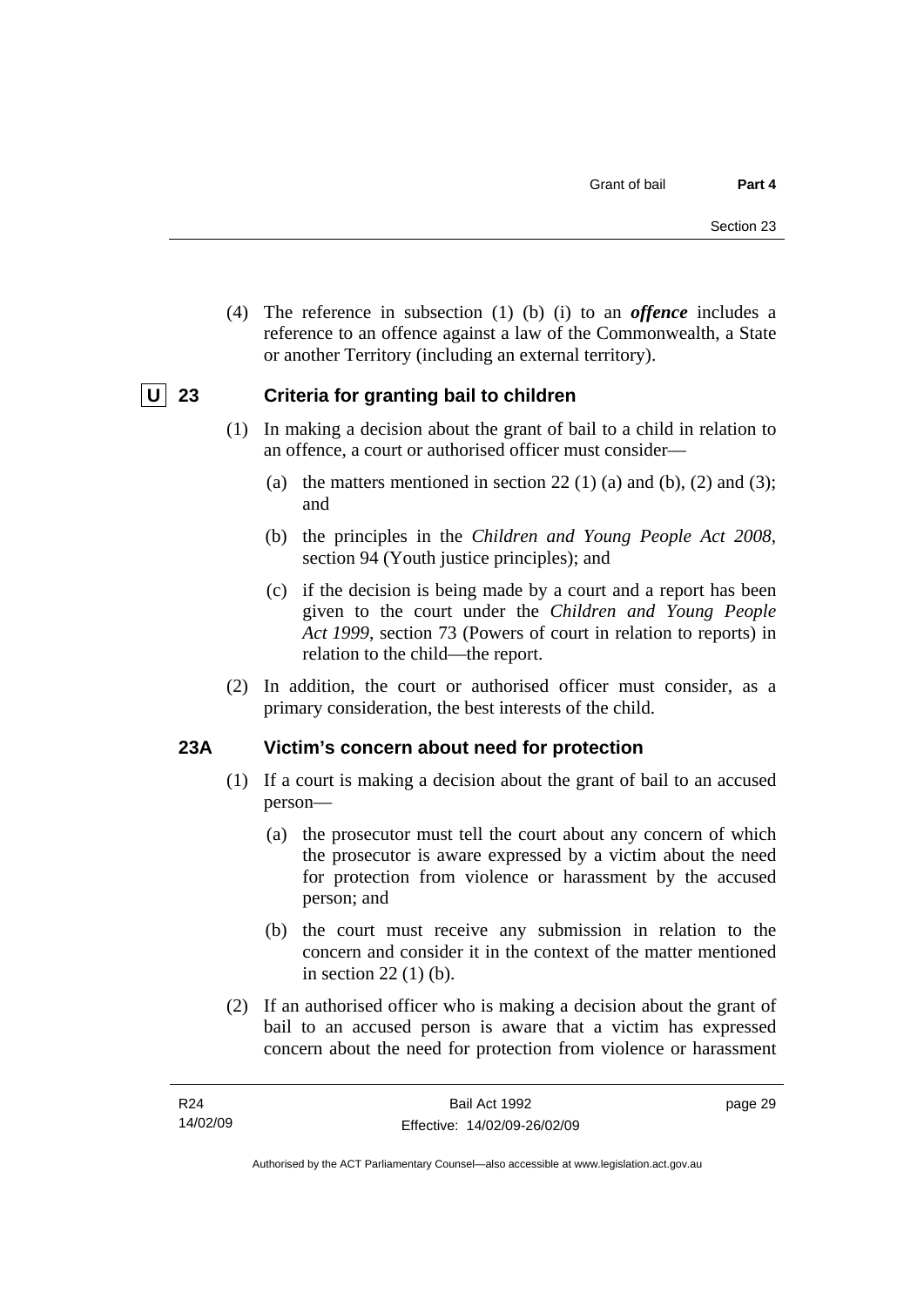(4) The reference in subsection (1) (b) (i) to an ***offence*** includes a reference to an offence against a law of the Commonwealth, a State or another Territory (including an external territory).

## U 23 Criteria for granting bail to children

(1) In making a decision about the grant of bail to a child in relation to an offence, a court or authorised officer must consider—

(a) the matters mentioned in section 22 (1) (a) and (b), (2) and (3); and

(b) the principles in the *Children and Young People Act 2008*, section 94 (Youth justice principles); and

(c) if the decision is being made by a court and a report has been given to the court under the *Children and Young People Act 1999*, section 73 (Powers of court in relation to reports) in relation to the child—the report.

(2) In addition, the court or authorised officer must consider, as a primary consideration, the best interests of the child.

## 23A Victim's concern about need for protection

(1) If a court is making a decision about the grant of bail to an accused person—

(a) the prosecutor must tell the court about any concern of which the prosecutor is aware expressed by a victim about the need for protection from violence or harassment by the accused person; and

(b) the court must receive any submission in relation to the concern and consider it in the context of the matter mentioned in section 22 (1) (b).

(2) If an authorised officer who is making a decision about the grant of bail to an accused person is aware that a victim has expressed concern about the need for protection from violence or harassment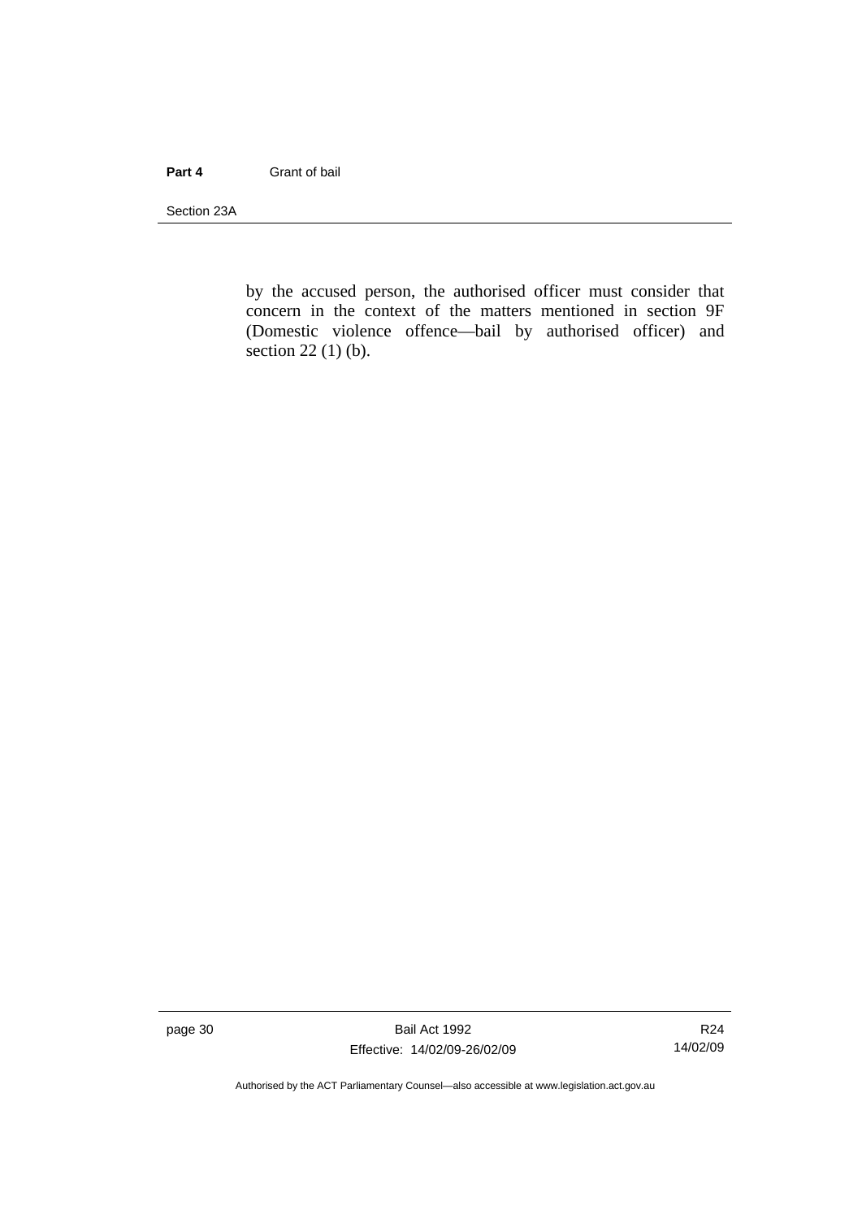by the accused person, the authorised officer must consider that concern in the context of the matters mentioned in section 9F (Domestic violence offence—bail by authorised officer) and section 22 (1) (b).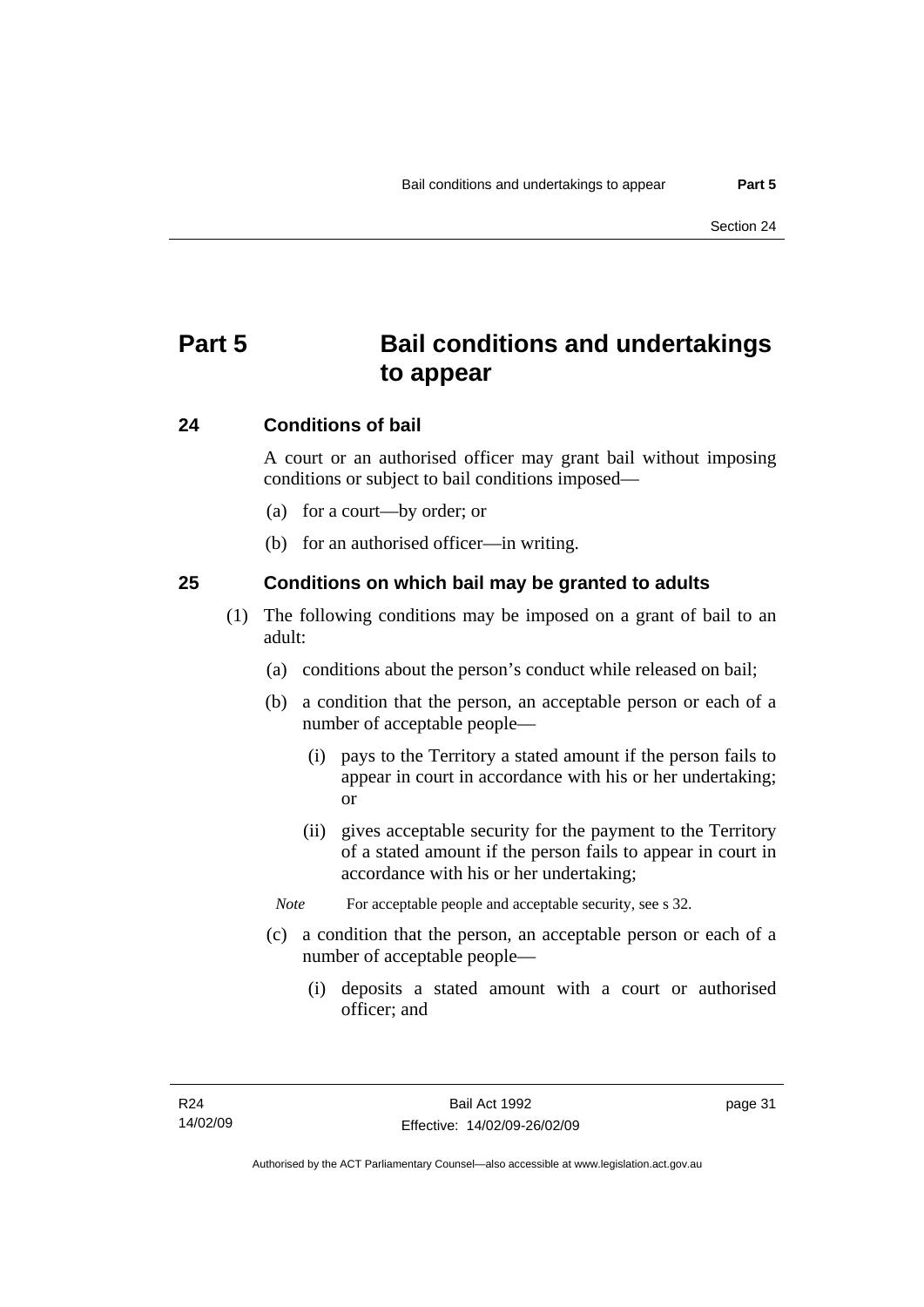# Part 5 Bail conditions and undertakings to appear

## 24 Conditions of bail

A court or an authorised officer may grant bail without imposing conditions or subject to bail conditions imposed—

(a) for a court—by order; or

(b) for an authorised officer—in writing.

## 25 Conditions on which bail may be granted to adults

(1) The following conditions may be imposed on a grant of bail to an adult:

(a) conditions about the person's conduct while released on bail;

(b) a condition that the person, an acceptable person or each of a number of acceptable people—

(i) pays to the Territory a stated amount if the person fails to appear in court in accordance with his or her undertaking; or

(ii) gives acceptable security for the payment to the Territory of a stated amount if the person fails to appear in court in accordance with his or her undertaking;

*Note* For acceptable people and acceptable security, see s 32.

(c) a condition that the person, an acceptable person or each of a number of acceptable people—

(i) deposits a stated amount with a court or authorised officer; and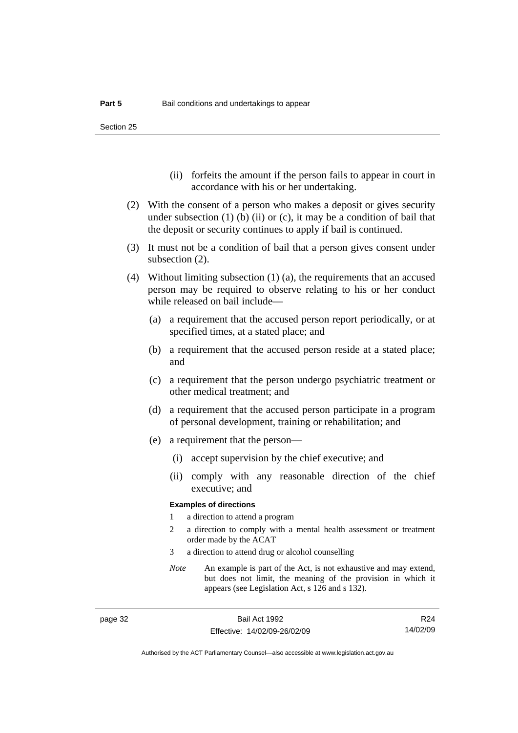(ii) forfeits the amount if the person fails to appear in court in accordance with his or her undertaking.

(2) With the consent of a person who makes a deposit or gives security under subsection (1) (b) (ii) or (c), it may be a condition of bail that the deposit or security continues to apply if bail is continued.

(3) It must not be a condition of bail that a person gives consent under subsection (2).

(4) Without limiting subsection (1) (a), the requirements that an accused person may be required to observe relating to his or her conduct while released on bail include—

(a) a requirement that the accused person report periodically, or at specified times, at a stated place; and

(b) a requirement that the accused person reside at a stated place; and

(c) a requirement that the person undergo psychiatric treatment or other medical treatment; and

(d) a requirement that the accused person participate in a program of personal development, training or rehabilitation; and

(e) a requirement that the person—

(i) accept supervision by the chief executive; and

(ii) comply with any reasonable direction of the chief executive; and

**Examples of directions**

1 a direction to attend a program

2 a direction to comply with a mental health assessment or treatment order made by the ACAT

3 a direction to attend drug or alcohol counselling

*Note* An example is part of the Act, is not exhaustive and may extend, but does not limit, the meaning of the provision in which it appears (see Legislation Act, s 126 and s 132).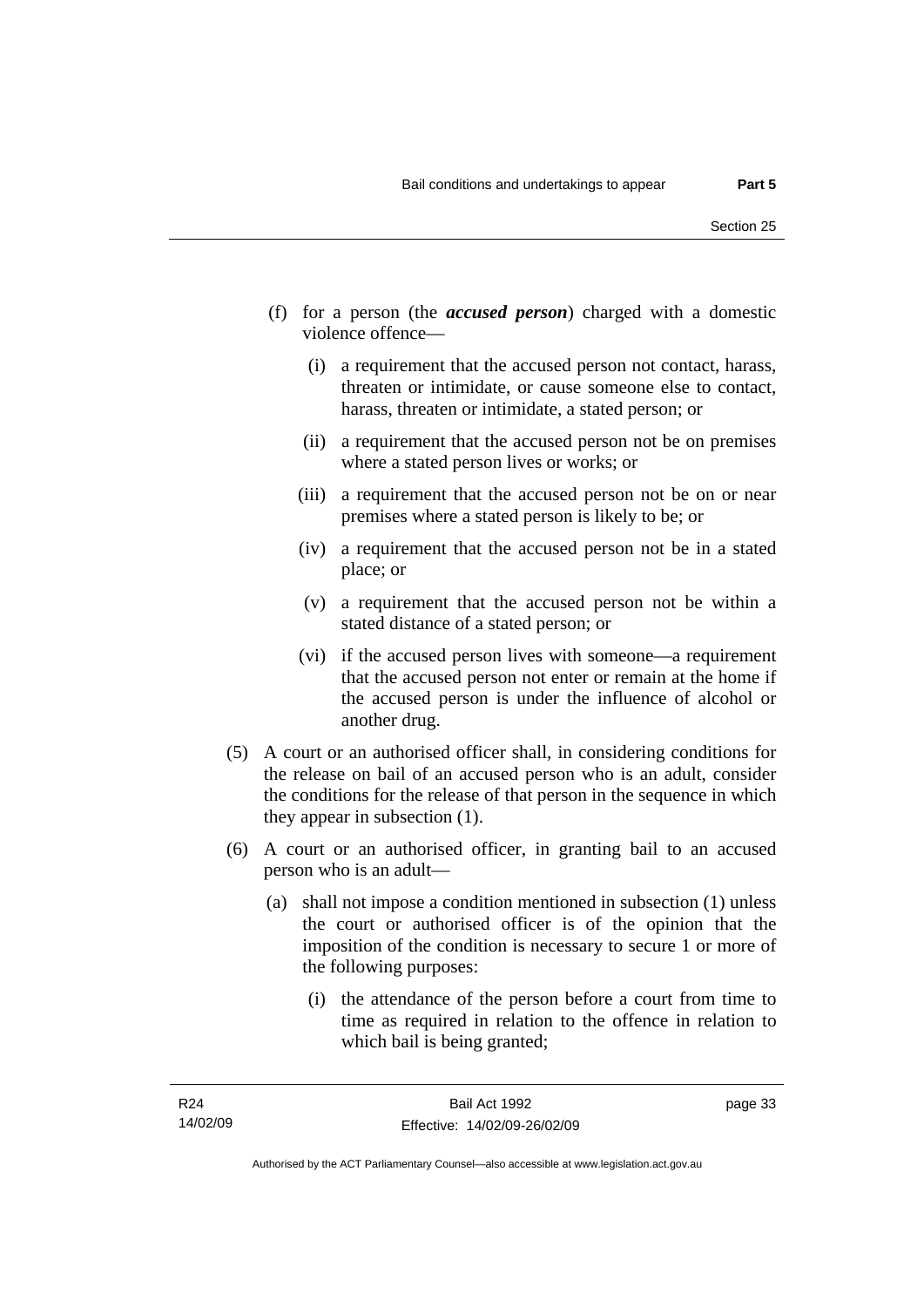(f) for a person (the ***accused person***) charged with a domestic violence offence—

(i) a requirement that the accused person not contact, harass, threaten or intimidate, or cause someone else to contact, harass, threaten or intimidate, a stated person; or

(ii) a requirement that the accused person not be on premises where a stated person lives or works; or

(iii) a requirement that the accused person not be on or near premises where a stated person is likely to be; or

(iv) a requirement that the accused person not be in a stated place; or

(v) a requirement that the accused person not be within a stated distance of a stated person; or

(vi) if the accused person lives with someone—a requirement that the accused person not enter or remain at the home if the accused person is under the influence of alcohol or another drug.

(5) A court or an authorised officer shall, in considering conditions for the release on bail of an accused person who is an adult, consider the conditions for the release of that person in the sequence in which they appear in subsection (1).

(6) A court or an authorised officer, in granting bail to an accused person who is an adult—

(a) shall not impose a condition mentioned in subsection (1) unless the court or authorised officer is of the opinion that the imposition of the condition is necessary to secure 1 or more of the following purposes:

(i) the attendance of the person before a court from time to time as required in relation to the offence in relation to which bail is being granted;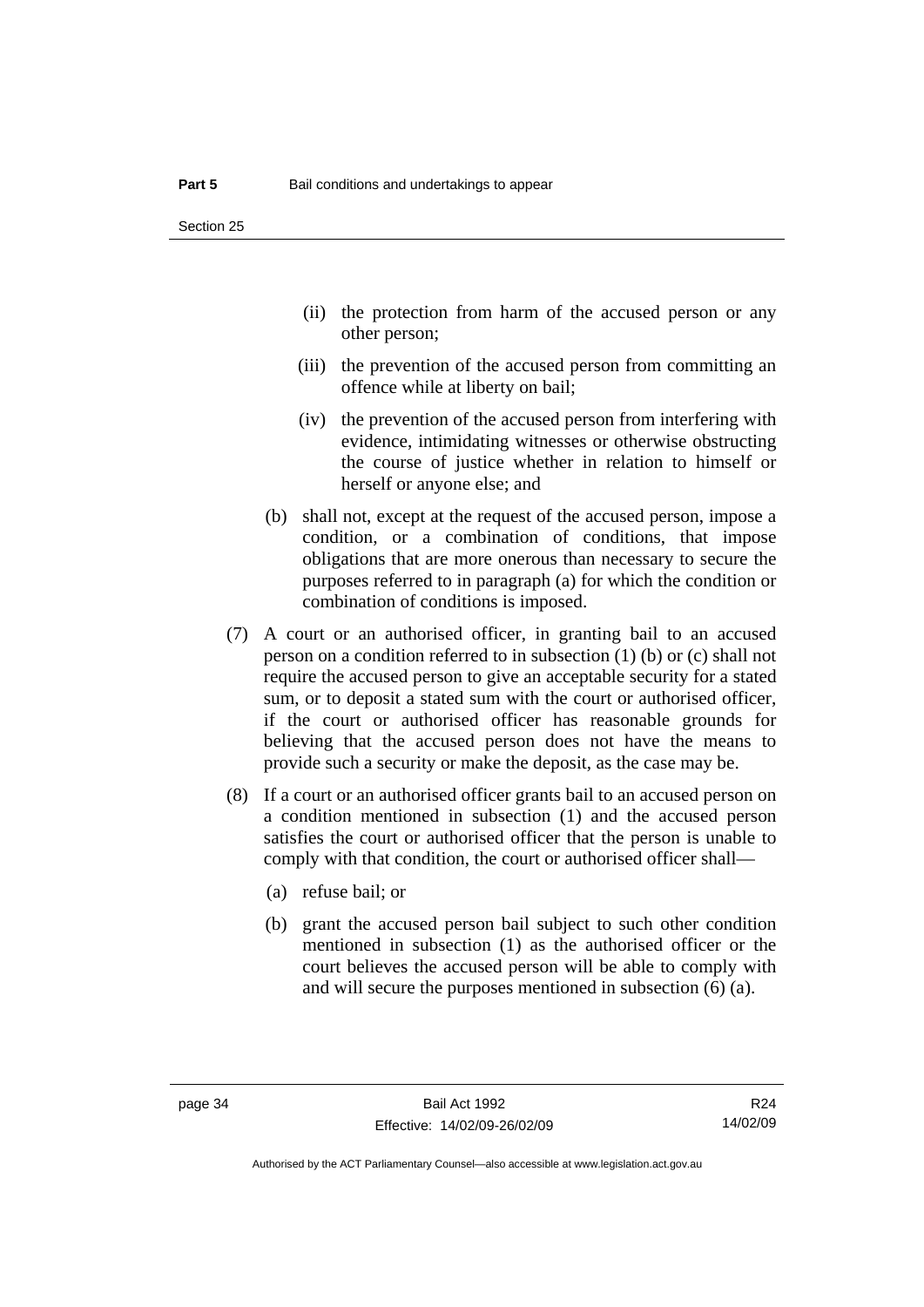- (ii) the protection from harm of the accused person or any other person;
- (iii) the prevention of the accused person from committing an offence while at liberty on bail;
- (iv) the prevention of the accused person from interfering with evidence, intimidating witnesses or otherwise obstructing the course of justice whether in relation to himself or herself or anyone else; and

(b) shall not, except at the request of the accused person, impose a condition, or a combination of conditions, that impose obligations that are more onerous than necessary to secure the purposes referred to in paragraph (a) for which the condition or combination of conditions is imposed.

(7) A court or an authorised officer, in granting bail to an accused person on a condition referred to in subsection (1) (b) or (c) shall not require the accused person to give an acceptable security for a stated sum, or to deposit a stated sum with the court or authorised officer, if the court or authorised officer has reasonable grounds for believing that the accused person does not have the means to provide such a security or make the deposit, as the case may be.

(8) If a court or an authorised officer grants bail to an accused person on a condition mentioned in subsection (1) and the accused person satisfies the court or authorised officer that the person is unable to comply with that condition, the court or authorised officer shall—

(a) refuse bail; or

(b) grant the accused person bail subject to such other condition mentioned in subsection (1) as the authorised officer or the court believes the accused person will be able to comply with and will secure the purposes mentioned in subsection (6) (a).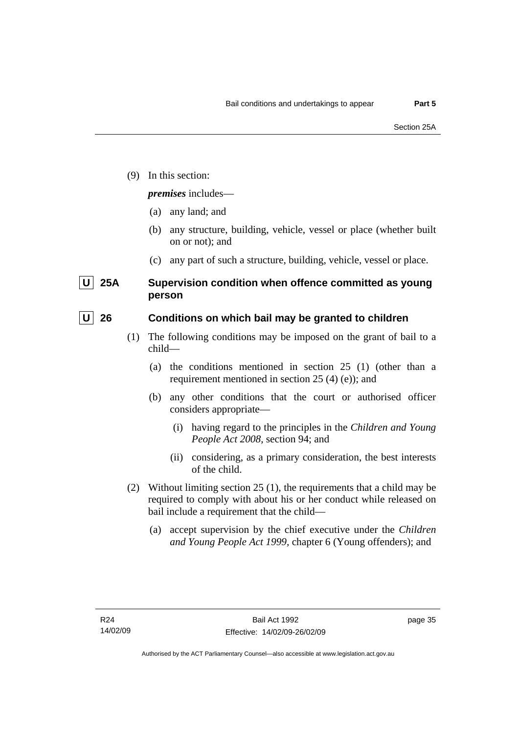(9) In this section:

***premises*** includes—

(a) any land; and

(b) any structure, building, vehicle, vessel or place (whether built on or not); and

(c) any part of such a structure, building, vehicle, vessel or place.

### U 25A Supervision condition when offence committed as young person

### U 26 Conditions on which bail may be granted to children

(1) The following conditions may be imposed on the grant of bail to a child—

(a) the conditions mentioned in section 25 (1) (other than a requirement mentioned in section 25 (4) (e)); and

(b) any other conditions that the court or authorised officer considers appropriate—

(i) having regard to the principles in the *Children and Young People Act 2008*, section 94; and

(ii) considering, as a primary consideration, the best interests of the child.

(2) Without limiting section 25 (1), the requirements that a child may be required to comply with about his or her conduct while released on bail include a requirement that the child—

(a) accept supervision by the chief executive under the *Children and Young People Act 1999*, chapter 6 (Young offenders); and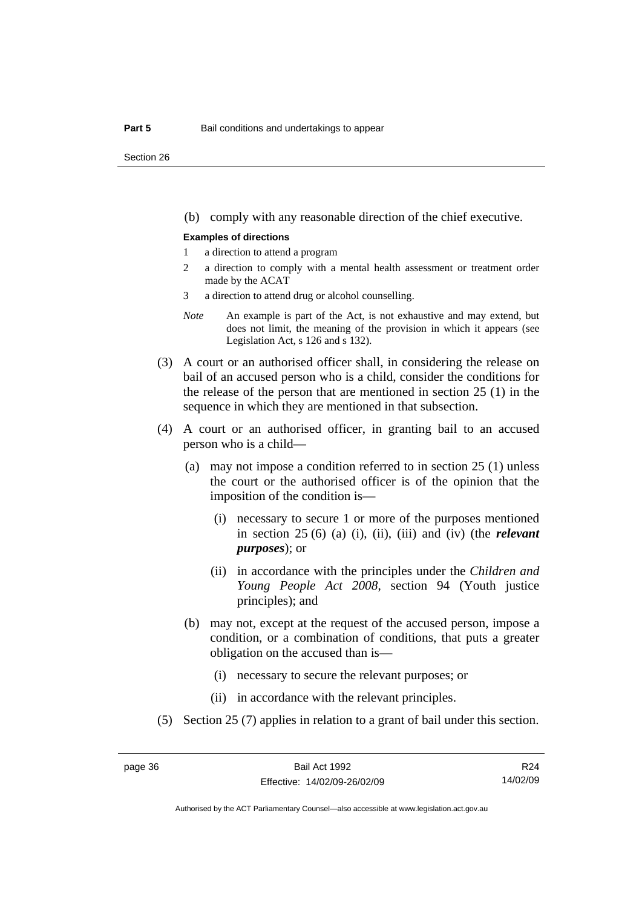(b) comply with any reasonable direction of the chief executive.

**Examples of directions**

1 a direction to attend a program

2 a direction to comply with a mental health assessment or treatment order made by the ACAT

3 a direction to attend drug or alcohol counselling.

*Note* An example is part of the Act, is not exhaustive and may extend, but does not limit, the meaning of the provision in which it appears (see Legislation Act, s 126 and s 132).

(3) A court or an authorised officer shall, in considering the release on bail of an accused person who is a child, consider the conditions for the release of the person that are mentioned in section 25 (1) in the sequence in which they are mentioned in that subsection.

(4) A court or an authorised officer, in granting bail to an accused person who is a child—

(a) may not impose a condition referred to in section 25 (1) unless the court or the authorised officer is of the opinion that the imposition of the condition is—

(i) necessary to secure 1 or more of the purposes mentioned in section 25 (6) (a) (i), (ii), (iii) and (iv) (the ***relevant purposes***); or

(ii) in accordance with the principles under the *Children and Young People Act 2008*, section 94 (Youth justice principles); and

(b) may not, except at the request of the accused person, impose a condition, or a combination of conditions, that puts a greater obligation on the accused than is—

(i) necessary to secure the relevant purposes; or

(ii) in accordance with the relevant principles.

(5) Section 25 (7) applies in relation to a grant of bail under this section.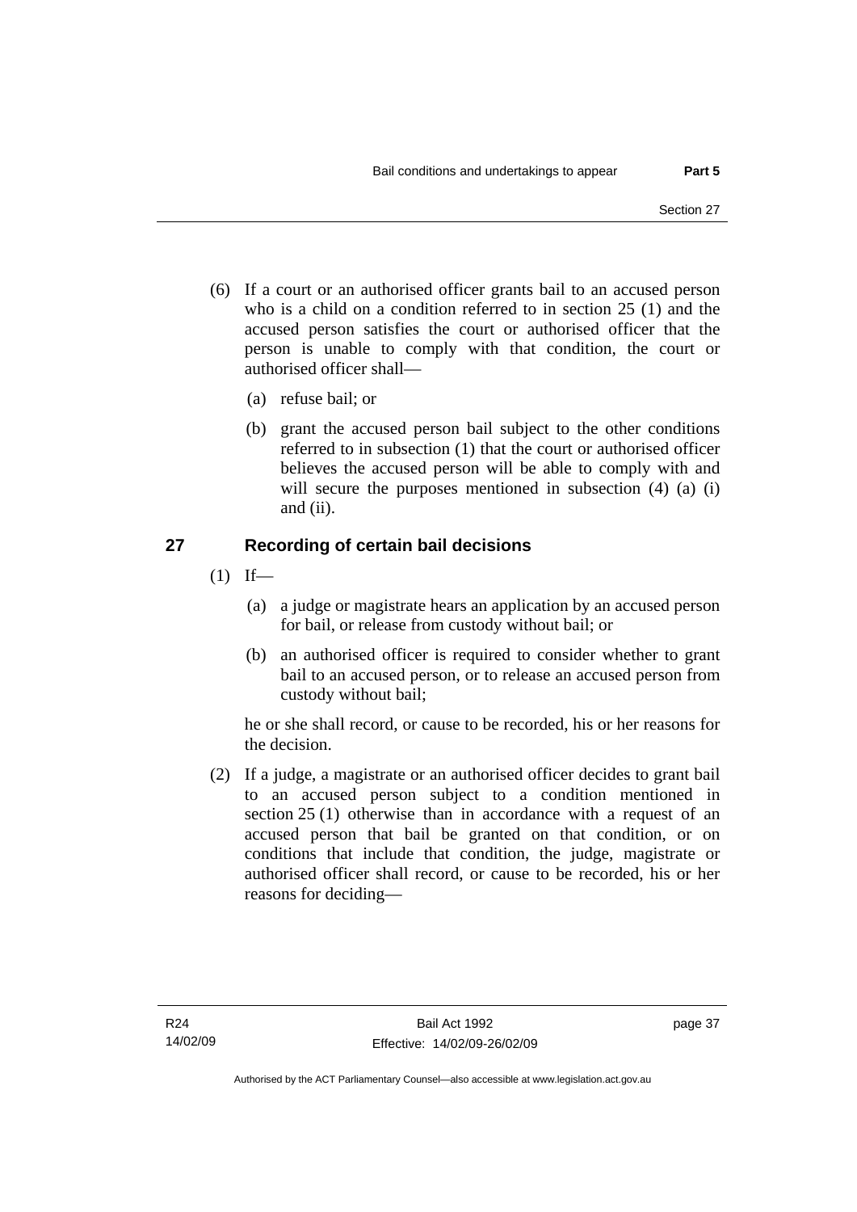(6) If a court or an authorised officer grants bail to an accused person who is a child on a condition referred to in section 25 (1) and the accused person satisfies the court or authorised officer that the person is unable to comply with that condition, the court or authorised officer shall—

(a) refuse bail; or

(b) grant the accused person bail subject to the other conditions referred to in subsection (1) that the court or authorised officer believes the accused person will be able to comply with and will secure the purposes mentioned in subsection (4) (a) (i) and (ii).

## 27 Recording of certain bail decisions

(1) If—

(a) a judge or magistrate hears an application by an accused person for bail, or release from custody without bail; or

(b) an authorised officer is required to consider whether to grant bail to an accused person, or to release an accused person from custody without bail;

he or she shall record, or cause to be recorded, his or her reasons for the decision.

(2) If a judge, a magistrate or an authorised officer decides to grant bail to an accused person subject to a condition mentioned in section 25 (1) otherwise than in accordance with a request of an accused person that bail be granted on that condition, or on conditions that include that condition, the judge, magistrate or authorised officer shall record, or cause to be recorded, his or her reasons for deciding—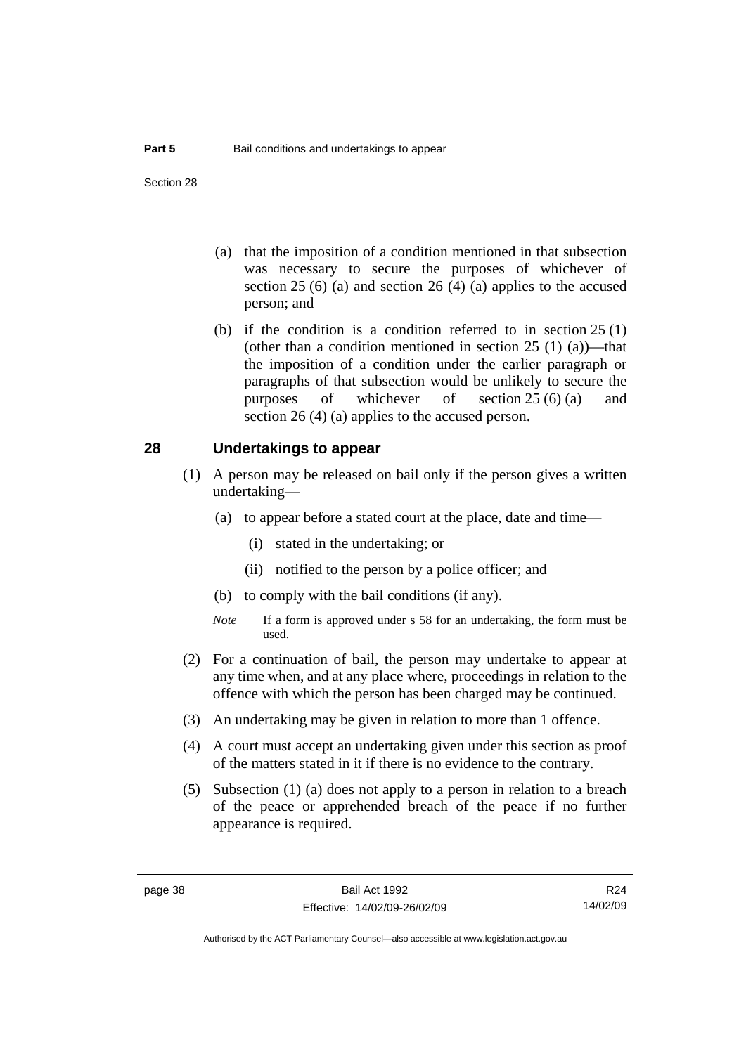(a) that the imposition of a condition mentioned in that subsection was necessary to secure the purposes of whichever of section 25 (6) (a) and section 26 (4) (a) applies to the accused person; and

(b) if the condition is a condition referred to in section 25 (1) (other than a condition mentioned in section 25 (1) (a))—that the imposition of a condition under the earlier paragraph or paragraphs of that subsection would be unlikely to secure the purposes of whichever of section 25 (6) (a) and section 26 (4) (a) applies to the accused person.

## 28 Undertakings to appear

(1) A person may be released on bail only if the person gives a written undertaking—

(a) to appear before a stated court at the place, date and time—

(i) stated in the undertaking; or

(ii) notified to the person by a police officer; and

(b) to comply with the bail conditions (if any).

*Note* If a form is approved under s 58 for an undertaking, the form must be used.

(2) For a continuation of bail, the person may undertake to appear at any time when, and at any place where, proceedings in relation to the offence with which the person has been charged may be continued.

(3) An undertaking may be given in relation to more than 1 offence.

(4) A court must accept an undertaking given under this section as proof of the matters stated in it if there is no evidence to the contrary.

(5) Subsection (1) (a) does not apply to a person in relation to a breach of the peace or apprehended breach of the peace if no further appearance is required.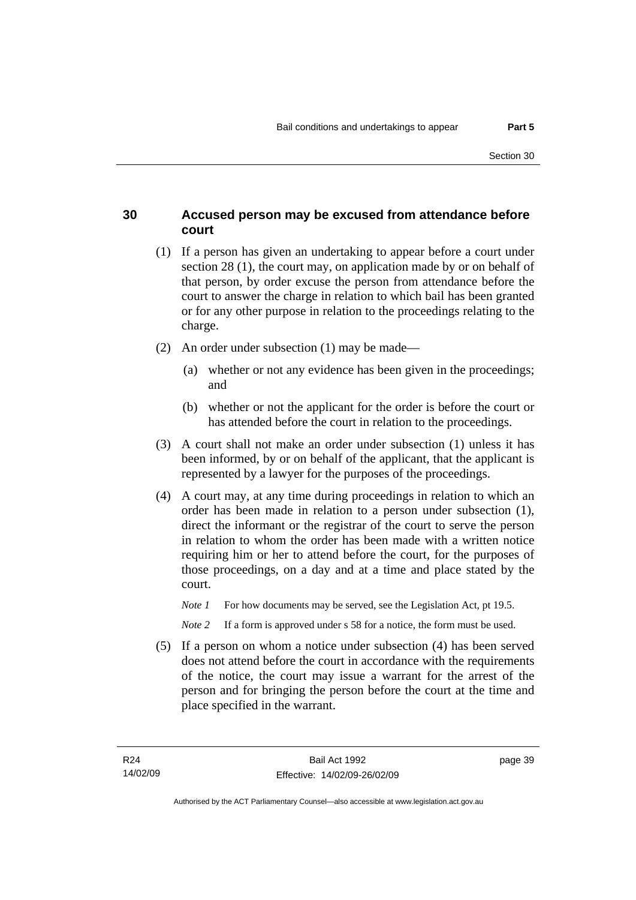## 30 Accused person may be excused from attendance before court

(1) If a person has given an undertaking to appear before a court under section 28 (1), the court may, on application made by or on behalf of that person, by order excuse the person from attendance before the court to answer the charge in relation to which bail has been granted or for any other purpose in relation to the proceedings relating to the charge.

(2) An order under subsection (1) may be made—

(a) whether or not any evidence has been given in the proceedings; and

(b) whether or not the applicant for the order is before the court or has attended before the court in relation to the proceedings.

(3) A court shall not make an order under subsection (1) unless it has been informed, by or on behalf of the applicant, that the applicant is represented by a lawyer for the purposes of the proceedings.

(4) A court may, at any time during proceedings in relation to which an order has been made in relation to a person under subsection (1), direct the informant or the registrar of the court to serve the person in relation to whom the order has been made with a written notice requiring him or her to attend before the court, for the purposes of those proceedings, on a day and at a time and place stated by the court.

*Note 1* For how documents may be served, see the Legislation Act, pt 19.5.

*Note 2* If a form is approved under s 58 for a notice, the form must be used.

(5) If a person on whom a notice under subsection (4) has been served does not attend before the court in accordance with the requirements of the notice, the court may issue a warrant for the arrest of the person and for bringing the person before the court at the time and place specified in the warrant.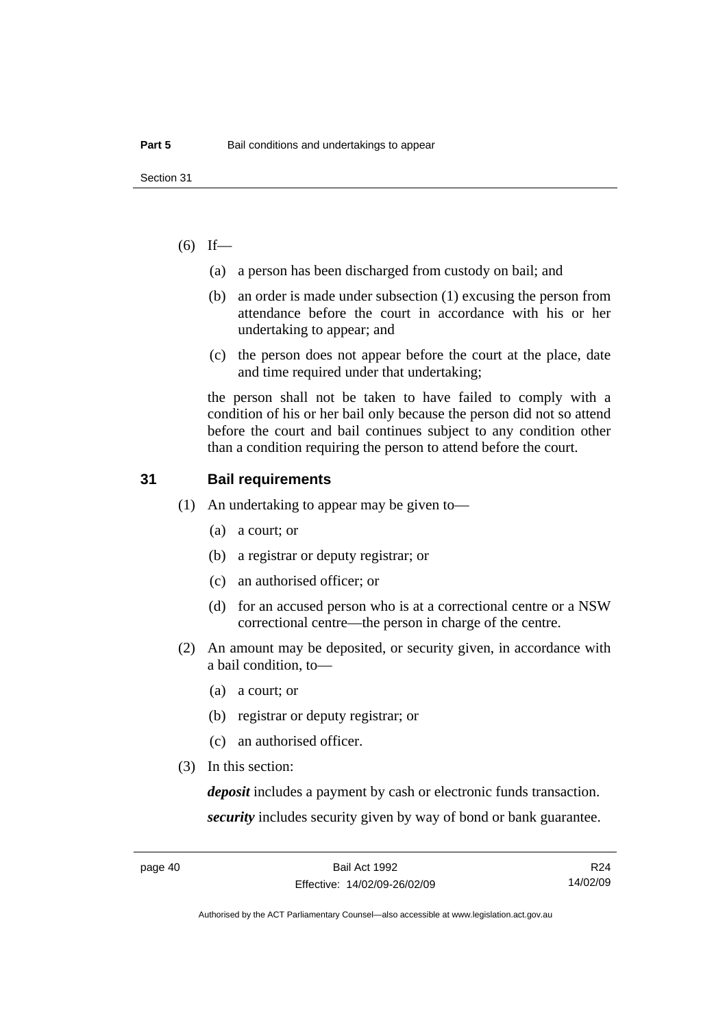(6) If—

   (a) a person has been discharged from custody on bail; and

   (b) an order is made under subsection (1) excusing the person from attendance before the court in accordance with his or her undertaking to appear; and

   (c) the person does not appear before the court at the place, date and time required under that undertaking;

   the person shall not be taken to have failed to comply with a condition of his or her bail only because the person did not so attend before the court and bail continues subject to any condition other than a condition requiring the person to attend before the court.

## 31 Bail requirements

(1) An undertaking to appear may be given to—

   (a) a court; or

   (b) a registrar or deputy registrar; or

   (c) an authorised officer; or

   (d) for an accused person who is at a correctional centre or a NSW correctional centre—the person in charge of the centre.

(2) An amount may be deposited, or security given, in accordance with a bail condition, to—

   (a) a court; or

   (b) registrar or deputy registrar; or

   (c) an authorised officer.

(3) In this section:

   ***deposit*** includes a payment by cash or electronic funds transaction.

   ***security*** includes security given by way of bond or bank guarantee.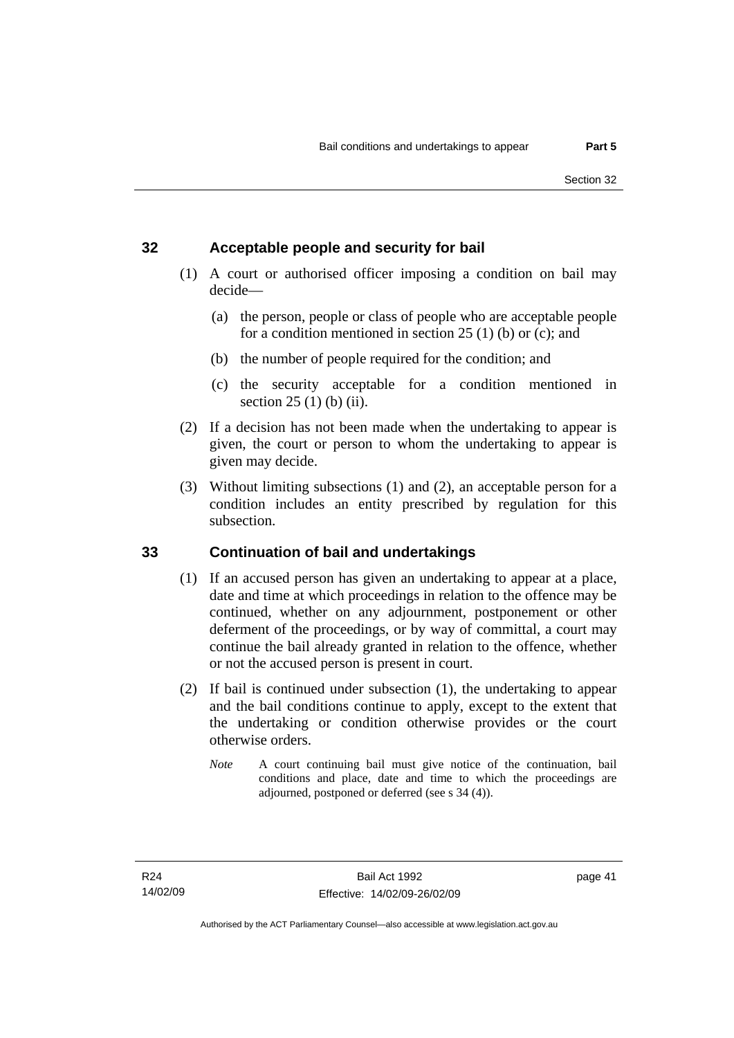## 32 Acceptable people and security for bail

(1) A court or authorised officer imposing a condition on bail may decide—

(a) the person, people or class of people who are acceptable people for a condition mentioned in section 25 (1) (b) or (c); and

(b) the number of people required for the condition; and

(c) the security acceptable for a condition mentioned in section 25 (1) (b) (ii).

(2) If a decision has not been made when the undertaking to appear is given, the court or person to whom the undertaking to appear is given may decide.

(3) Without limiting subsections (1) and (2), an acceptable person for a condition includes an entity prescribed by regulation for this subsection.

## 33 Continuation of bail and undertakings

(1) If an accused person has given an undertaking to appear at a place, date and time at which proceedings in relation to the offence may be continued, whether on any adjournment, postponement or other deferment of the proceedings, or by way of committal, a court may continue the bail already granted in relation to the offence, whether or not the accused person is present in court.

(2) If bail is continued under subsection (1), the undertaking to appear and the bail conditions continue to apply, except to the extent that the undertaking or condition otherwise provides or the court otherwise orders.

*Note* A court continuing bail must give notice of the continuation, bail conditions and place, date and time to which the proceedings are adjourned, postponed or deferred (see s 34 (4)).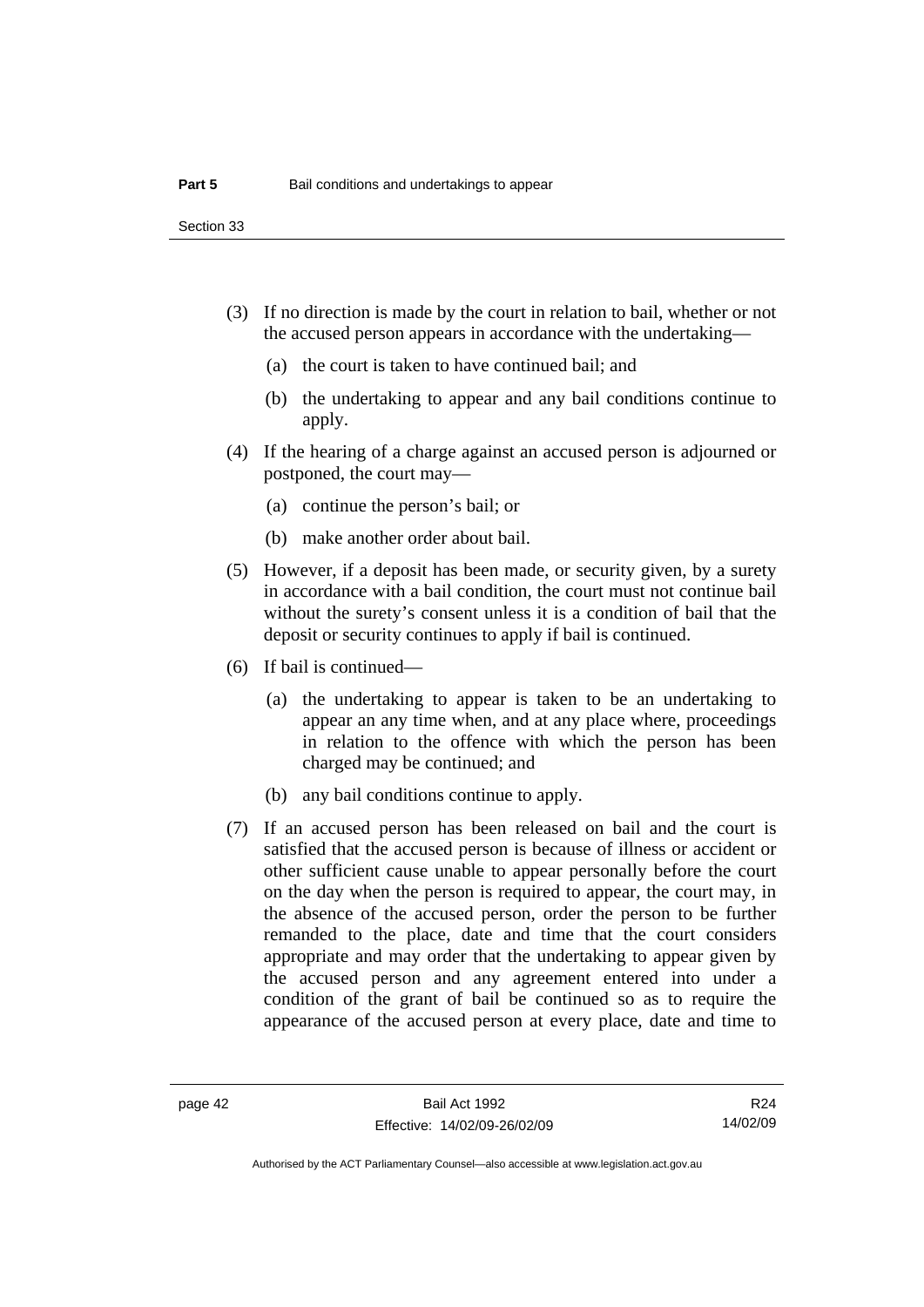(3) If no direction is made by the court in relation to bail, whether or not the accused person appears in accordance with the undertaking—

(a) the court is taken to have continued bail; and

(b) the undertaking to appear and any bail conditions continue to apply.

(4) If the hearing of a charge against an accused person is adjourned or postponed, the court may—

(a) continue the person's bail; or

(b) make another order about bail.

(5) However, if a deposit has been made, or security given, by a surety in accordance with a bail condition, the court must not continue bail without the surety's consent unless it is a condition of bail that the deposit or security continues to apply if bail is continued.

(6) If bail is continued—

(a) the undertaking to appear is taken to be an undertaking to appear an any time when, and at any place where, proceedings in relation to the offence with which the person has been charged may be continued; and

(b) any bail conditions continue to apply.

(7) If an accused person has been released on bail and the court is satisfied that the accused person is because of illness or accident or other sufficient cause unable to appear personally before the court on the day when the person is required to appear, the court may, in the absence of the accused person, order the person to be further remanded to the place, date and time that the court considers appropriate and may order that the undertaking to appear given by the accused person and any agreement entered into under a condition of the grant of bail be continued so as to require the appearance of the accused person at every place, date and time to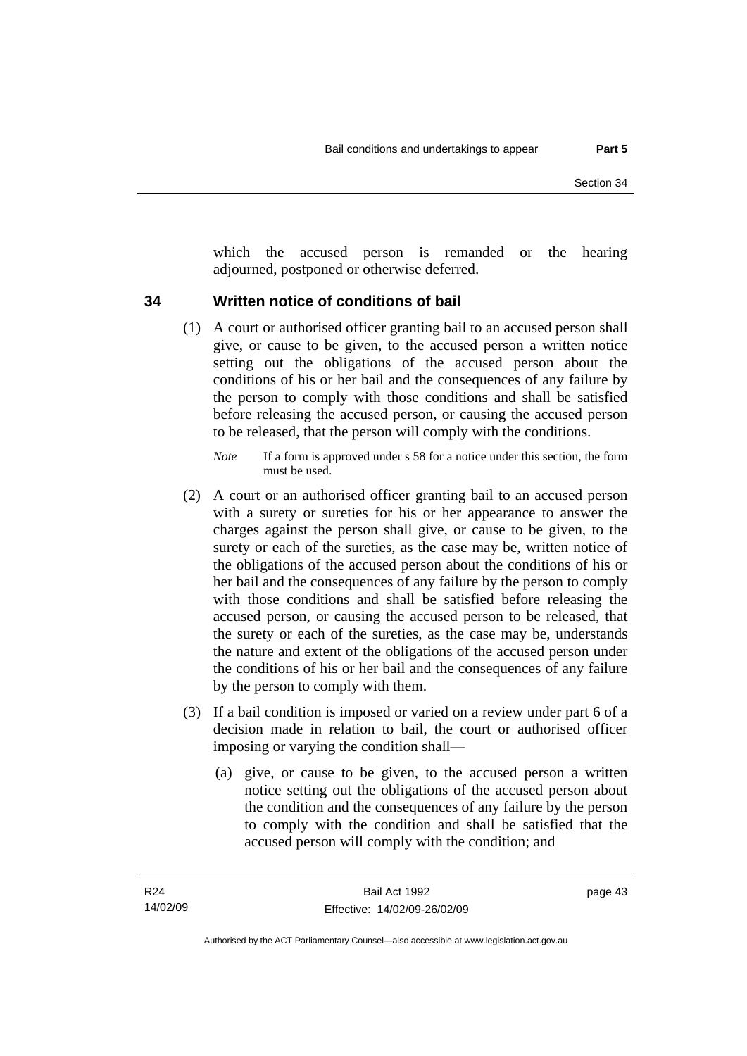which the accused person is remanded or the hearing adjourned, postponed or otherwise deferred.

## 34 Written notice of conditions of bail

(1) A court or authorised officer granting bail to an accused person shall give, or cause to be given, to the accused person a written notice setting out the obligations of the accused person about the conditions of his or her bail and the consequences of any failure by the person to comply with those conditions and shall be satisfied before releasing the accused person, or causing the accused person to be released, that the person will comply with the conditions.

*Note* If a form is approved under s 58 for a notice under this section, the form must be used.

(2) A court or an authorised officer granting bail to an accused person with a surety or sureties for his or her appearance to answer the charges against the person shall give, or cause to be given, to the surety or each of the sureties, as the case may be, written notice of the obligations of the accused person about the conditions of his or her bail and the consequences of any failure by the person to comply with those conditions and shall be satisfied before releasing the accused person, or causing the accused person to be released, that the surety or each of the sureties, as the case may be, understands the nature and extent of the obligations of the accused person under the conditions of his or her bail and the consequences of any failure by the person to comply with them.

(3) If a bail condition is imposed or varied on a review under part 6 of a decision made in relation to bail, the court or authorised officer imposing or varying the condition shall—

(a) give, or cause to be given, to the accused person a written notice setting out the obligations of the accused person about the condition and the consequences of any failure by the person to comply with the condition and shall be satisfied that the accused person will comply with the condition; and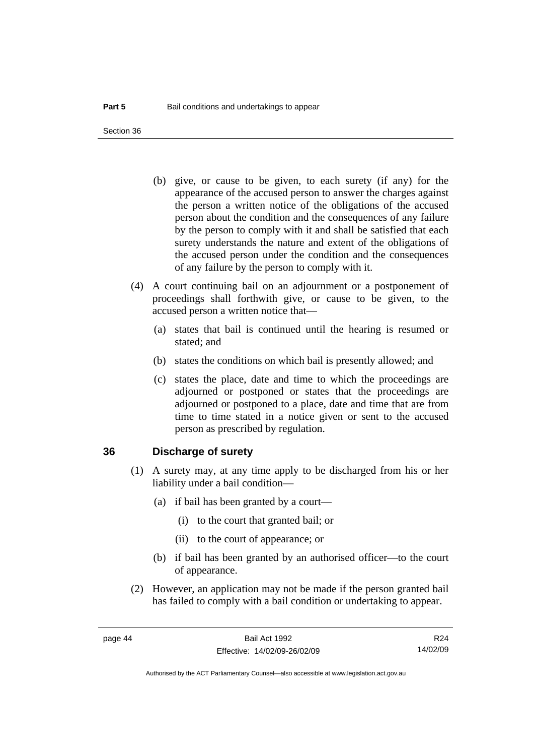(b) give, or cause to be given, to each surety (if any) for the appearance of the accused person to answer the charges against the person a written notice of the obligations of the accused person about the condition and the consequences of any failure by the person to comply with it and shall be satisfied that each surety understands the nature and extent of the obligations of the accused person under the condition and the consequences of any failure by the person to comply with it.

(4) A court continuing bail on an adjournment or a postponement of proceedings shall forthwith give, or cause to be given, to the accused person a written notice that—

(a) states that bail is continued until the hearing is resumed or stated; and

(b) states the conditions on which bail is presently allowed; and

(c) states the place, date and time to which the proceedings are adjourned or postponed or states that the proceedings are adjourned or postponed to a place, date and time that are from time to time stated in a notice given or sent to the accused person as prescribed by regulation.

## 36 Discharge of surety

(1) A surety may, at any time apply to be discharged from his or her liability under a bail condition—

(a) if bail has been granted by a court—

(i) to the court that granted bail; or

(ii) to the court of appearance; or

(b) if bail has been granted by an authorised officer—to the court of appearance.

(2) However, an application may not be made if the person granted bail has failed to comply with a bail condition or undertaking to appear.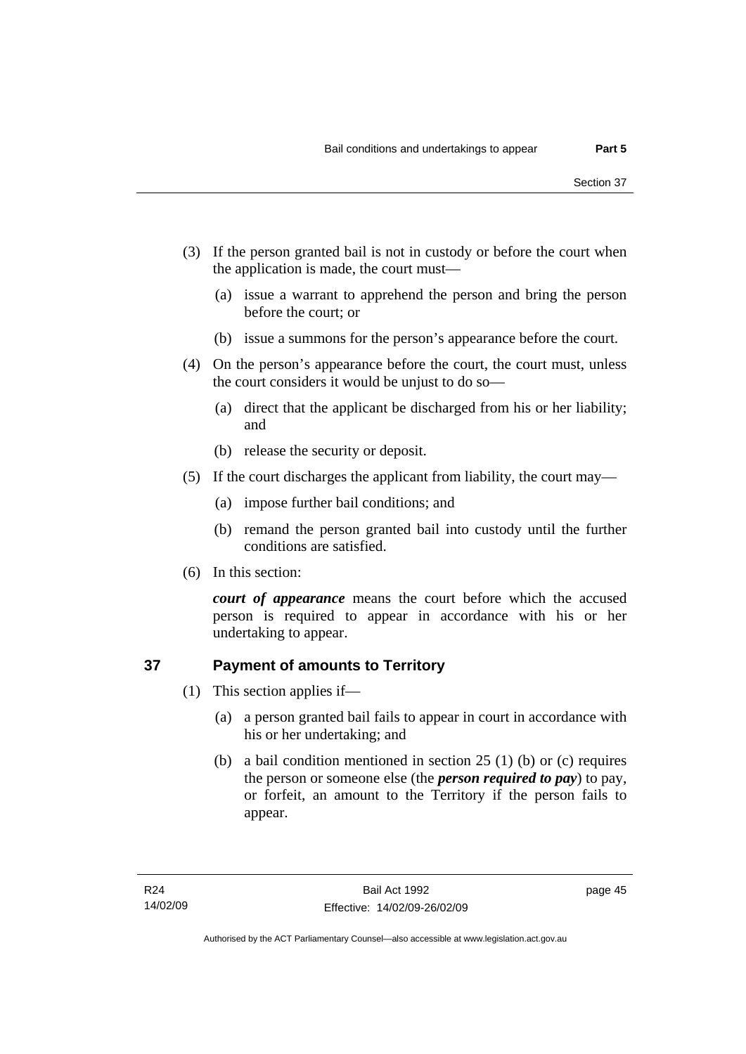(3) If the person granted bail is not in custody or before the court when the application is made, the court must—

 (a) issue a warrant to apprehend the person and bring the person before the court; or

 (b) issue a summons for the person's appearance before the court.

(4) On the person's appearance before the court, the court must, unless the court considers it would be unjust to do so—

 (a) direct that the applicant be discharged from his or her liability; and

 (b) release the security or deposit.

(5) If the court discharges the applicant from liability, the court may—

 (a) impose further bail conditions; and

 (b) remand the person granted bail into custody until the further conditions are satisfied.

(6) In this section:

***court of appearance*** means the court before which the accused person is required to appear in accordance with his or her undertaking to appear.

## 37 Payment of amounts to Territory

(1) This section applies if—

 (a) a person granted bail fails to appear in court in accordance with his or her undertaking; and

 (b) a bail condition mentioned in section 25 (1) (b) or (c) requires the person or someone else (the ***person required to pay***) to pay, or forfeit, an amount to the Territory if the person fails to appear.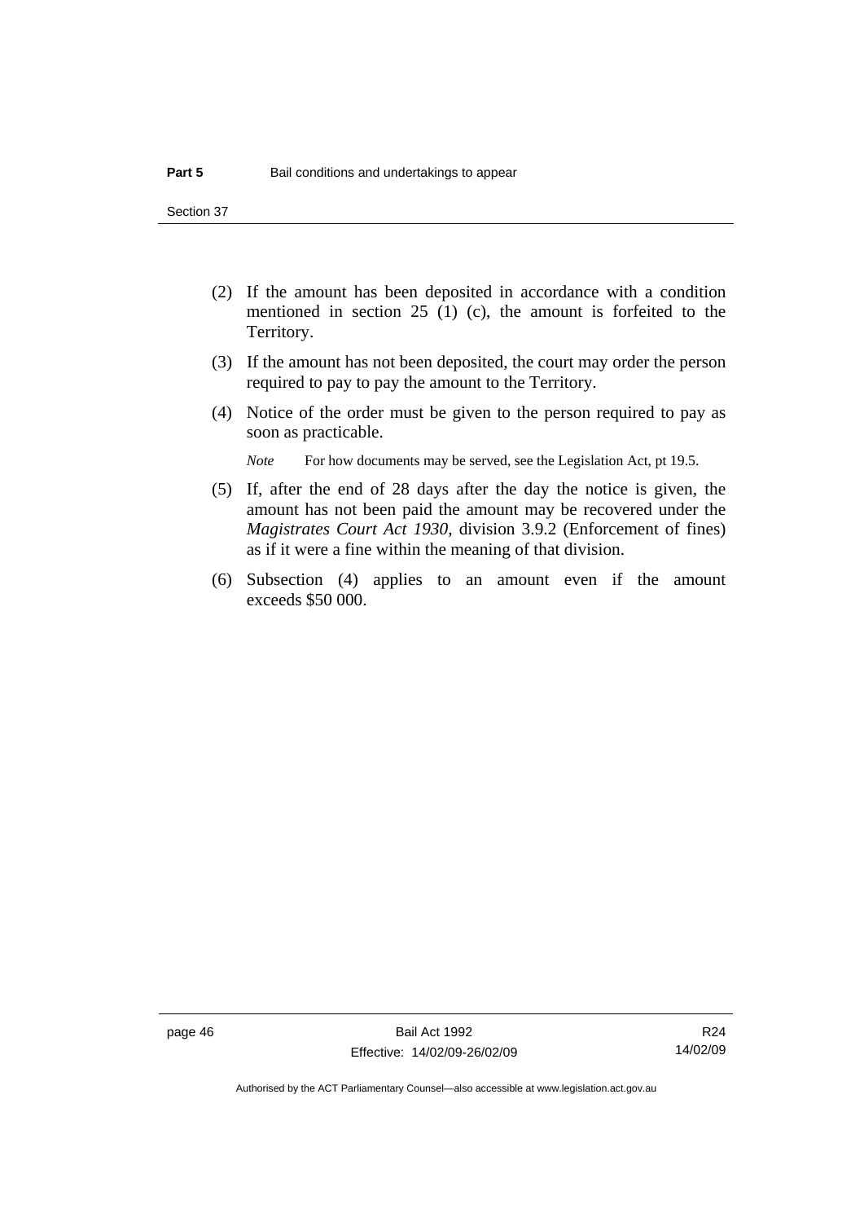(2) If the amount has been deposited in accordance with a condition mentioned in section 25 (1) (c), the amount is forfeited to the Territory.

(3) If the amount has not been deposited, the court may order the person required to pay to pay the amount to the Territory.

(4) Notice of the order must be given to the person required to pay as soon as practicable.

*Note* For how documents may be served, see the Legislation Act, pt 19.5.

(5) If, after the end of 28 days after the day the notice is given, the amount has not been paid the amount may be recovered under the *Magistrates Court Act 1930*, division 3.9.2 (Enforcement of fines) as if it were a fine within the meaning of that division.

(6) Subsection (4) applies to an amount even if the amount exceeds $50 000.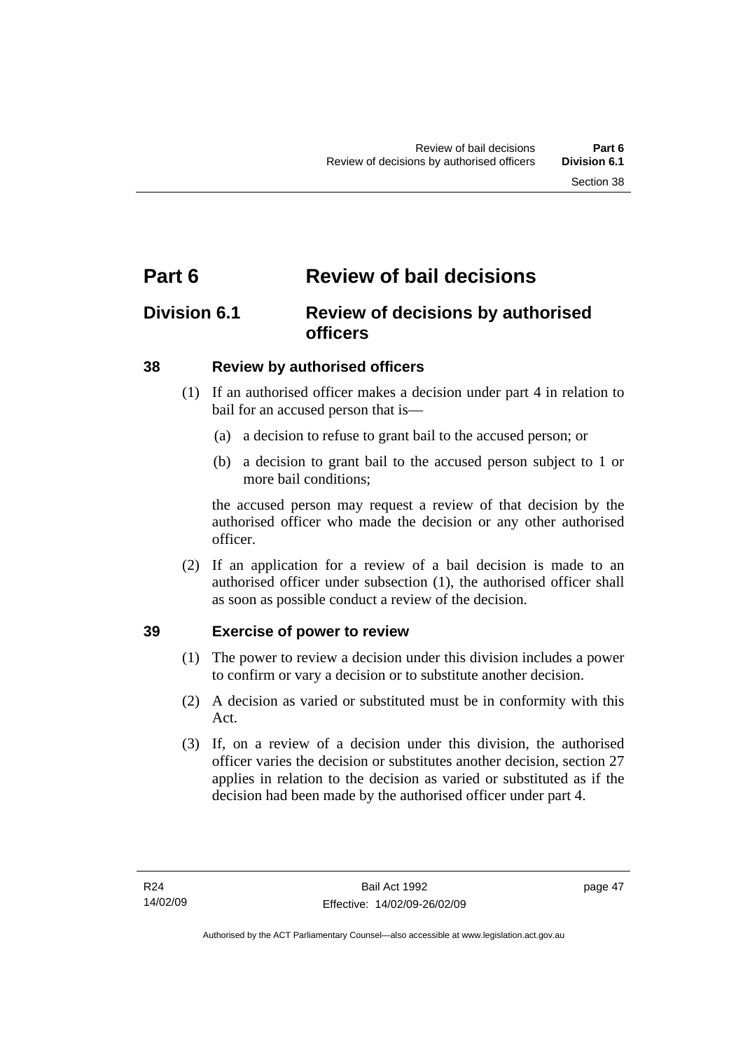# Part 6 Review of bail decisions

## Division 6.1 Review of decisions by authorised officers

### 38 Review by authorised officers

(1) If an authorised officer makes a decision under part 4 in relation to bail for an accused person that is—

(a) a decision to refuse to grant bail to the accused person; or

(b) a decision to grant bail to the accused person subject to 1 or more bail conditions;

the accused person may request a review of that decision by the authorised officer who made the decision or any other authorised officer.

(2) If an application for a review of a bail decision is made to an authorised officer under subsection (1), the authorised officer shall as soon as possible conduct a review of the decision.

### 39 Exercise of power to review

(1) The power to review a decision under this division includes a power to confirm or vary a decision or to substitute another decision.

(2) A decision as varied or substituted must be in conformity with this Act.

(3) If, on a review of a decision under this division, the authorised officer varies the decision or substitutes another decision, section 27 applies in relation to the decision as varied or substituted as if the decision had been made by the authorised officer under part 4.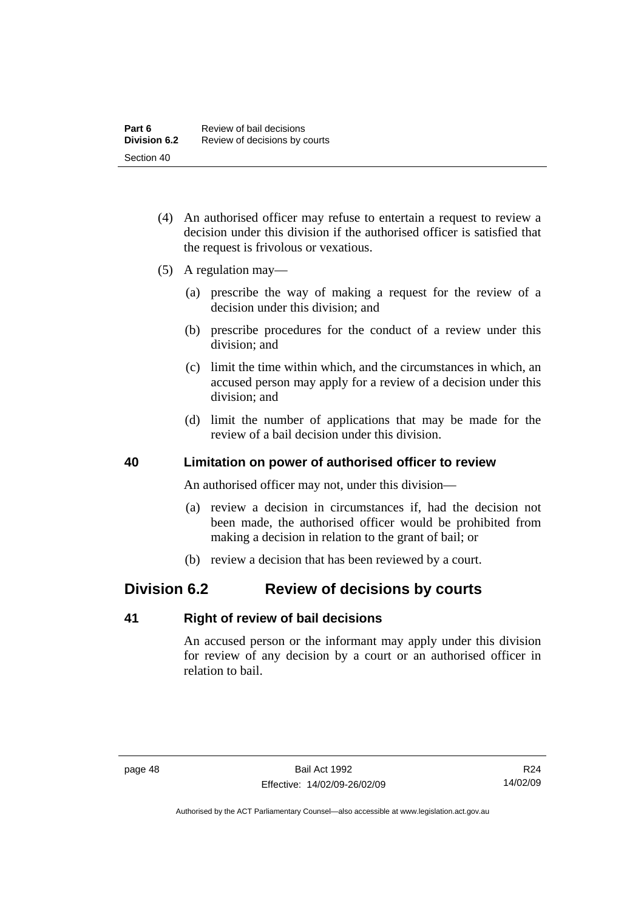(4) An authorised officer may refuse to entertain a request to review a decision under this division if the authorised officer is satisfied that the request is frivolous or vexatious.

(5) A regulation may—

(a) prescribe the way of making a request for the review of a decision under this division; and

(b) prescribe procedures for the conduct of a review under this division; and

(c) limit the time within which, and the circumstances in which, an accused person may apply for a review of a decision under this division; and

(d) limit the number of applications that may be made for the review of a bail decision under this division.

### 40 Limitation on power of authorised officer to review

An authorised officer may not, under this division—

(a) review a decision in circumstances if, had the decision not been made, the authorised officer would be prohibited from making a decision in relation to the grant of bail; or

(b) review a decision that has been reviewed by a court.

## Division 6.2 Review of decisions by courts

### 41 Right of review of bail decisions

An accused person or the informant may apply under this division for review of any decision by a court or an authorised officer in relation to bail.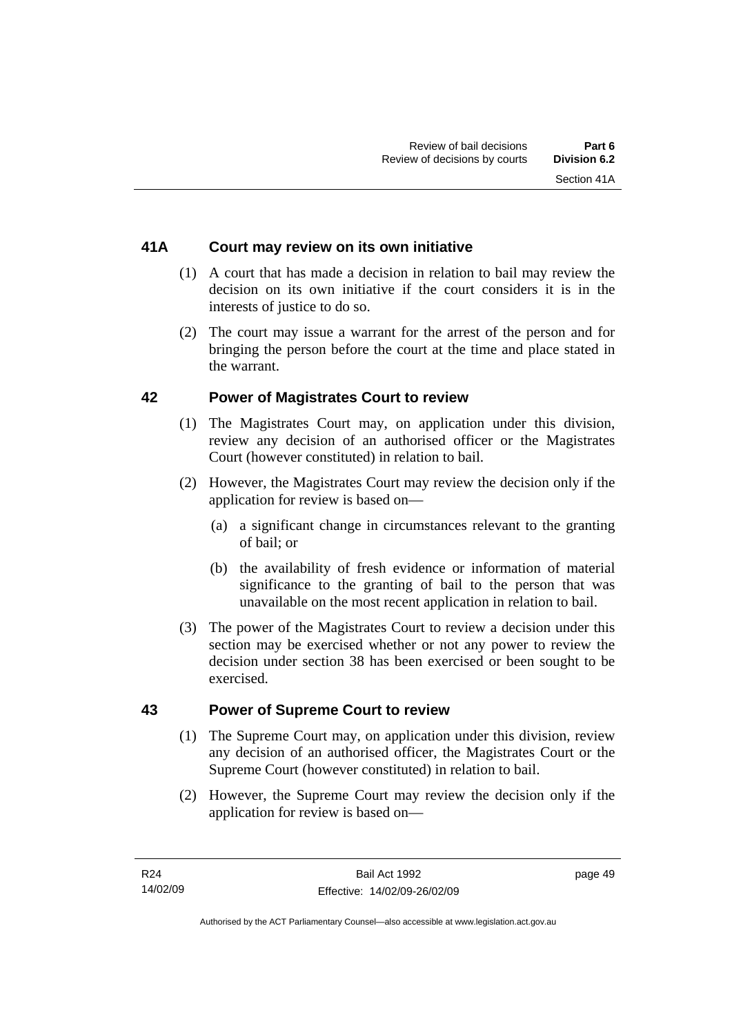## 41A Court may review on its own initiative

(1) A court that has made a decision in relation to bail may review the decision on its own initiative if the court considers it is in the interests of justice to do so.

(2) The court may issue a warrant for the arrest of the person and for bringing the person before the court at the time and place stated in the warrant.

## 42 Power of Magistrates Court to review

(1) The Magistrates Court may, on application under this division, review any decision of an authorised officer or the Magistrates Court (however constituted) in relation to bail.

(2) However, the Magistrates Court may review the decision only if the application for review is based on—

(a) a significant change in circumstances relevant to the granting of bail; or

(b) the availability of fresh evidence or information of material significance to the granting of bail to the person that was unavailable on the most recent application in relation to bail.

(3) The power of the Magistrates Court to review a decision under this section may be exercised whether or not any power to review the decision under section 38 has been exercised or been sought to be exercised.

## 43 Power of Supreme Court to review

(1) The Supreme Court may, on application under this division, review any decision of an authorised officer, the Magistrates Court or the Supreme Court (however constituted) in relation to bail.

(2) However, the Supreme Court may review the decision only if the application for review is based on—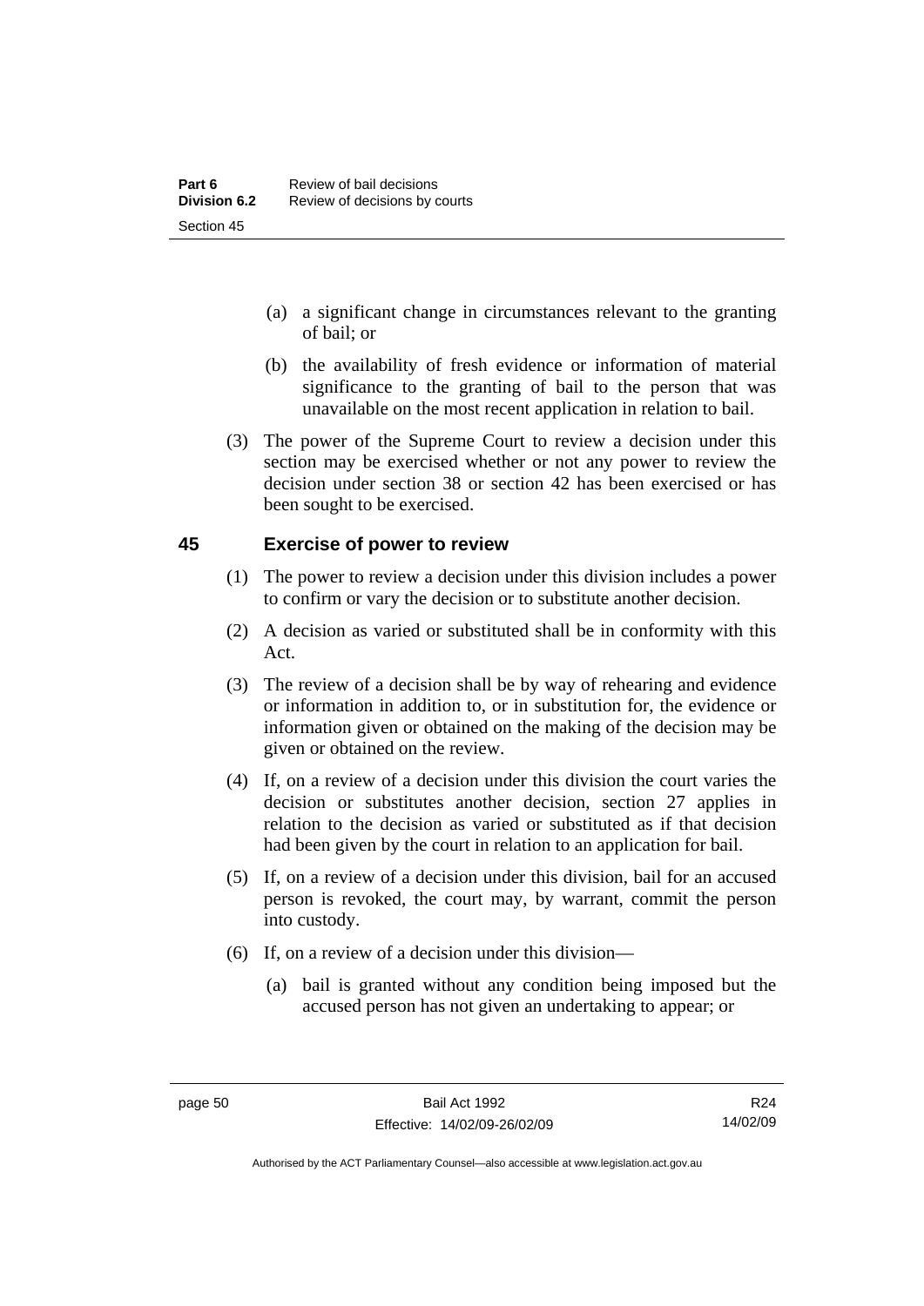(a) a significant change in circumstances relevant to the granting of bail; or

(b) the availability of fresh evidence or information of material significance to the granting of bail to the person that was unavailable on the most recent application in relation to bail.

(3) The power of the Supreme Court to review a decision under this section may be exercised whether or not any power to review the decision under section 38 or section 42 has been exercised or has been sought to be exercised.

## 45 Exercise of power to review

(1) The power to review a decision under this division includes a power to confirm or vary the decision or to substitute another decision.

(2) A decision as varied or substituted shall be in conformity with this Act.

(3) The review of a decision shall be by way of rehearing and evidence or information in addition to, or in substitution for, the evidence or information given or obtained on the making of the decision may be given or obtained on the review.

(4) If, on a review of a decision under this division the court varies the decision or substitutes another decision, section 27 applies in relation to the decision as varied or substituted as if that decision had been given by the court in relation to an application for bail.

(5) If, on a review of a decision under this division, bail for an accused person is revoked, the court may, by warrant, commit the person into custody.

(6) If, on a review of a decision under this division—

(a) bail is granted without any condition being imposed but the accused person has not given an undertaking to appear; or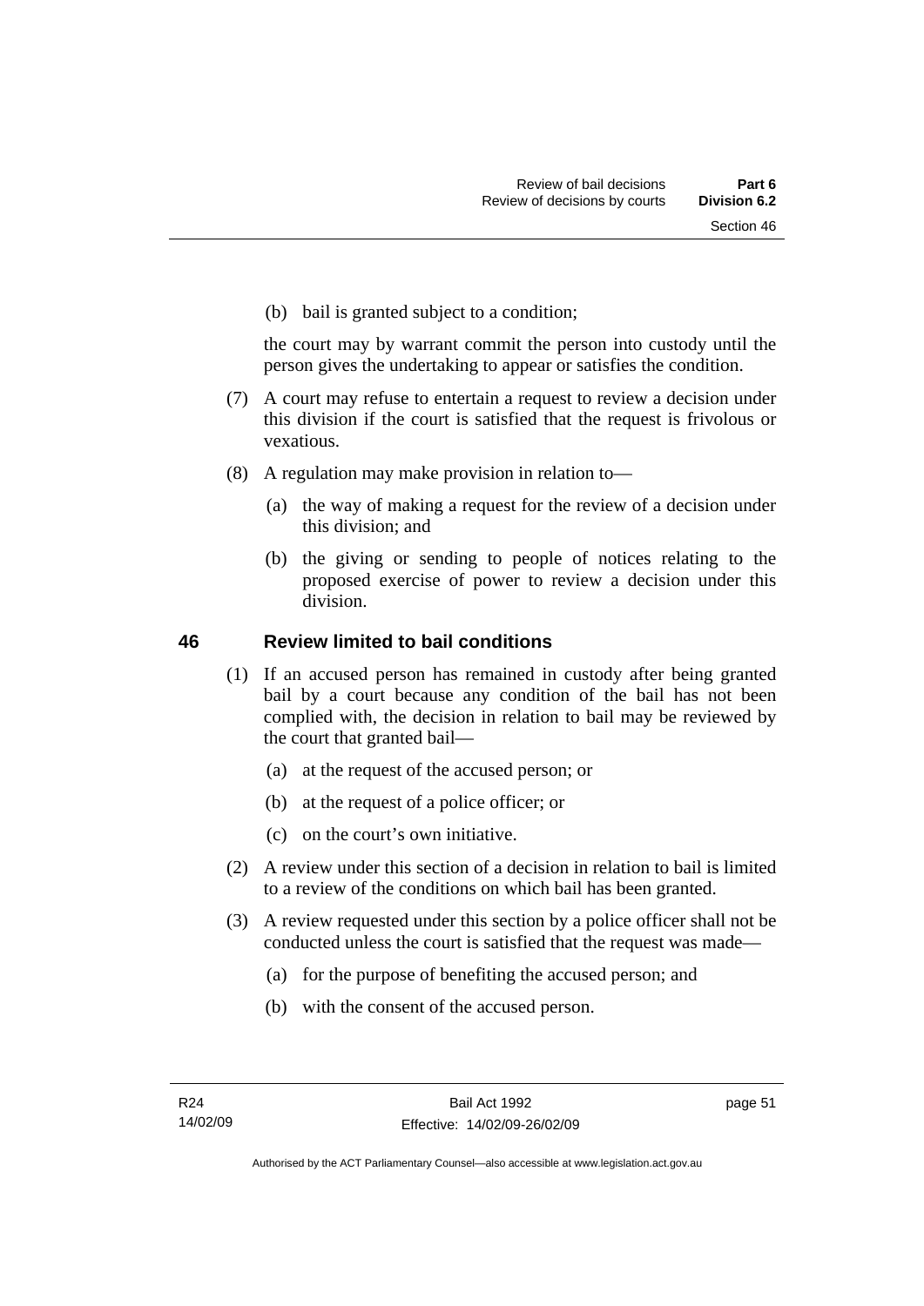(b) bail is granted subject to a condition;

the court may by warrant commit the person into custody until the person gives the undertaking to appear or satisfies the condition.

(7) A court may refuse to entertain a request to review a decision under this division if the court is satisfied that the request is frivolous or vexatious.

(8) A regulation may make provision in relation to—

(a) the way of making a request for the review of a decision under this division; and

(b) the giving or sending to people of notices relating to the proposed exercise of power to review a decision under this division.

## 46 Review limited to bail conditions

(1) If an accused person has remained in custody after being granted bail by a court because any condition of the bail has not been complied with, the decision in relation to bail may be reviewed by the court that granted bail—

(a) at the request of the accused person; or

(b) at the request of a police officer; or

(c) on the court's own initiative.

(2) A review under this section of a decision in relation to bail is limited to a review of the conditions on which bail has been granted.

(3) A review requested under this section by a police officer shall not be conducted unless the court is satisfied that the request was made—

(a) for the purpose of benefiting the accused person; and

(b) with the consent of the accused person.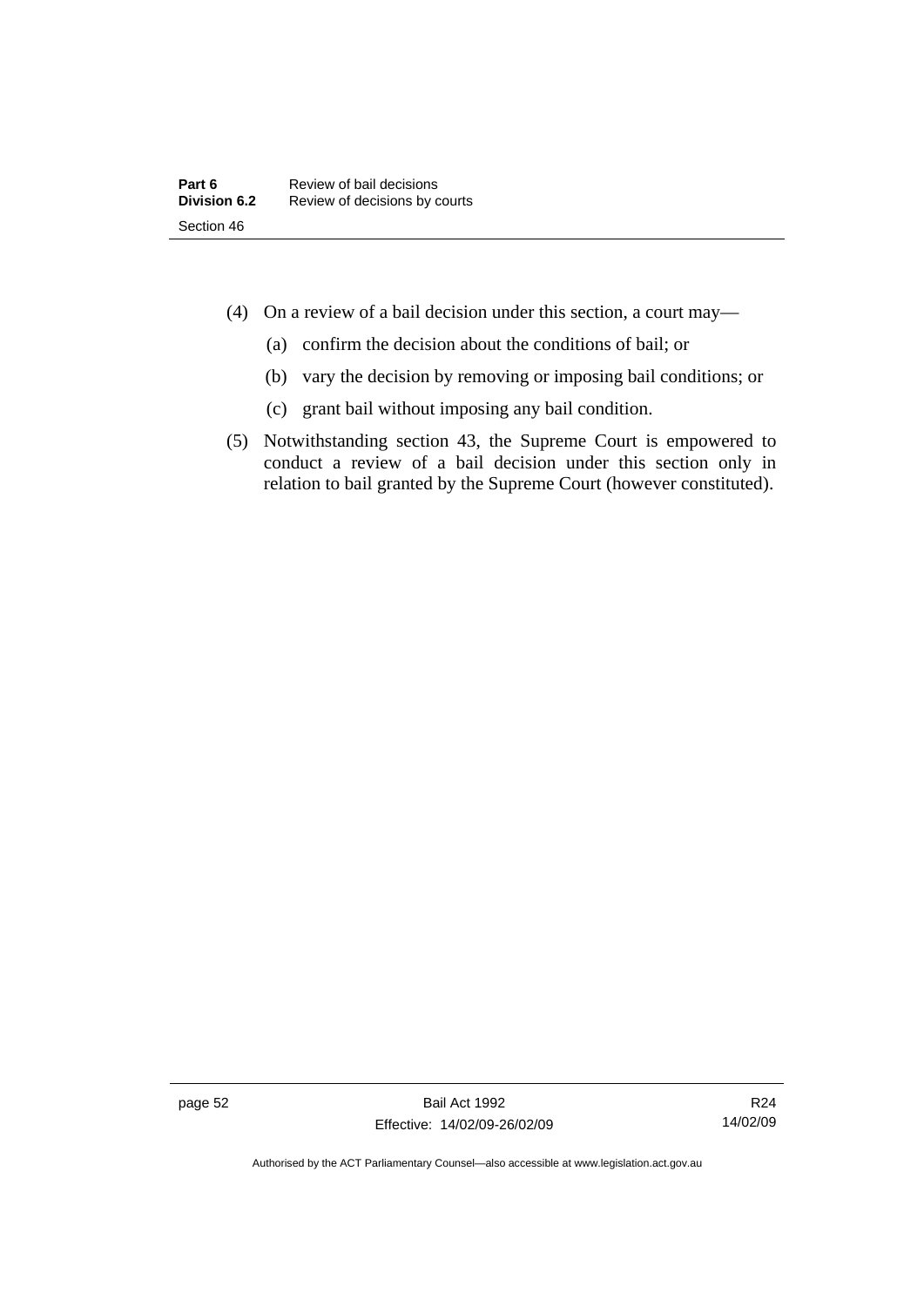(4) On a review of a bail decision under this section, a court may—

(a) confirm the decision about the conditions of bail; or

(b) vary the decision by removing or imposing bail conditions; or

(c) grant bail without imposing any bail condition.

(5) Notwithstanding section 43, the Supreme Court is empowered to conduct a review of a bail decision under this section only in relation to bail granted by the Supreme Court (however constituted).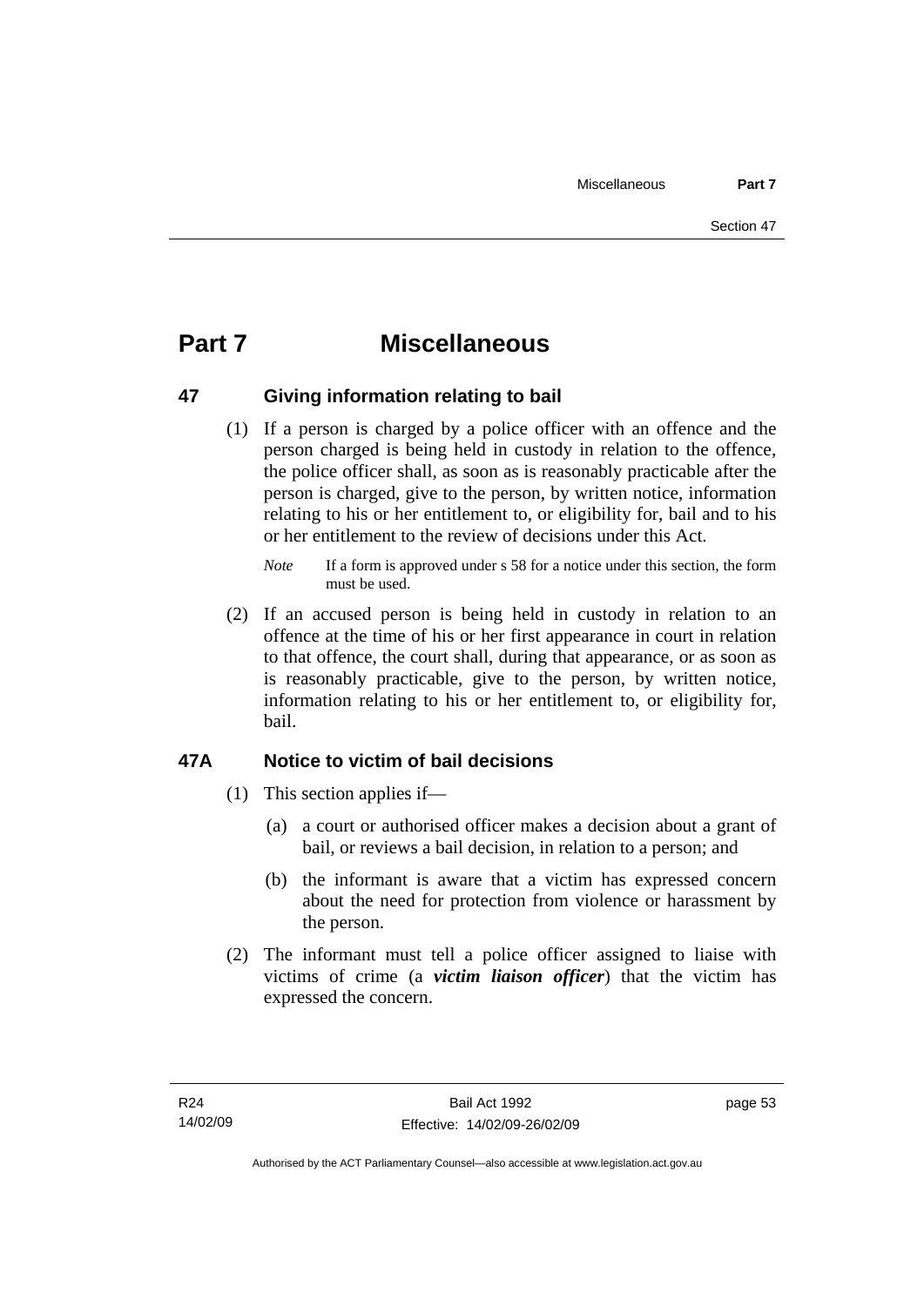# Part 7 Miscellaneous

## 47 Giving information relating to bail

(1) If a person is charged by a police officer with an offence and the person charged is being held in custody in relation to the offence, the police officer shall, as soon as is reasonably practicable after the person is charged, give to the person, by written notice, information relating to his or her entitlement to, or eligibility for, bail and to his or her entitlement to the review of decisions under this Act.

*Note* If a form is approved under s 58 for a notice under this section, the form must be used.

(2) If an accused person is being held in custody in relation to an offence at the time of his or her first appearance in court in relation to that offence, the court shall, during that appearance, or as soon as is reasonably practicable, give to the person, by written notice, information relating to his or her entitlement to, or eligibility for, bail.

## 47A Notice to victim of bail decisions

(1) This section applies if—

(a) a court or authorised officer makes a decision about a grant of bail, or reviews a bail decision, in relation to a person; and

(b) the informant is aware that a victim has expressed concern about the need for protection from violence or harassment by the person.

(2) The informant must tell a police officer assigned to liaise with victims of crime (a ***victim liaison officer***) that the victim has expressed the concern.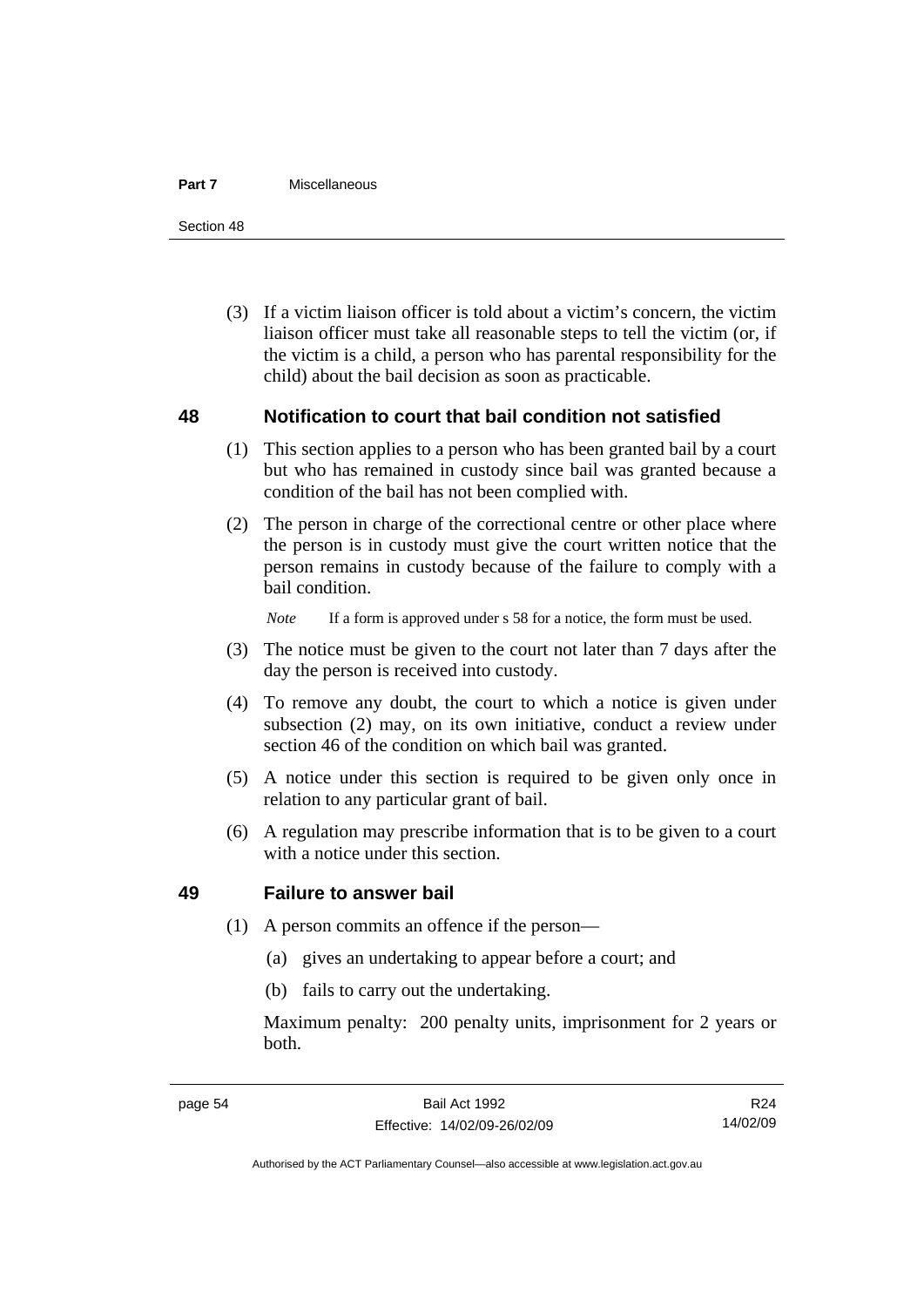(3) If a victim liaison officer is told about a victim's concern, the victim liaison officer must take all reasonable steps to tell the victim (or, if the victim is a child, a person who has parental responsibility for the child) about the bail decision as soon as practicable.

## 48 Notification to court that bail condition not satisfied

(1) This section applies to a person who has been granted bail by a court but who has remained in custody since bail was granted because a condition of the bail has not been complied with.

(2) The person in charge of the correctional centre or other place where the person is in custody must give the court written notice that the person remains in custody because of the failure to comply with a bail condition.

*Note* If a form is approved under s 58 for a notice, the form must be used.

(3) The notice must be given to the court not later than 7 days after the day the person is received into custody.

(4) To remove any doubt, the court to which a notice is given under subsection (2) may, on its own initiative, conduct a review under section 46 of the condition on which bail was granted.

(5) A notice under this section is required to be given only once in relation to any particular grant of bail.

(6) A regulation may prescribe information that is to be given to a court with a notice under this section.

## 49 Failure to answer bail

(1) A person commits an offence if the person—

(a) gives an undertaking to appear before a court; and

(b) fails to carry out the undertaking.

Maximum penalty: 200 penalty units, imprisonment for 2 years or both.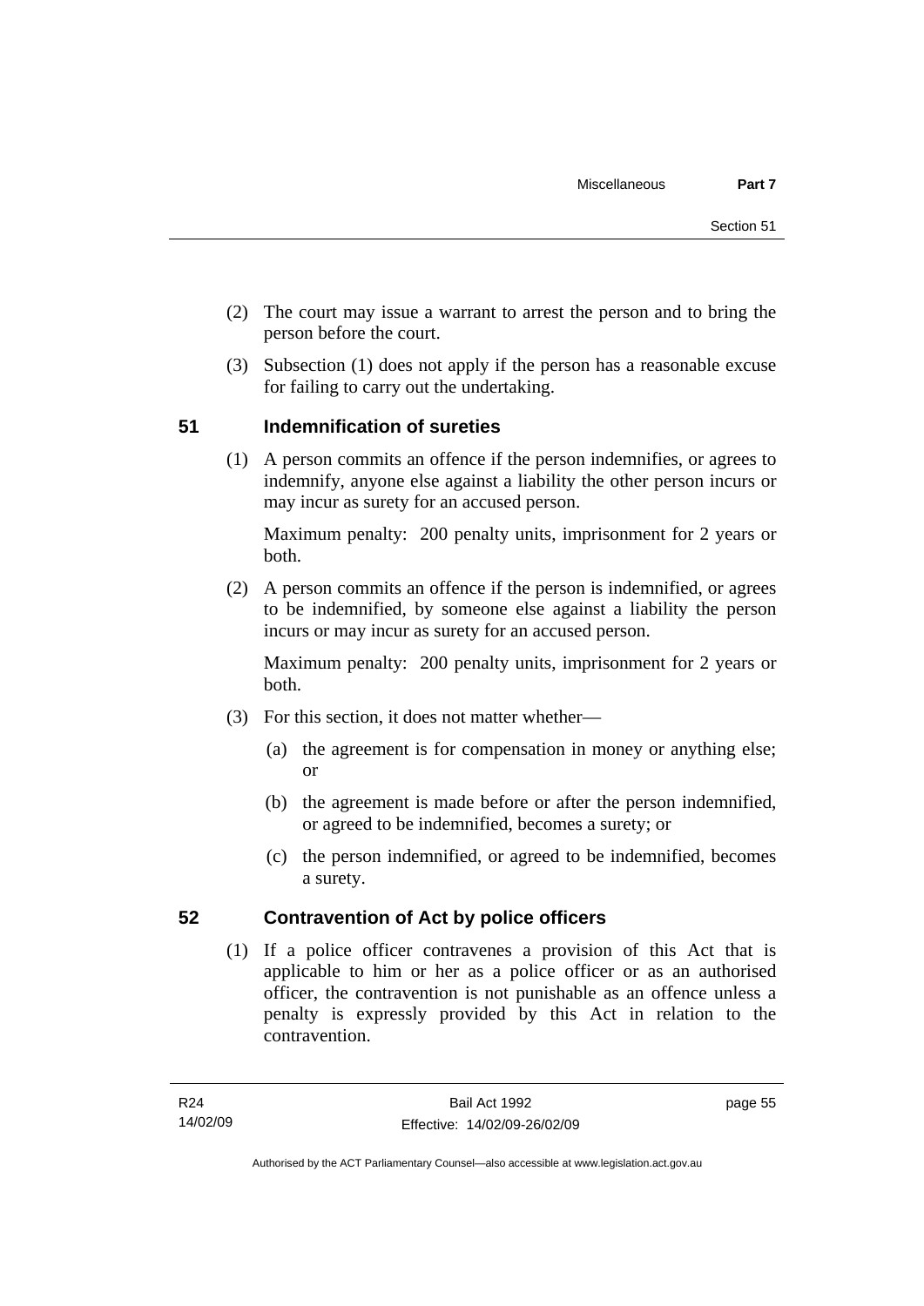(2) The court may issue a warrant to arrest the person and to bring the person before the court.

(3) Subsection (1) does not apply if the person has a reasonable excuse for failing to carry out the undertaking.

## 51 Indemnification of sureties

(1) A person commits an offence if the person indemnifies, or agrees to indemnify, anyone else against a liability the other person incurs or may incur as surety for an accused person.

Maximum penalty: 200 penalty units, imprisonment for 2 years or both.

(2) A person commits an offence if the person is indemnified, or agrees to be indemnified, by someone else against a liability the person incurs or may incur as surety for an accused person.

Maximum penalty: 200 penalty units, imprisonment for 2 years or both.

(3) For this section, it does not matter whether—

(a) the agreement is for compensation in money or anything else; or

(b) the agreement is made before or after the person indemnified, or agreed to be indemnified, becomes a surety; or

(c) the person indemnified, or agreed to be indemnified, becomes a surety.

## 52 Contravention of Act by police officers

(1) If a police officer contravenes a provision of this Act that is applicable to him or her as a police officer or as an authorised officer, the contravention is not punishable as an offence unless a penalty is expressly provided by this Act in relation to the contravention.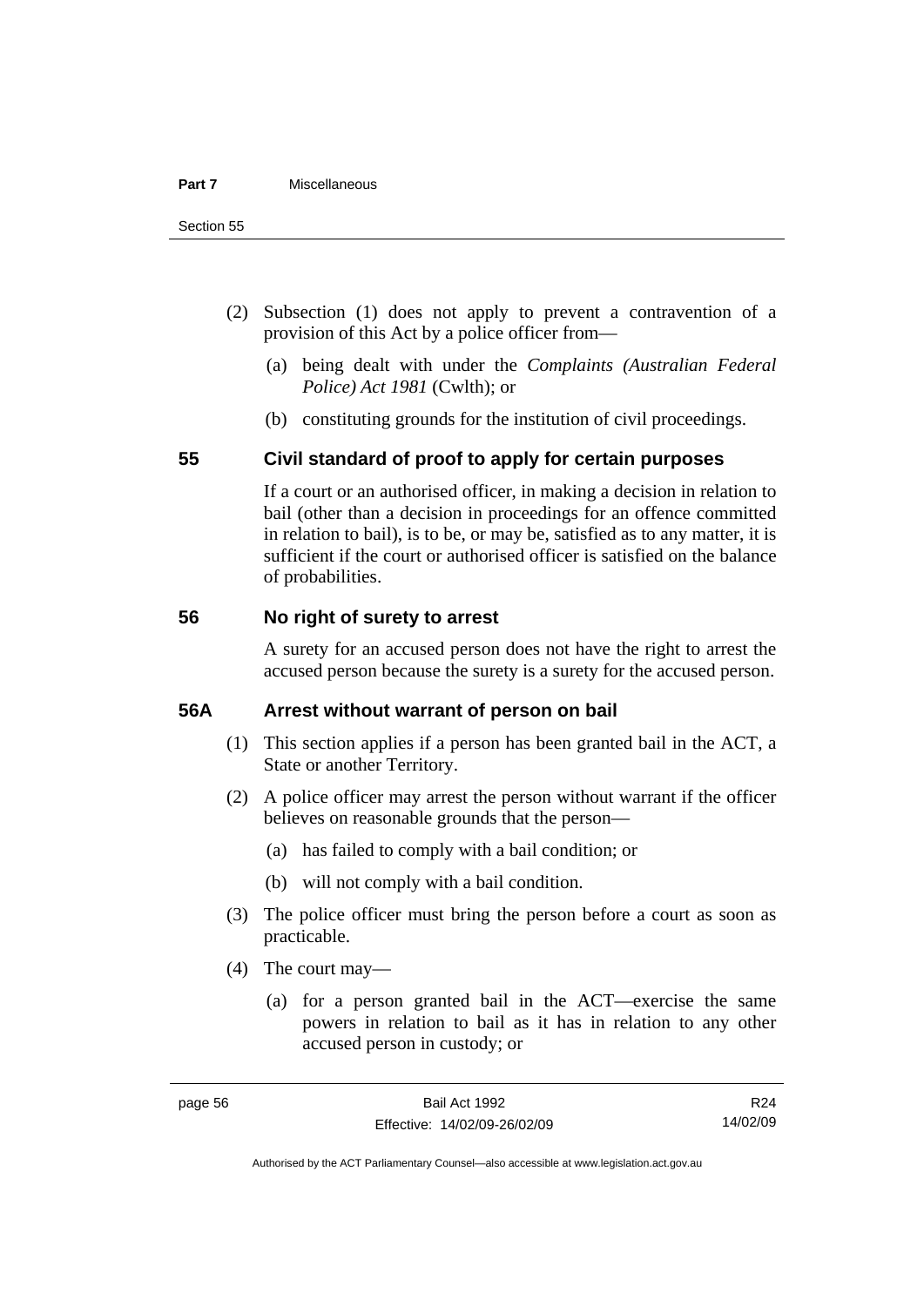(2) Subsection (1) does not apply to prevent a contravention of a provision of this Act by a police officer from—

(a) being dealt with under the *Complaints (Australian Federal Police) Act 1981* (Cwlth); or

(b) constituting grounds for the institution of civil proceedings.

## 55 Civil standard of proof to apply for certain purposes

If a court or an authorised officer, in making a decision in relation to bail (other than a decision in proceedings for an offence committed in relation to bail), is to be, or may be, satisfied as to any matter, it is sufficient if the court or authorised officer is satisfied on the balance of probabilities.

## 56 No right of surety to arrest

A surety for an accused person does not have the right to arrest the accused person because the surety is a surety for the accused person.

## 56A Arrest without warrant of person on bail

(1) This section applies if a person has been granted bail in the ACT, a State or another Territory.

(2) A police officer may arrest the person without warrant if the officer believes on reasonable grounds that the person—

(a) has failed to comply with a bail condition; or

(b) will not comply with a bail condition.

(3) The police officer must bring the person before a court as soon as practicable.

(4) The court may—

(a) for a person granted bail in the ACT—exercise the same powers in relation to bail as it has in relation to any other accused person in custody; or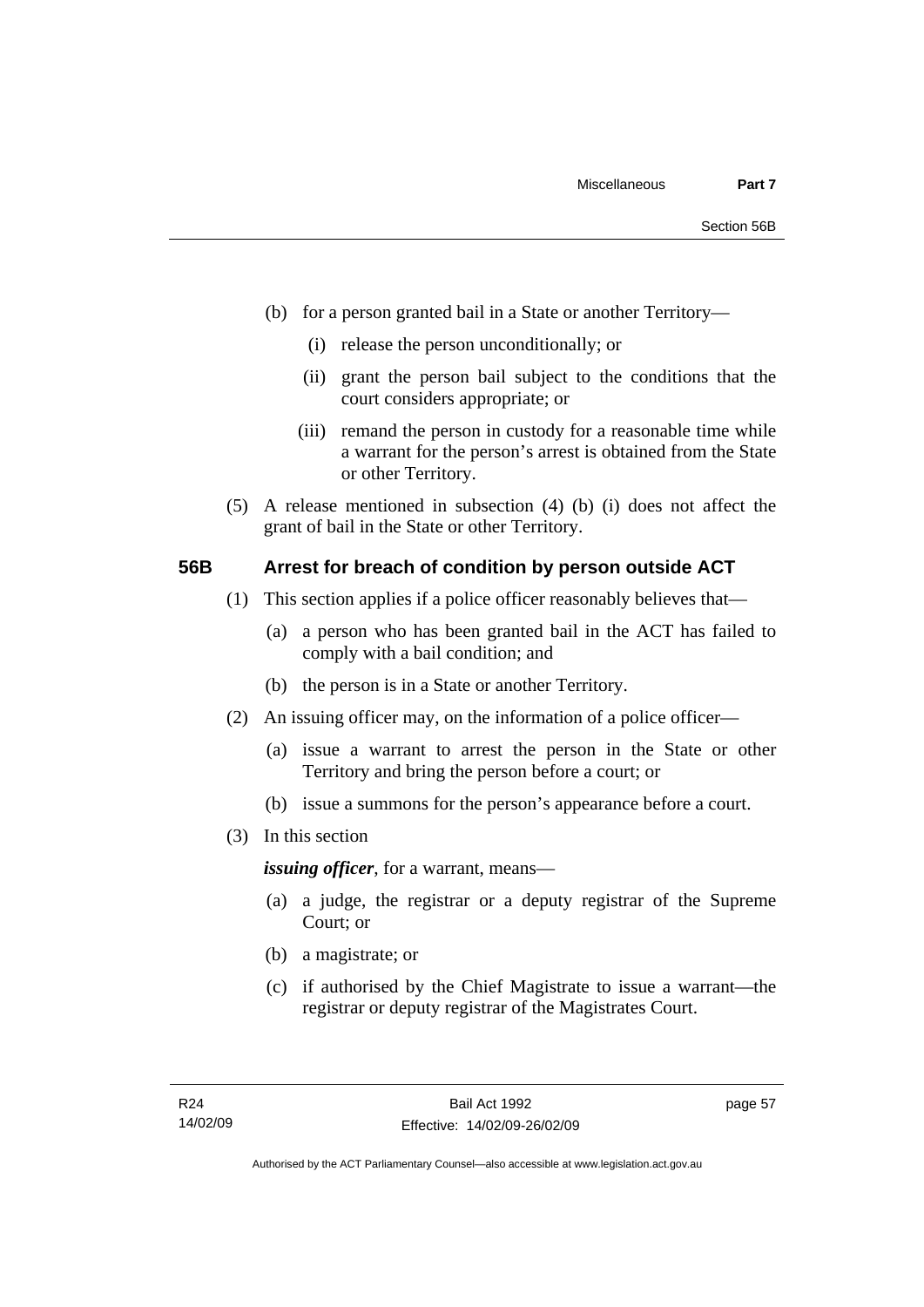(b) for a person granted bail in a State or another Territory—

  (i) release the person unconditionally; or

  (ii) grant the person bail subject to the conditions that the court considers appropriate; or

  (iii) remand the person in custody for a reasonable time while a warrant for the person's arrest is obtained from the State or other Territory.

(5) A release mentioned in subsection (4) (b) (i) does not affect the grant of bail in the State or other Territory.

### 56B Arrest for breach of condition by person outside ACT

(1) This section applies if a police officer reasonably believes that—

  (a) a person who has been granted bail in the ACT has failed to comply with a bail condition; and

  (b) the person is in a State or another Territory.

(2) An issuing officer may, on the information of a police officer—

  (a) issue a warrant to arrest the person in the State or other Territory and bring the person before a court; or

  (b) issue a summons for the person's appearance before a court.

(3) In this section

***issuing officer***, for a warrant, means—

  (a) a judge, the registrar or a deputy registrar of the Supreme Court; or

  (b) a magistrate; or

  (c) if authorised by the Chief Magistrate to issue a warrant—the registrar or deputy registrar of the Magistrates Court.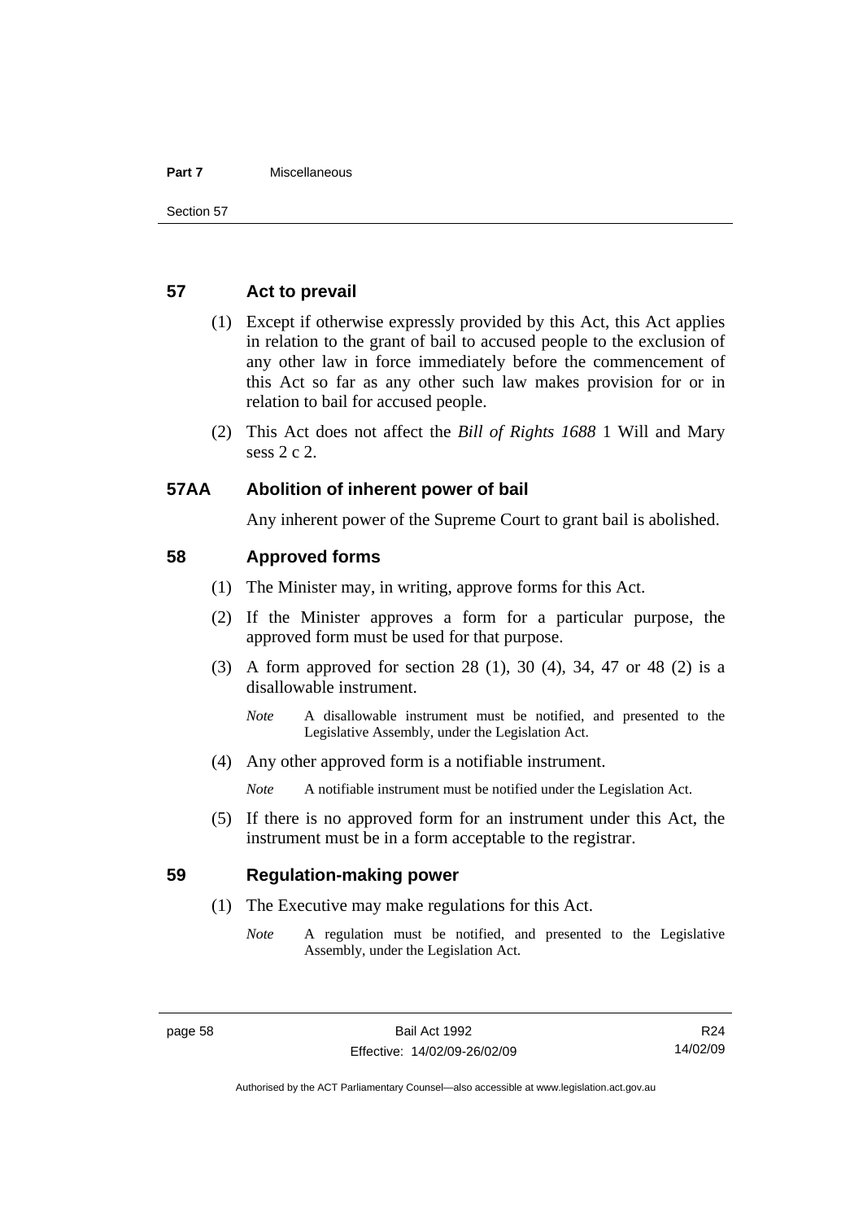## 57 Act to prevail

(1) Except if otherwise expressly provided by this Act, this Act applies in relation to the grant of bail to accused people to the exclusion of any other law in force immediately before the commencement of this Act so far as any other such law makes provision for or in relation to bail for accused people.

(2) This Act does not affect the *Bill of Rights 1688* 1 Will and Mary sess 2 c 2.

## 57AA Abolition of inherent power of bail

Any inherent power of the Supreme Court to grant bail is abolished.

## 58 Approved forms

(1) The Minister may, in writing, approve forms for this Act.

(2) If the Minister approves a form for a particular purpose, the approved form must be used for that purpose.

(3) A form approved for section 28 (1), 30 (4), 34, 47 or 48 (2) is a disallowable instrument.

*Note* A disallowable instrument must be notified, and presented to the Legislative Assembly, under the Legislation Act.

(4) Any other approved form is a notifiable instrument.

*Note* A notifiable instrument must be notified under the Legislation Act.

(5) If there is no approved form for an instrument under this Act, the instrument must be in a form acceptable to the registrar.

## 59 Regulation-making power

(1) The Executive may make regulations for this Act.

*Note* A regulation must be notified, and presented to the Legislative Assembly, under the Legislation Act.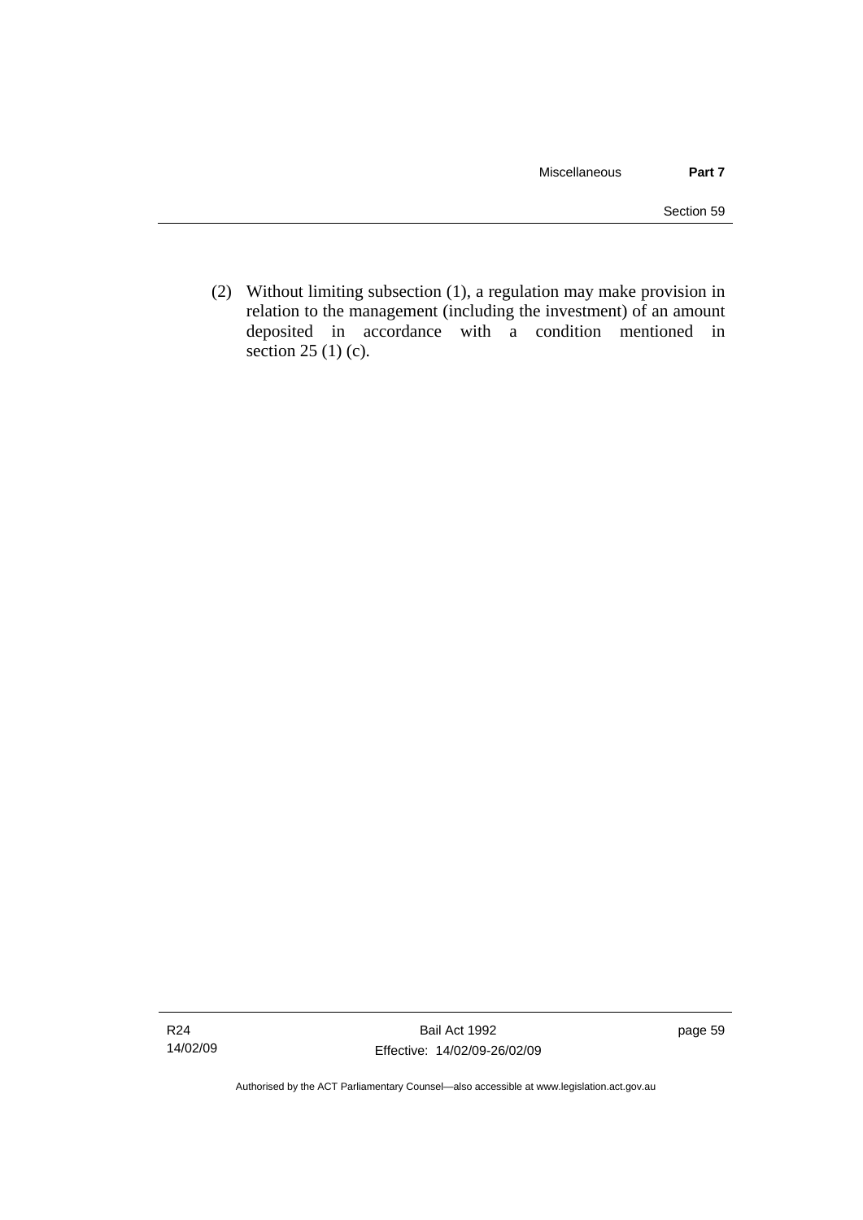(2) Without limiting subsection (1), a regulation may make provision in relation to the management (including the investment) of an amount deposited in accordance with a condition mentioned in section 25 (1) (c).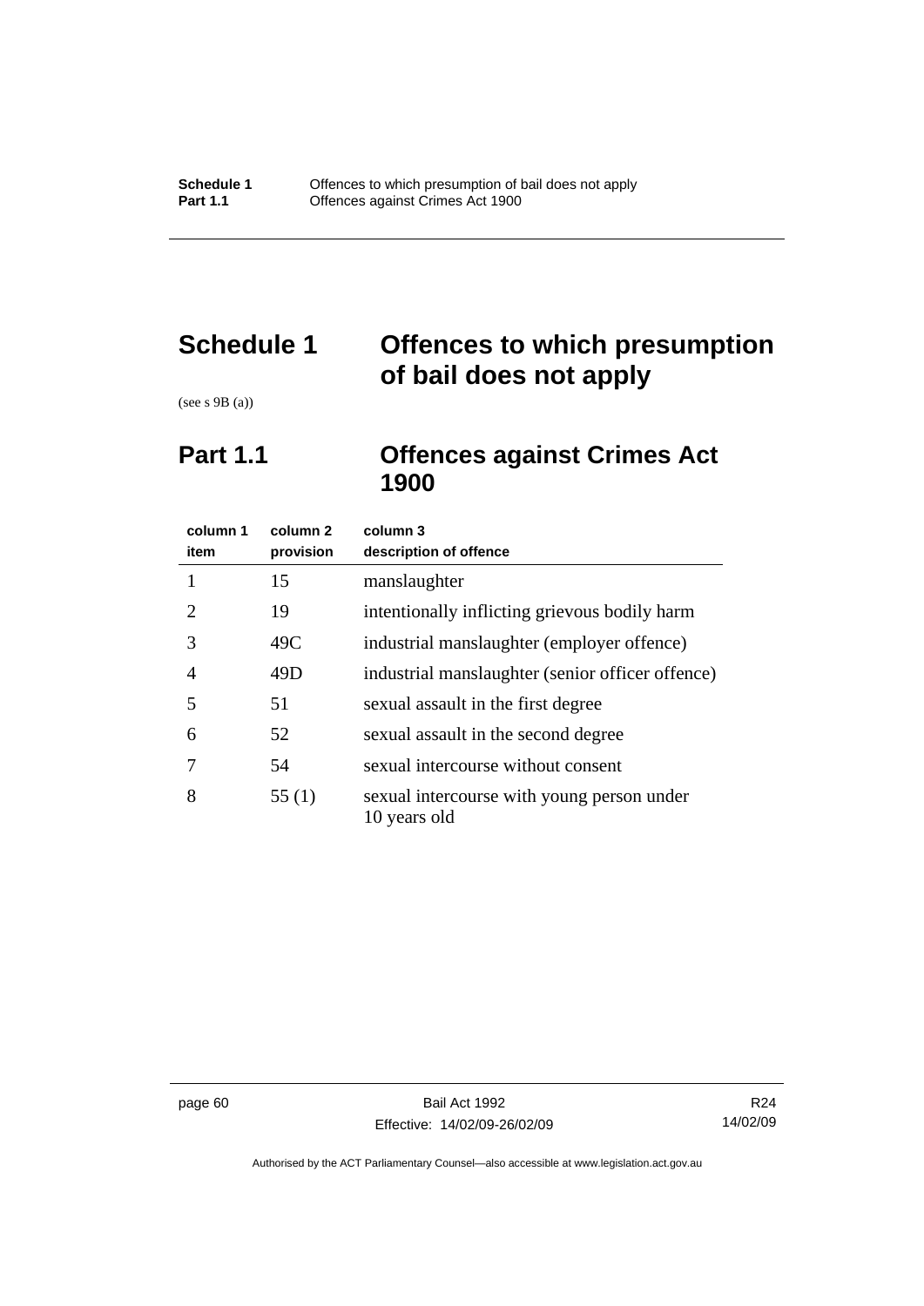# Schedule 1 Offences to which presumption of bail does not apply

(see s 9B (a))

## Part 1.1 Offences against Crimes Act 1900

| column 1 item | column 2 provision | column 3 description of offence |
|---|---|---|
| 1 | 15 | manslaughter |
| 2 | 19 | intentionally inflicting grievous bodily harm |
| 3 | 49C | industrial manslaughter (employer offence) |
| 4 | 49D | industrial manslaughter (senior officer offence) |
| 5 | 51 | sexual assault in the first degree |
| 6 | 52 | sexual assault in the second degree |
| 7 | 54 | sexual intercourse without consent |
| 8 | 55 (1) | sexual intercourse with young person under 10 years old |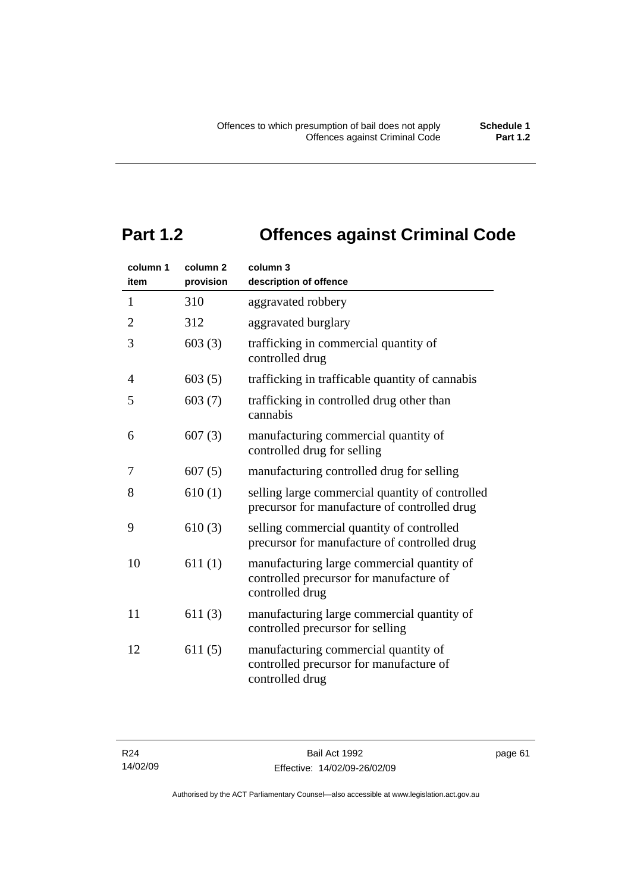# Part 1.2 Offences against Criminal Code

| column 1 item | column 2 provision | column 3 description of offence |
|---|---|---|
| 1 | 310 | aggravated robbery |
| 2 | 312 | aggravated burglary |
| 3 | 603 (3) | trafficking in commercial quantity of controlled drug |
| 4 | 603 (5) | trafficking in trafficable quantity of cannabis |
| 5 | 603 (7) | trafficking in controlled drug other than cannabis |
| 6 | 607 (3) | manufacturing commercial quantity of controlled drug for selling |
| 7 | 607 (5) | manufacturing controlled drug for selling |
| 8 | 610 (1) | selling large commercial quantity of controlled precursor for manufacture of controlled drug |
| 9 | 610 (3) | selling commercial quantity of controlled precursor for manufacture of controlled drug |
| 10 | 611 (1) | manufacturing large commercial quantity of controlled precursor for manufacture of controlled drug |
| 11 | 611 (3) | manufacturing large commercial quantity of controlled precursor for selling |
| 12 | 611 (5) | manufacturing commercial quantity of controlled precursor for manufacture of controlled drug |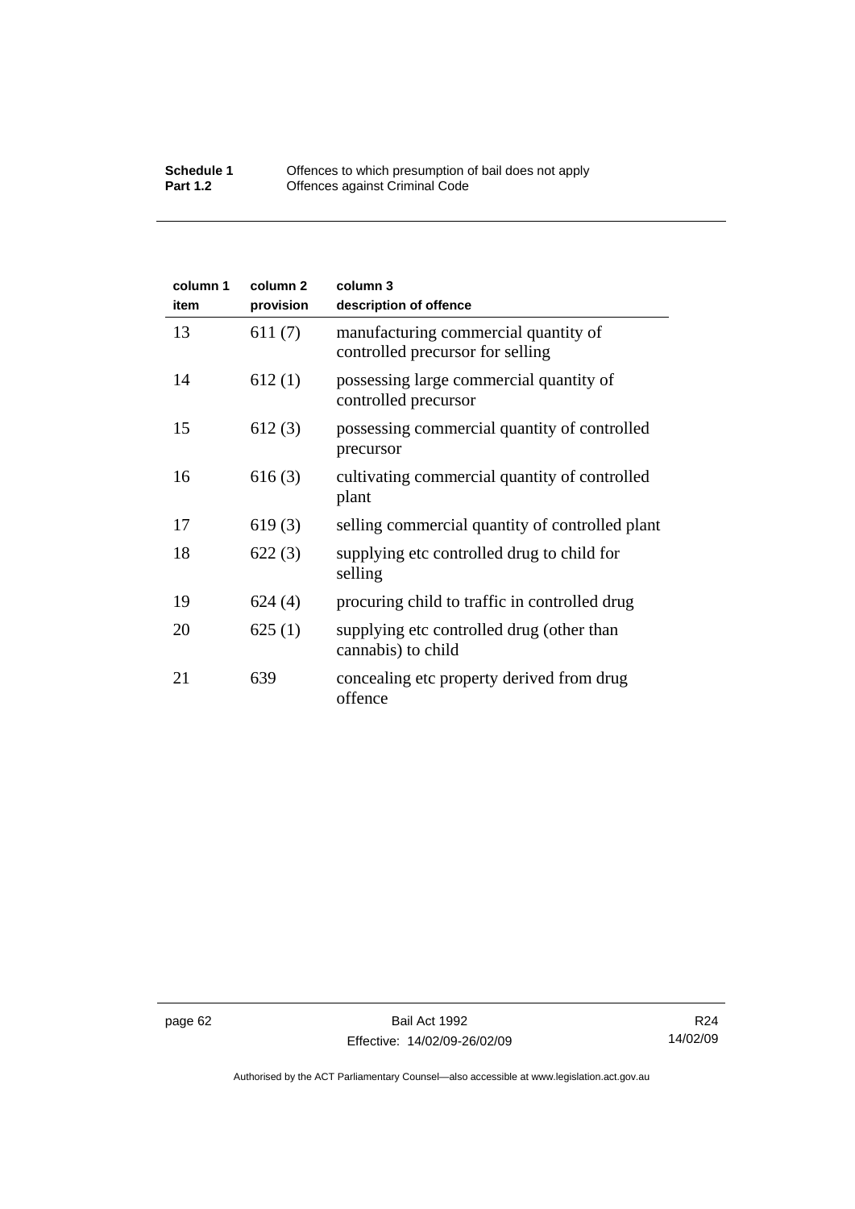| column 1 item | column 2 provision | column 3 description of offence |
|---|---|---|
| 13 | 611 (7) | manufacturing commercial quantity of controlled precursor for selling |
| 14 | 612 (1) | possessing large commercial quantity of controlled precursor |
| 15 | 612 (3) | possessing commercial quantity of controlled precursor |
| 16 | 616 (3) | cultivating commercial quantity of controlled plant |
| 17 | 619 (3) | selling commercial quantity of controlled plant |
| 18 | 622 (3) | supplying etc controlled drug to child for selling |
| 19 | 624 (4) | procuring child to traffic in controlled drug |
| 20 | 625 (1) | supplying etc controlled drug (other than cannabis) to child |
| 21 | 639 | concealing etc property derived from drug offence |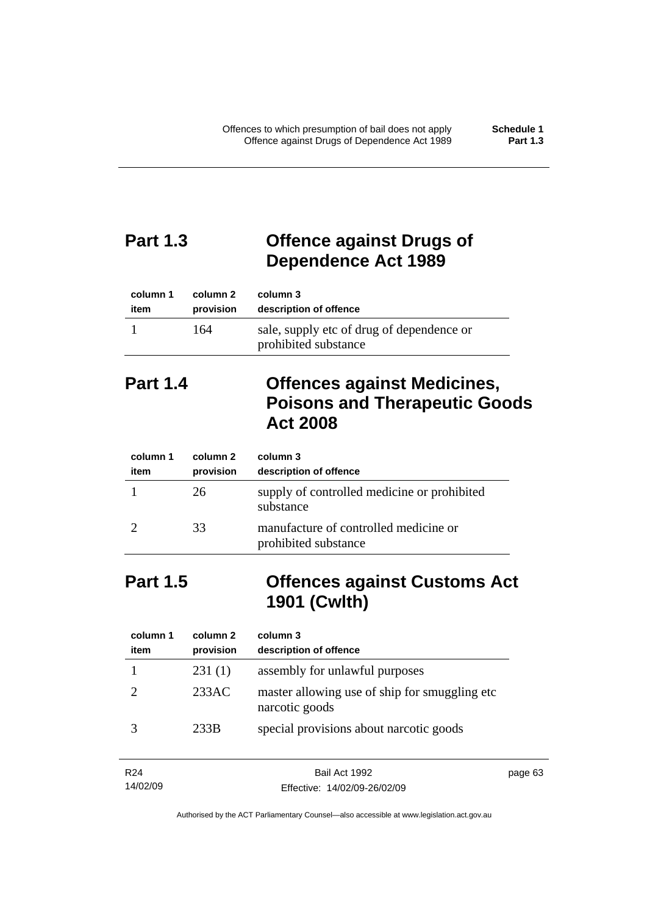## Part 1.3 Offence against Drugs of Dependence Act 1989

| column 1 item | column 2 provision | column 3 description of offence |
|---|---|---|
| 1 | 164 | sale, supply etc of drug of dependence or prohibited substance |

## Part 1.4 Offences against Medicines, Poisons and Therapeutic Goods Act 2008

| column 1 item | column 2 provision | column 3 description of offence |
|---|---|---|
| 1 | 26 | supply of controlled medicine or prohibited substance |
| 2 | 33 | manufacture of controlled medicine or prohibited substance |

## Part 1.5 Offences against Customs Act 1901 (Cwlth)

| column 1 item | column 2 provision | column 3 description of offence |
|---|---|---|
| 1 | 231 (1) | assembly for unlawful purposes |
| 2 | 233AC | master allowing use of ship for smuggling etc narcotic goods |
| 3 | 233B | special provisions about narcotic goods |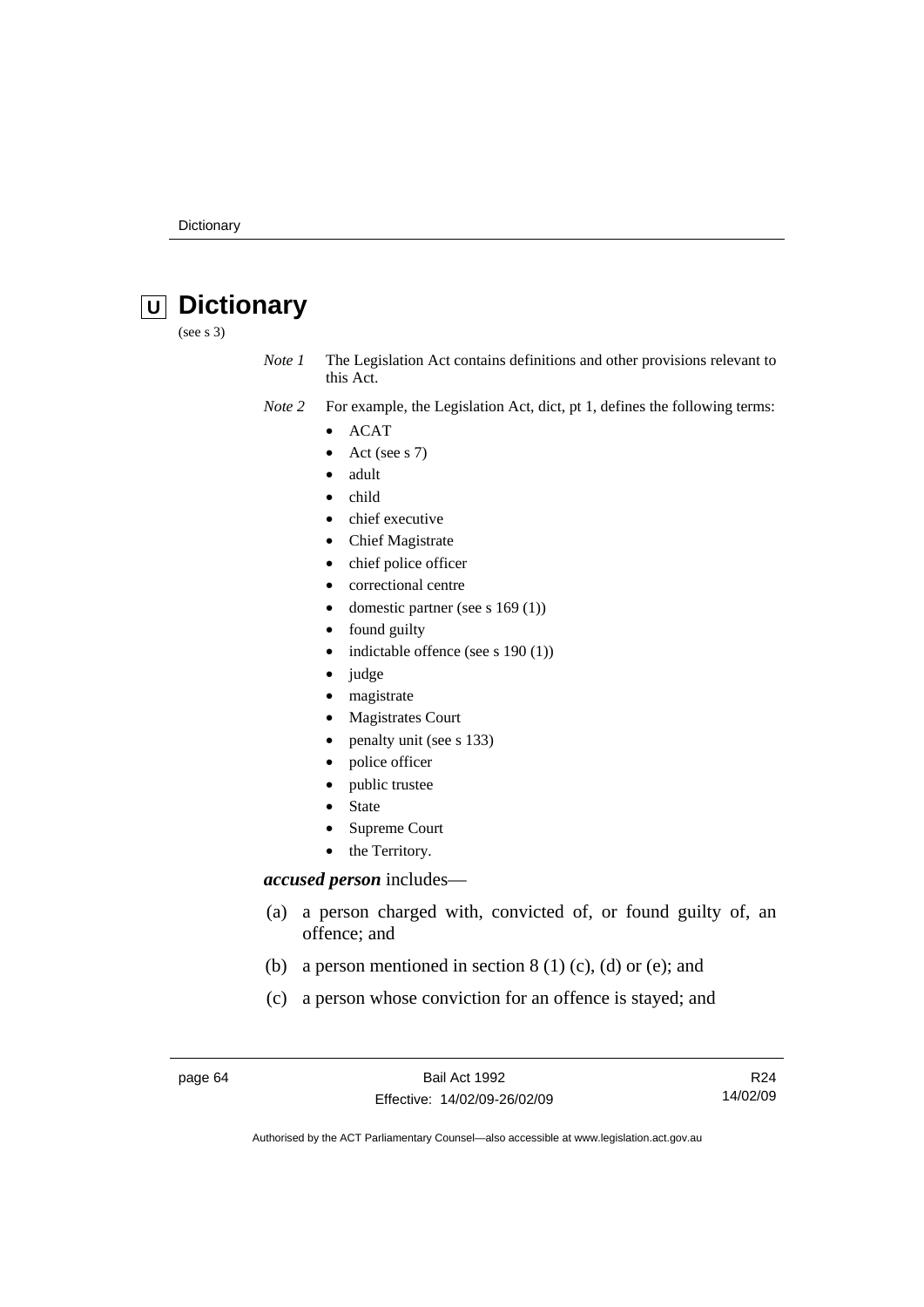# U Dictionary

(see s 3)

*Note 1* The Legislation Act contains definitions and other provisions relevant to this Act.

*Note 2* For example, the Legislation Act, dict, pt 1, defines the following terms:

- ACAT
- Act (see s 7)
- adult
- child
- chief executive
- Chief Magistrate
- chief police officer
- correctional centre
- domestic partner (see s 169 (1))
- found guilty
- indictable offence (see s 190 (1))
- judge
- magistrate
- Magistrates Court
- penalty unit (see s 133)
- police officer
- public trustee
- State
- Supreme Court
- the Territory.

***accused person*** includes—

(a) a person charged with, convicted of, or found guilty of, an offence; and

(b) a person mentioned in section 8 (1) (c), (d) or (e); and

(c) a person whose conviction for an offence is stayed; and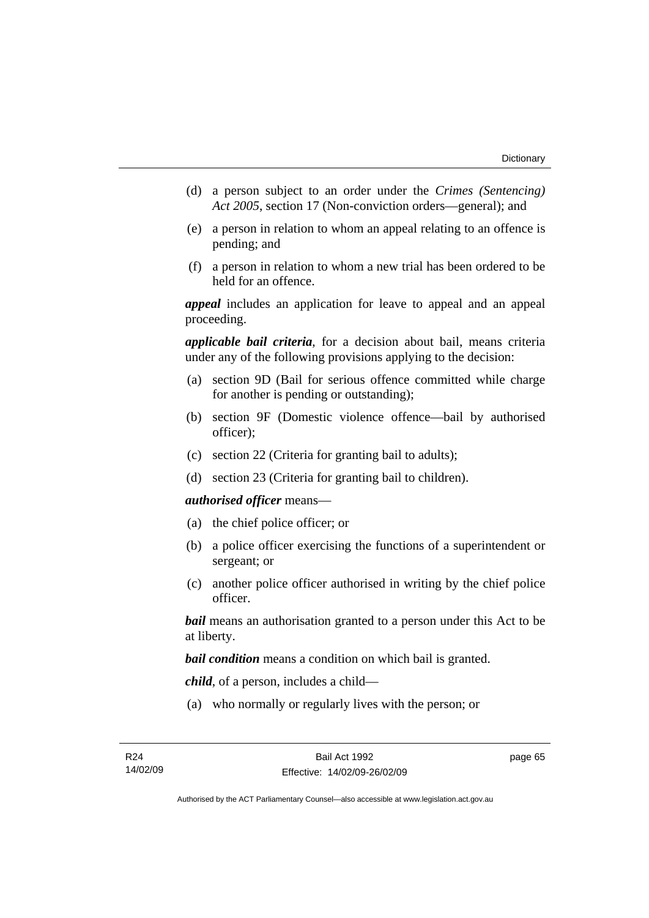(d) a person subject to an order under the *Crimes (Sentencing) Act 2005*, section 17 (Non-conviction orders—general); and

(e) a person in relation to whom an appeal relating to an offence is pending; and

(f) a person in relation to whom a new trial has been ordered to be held for an offence.

***appeal*** includes an application for leave to appeal and an appeal proceeding.

***applicable bail criteria***, for a decision about bail, means criteria under any of the following provisions applying to the decision:

(a) section 9D (Bail for serious offence committed while charge for another is pending or outstanding);

(b) section 9F (Domestic violence offence—bail by authorised officer);

(c) section 22 (Criteria for granting bail to adults);

(d) section 23 (Criteria for granting bail to children).

***authorised officer*** means—

(a) the chief police officer; or

(b) a police officer exercising the functions of a superintendent or sergeant; or

(c) another police officer authorised in writing by the chief police officer.

***bail*** means an authorisation granted to a person under this Act to be at liberty.

***bail condition*** means a condition on which bail is granted.

***child***, of a person, includes a child—

(a) who normally or regularly lives with the person; or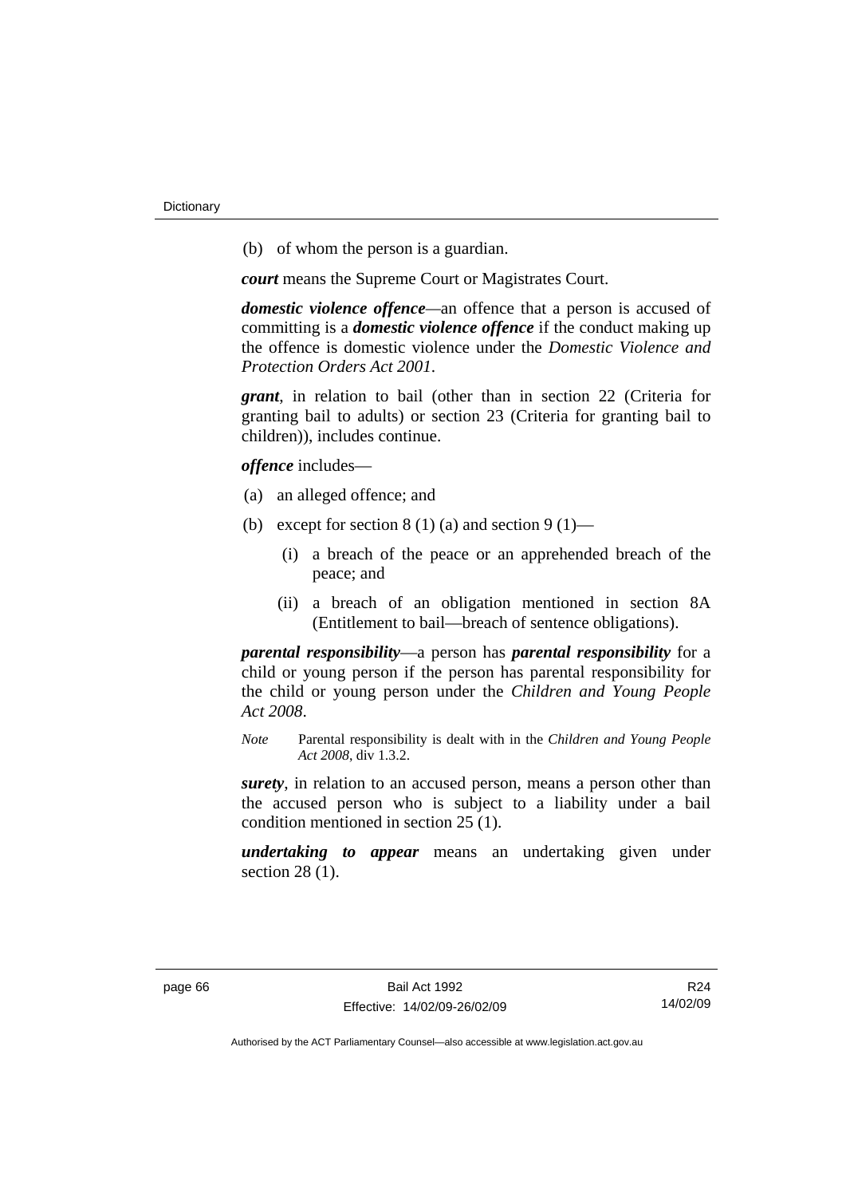(b) of whom the person is a guardian.

***court*** means the Supreme Court or Magistrates Court.

***domestic violence offence***—an offence that a person is accused of committing is a ***domestic violence offence*** if the conduct making up the offence is domestic violence under the *Domestic Violence and Protection Orders Act 2001*.

***grant***, in relation to bail (other than in section 22 (Criteria for granting bail to adults) or section 23 (Criteria for granting bail to children)), includes continue.

***offence*** includes—

(a) an alleged offence; and

(b) except for section 8 (1) (a) and section 9 (1)—

  (i) a breach of the peace or an apprehended breach of the peace; and

  (ii) a breach of an obligation mentioned in section 8A (Entitlement to bail—breach of sentence obligations).

***parental responsibility***—a person has ***parental responsibility*** for a child or young person if the person has parental responsibility for the child or young person under the *Children and Young People Act 2008*.

*Note* Parental responsibility is dealt with in the *Children and Young People Act 2008*, div 1.3.2.

***surety***, in relation to an accused person, means a person other than the accused person who is subject to a liability under a bail condition mentioned in section 25 (1).

***undertaking to appear*** means an undertaking given under section 28 (1).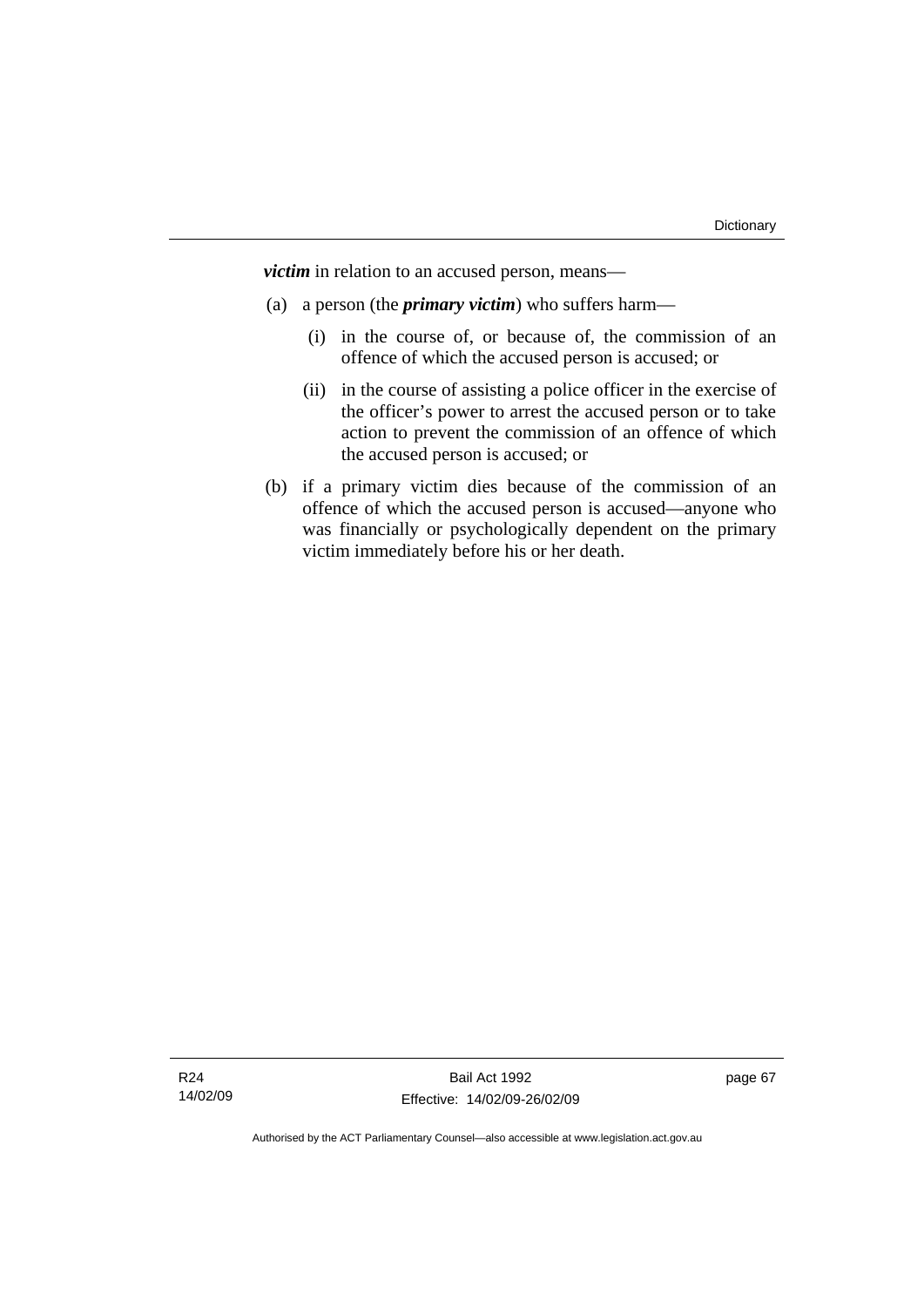***victim*** in relation to an accused person, means—

(a) a person (the ***primary victim***) who suffers harm—

  (i) in the course of, or because of, the commission of an offence of which the accused person is accused; or

  (ii) in the course of assisting a police officer in the exercise of the officer's power to arrest the accused person or to take action to prevent the commission of an offence of which the accused person is accused; or

(b) if a primary victim dies because of the commission of an offence of which the accused person is accused—anyone who was financially or psychologically dependent on the primary victim immediately before his or her death.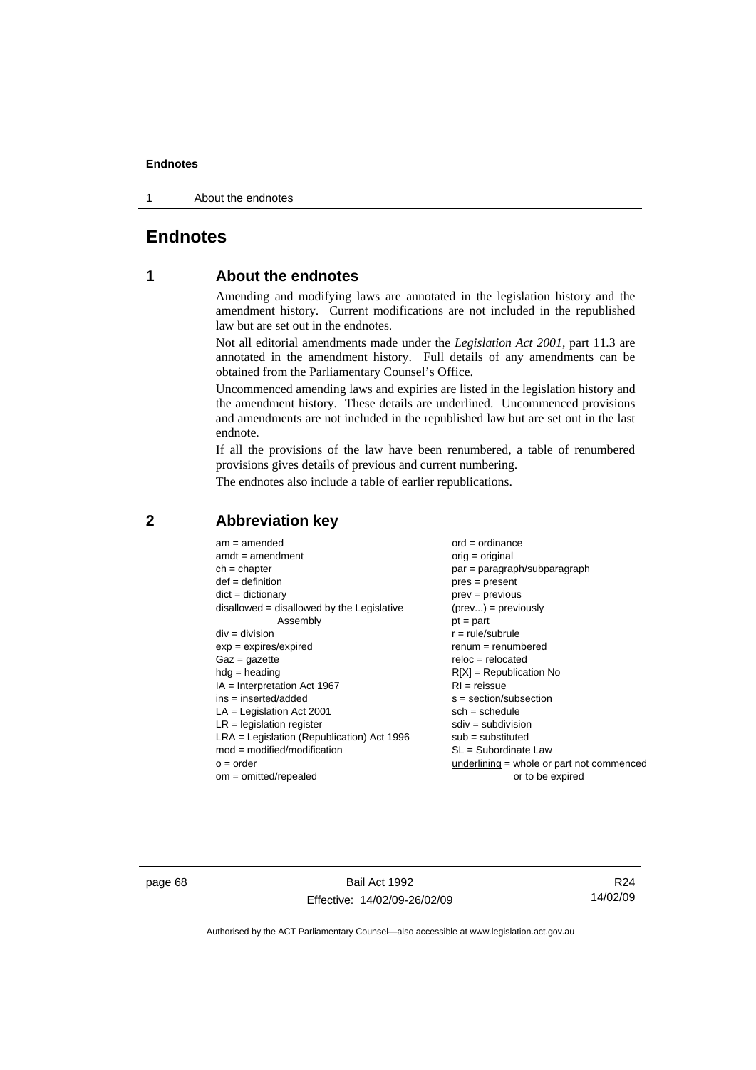# Endnotes

## 1 About the endnotes

Amending and modifying laws are annotated in the legislation history and the amendment history. Current modifications are not included in the republished law but are set out in the endnotes.

Not all editorial amendments made under the *Legislation Act 2001*, part 11.3 are annotated in the amendment history. Full details of any amendments can be obtained from the Parliamentary Counsel's Office.

Uncommenced amending laws and expiries are listed in the legislation history and the amendment history. These details are underlined. Uncommenced provisions and amendments are not included in the republished law but are set out in the last endnote.

If all the provisions of the law have been renumbered, a table of renumbered provisions gives details of previous and current numbering.

The endnotes also include a table of earlier republications.

## 2 Abbreviation key

am = amended
amdt = amendment
ch = chapter
def = definition
dict = dictionary
disallowed = disallowed by the Legislative Assembly
div = division
exp = expires/expired
Gaz = gazette
hdg = heading
IA = Interpretation Act 1967
ins = inserted/added
LA = Legislation Act 2001
LR = legislation register
LRA = Legislation (Republication) Act 1996
mod = modified/modification
o = order
om = omitted/repealed
ord = ordinance
orig = original
par = paragraph/subparagraph
pres = present
prev = previous
(prev...) = previously
pt = part
r = rule/subrule
renum = renumbered
reloc = relocated
R[X] = Republication No
RI = reissue
s = section/subsection
sch = schedule
sdiv = subdivision
sub = substituted
SL = Subordinate Law
underlining = whole or part not commenced or to be expired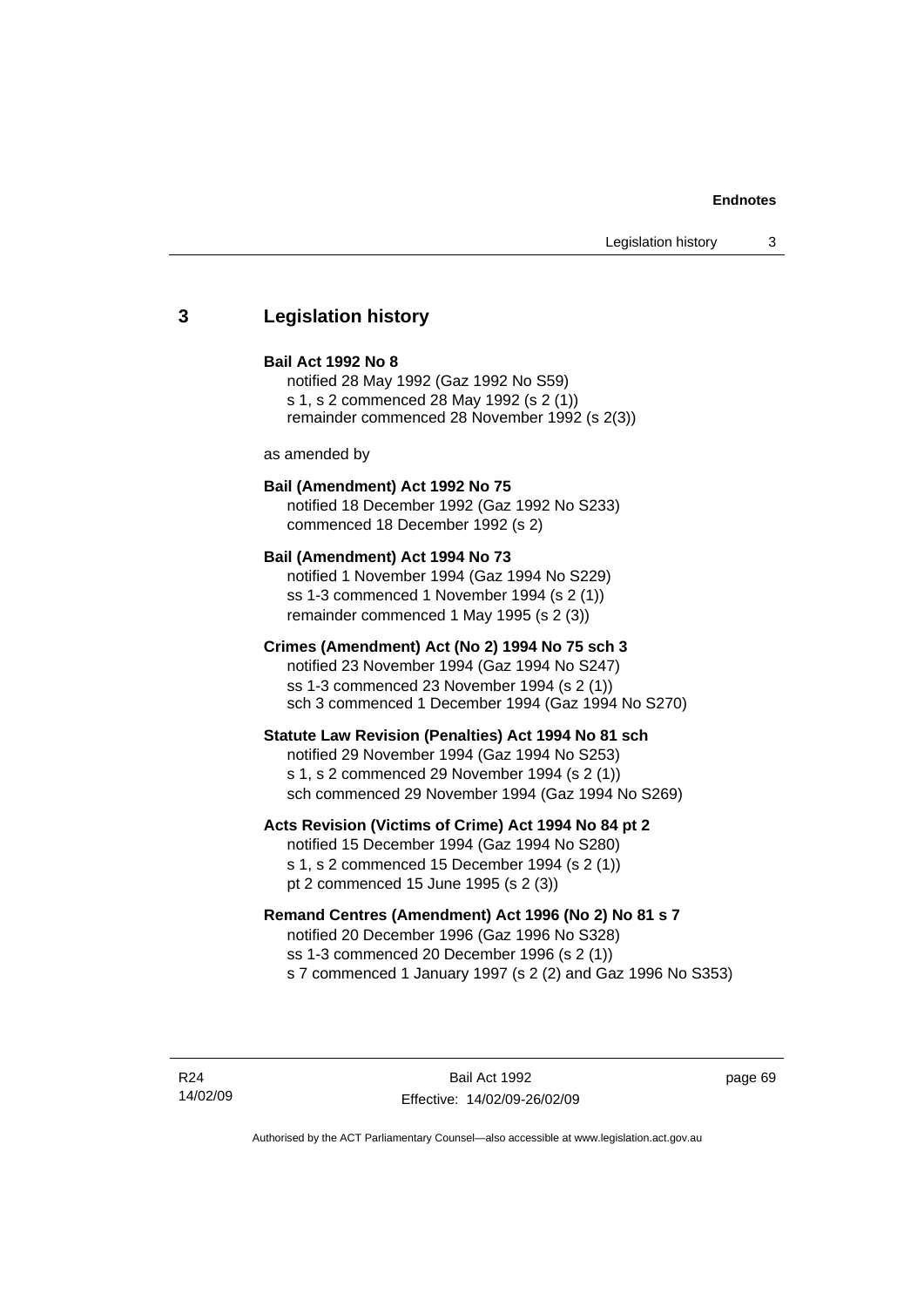## 3 Legislation history

**Bail Act 1992 No 8**

notified 28 May 1992 (Gaz 1992 No S59)
s 1, s 2 commenced 28 May 1992 (s 2 (1))
remainder commenced 28 November 1992 (s 2(3))

as amended by

**Bail (Amendment) Act 1992 No 75**

notified 18 December 1992 (Gaz 1992 No S233)
commenced 18 December 1992 (s 2)

**Bail (Amendment) Act 1994 No 73**

notified 1 November 1994 (Gaz 1994 No S229)
ss 1-3 commenced 1 November 1994 (s 2 (1))
remainder commenced 1 May 1995 (s 2 (3))

**Crimes (Amendment) Act (No 2) 1994 No 75 sch 3**

notified 23 November 1994 (Gaz 1994 No S247)
ss 1-3 commenced 23 November 1994 (s 2 (1))
sch 3 commenced 1 December 1994 (Gaz 1994 No S270)

**Statute Law Revision (Penalties) Act 1994 No 81 sch**

notified 29 November 1994 (Gaz 1994 No S253)
s 1, s 2 commenced 29 November 1994 (s 2 (1))
sch commenced 29 November 1994 (Gaz 1994 No S269)

**Acts Revision (Victims of Crime) Act 1994 No 84 pt 2**

notified 15 December 1994 (Gaz 1994 No S280)
s 1, s 2 commenced 15 December 1994 (s 2 (1))
pt 2 commenced 15 June 1995 (s 2 (3))

**Remand Centres (Amendment) Act 1996 (No 2) No 81 s 7**

notified 20 December 1996 (Gaz 1996 No S328)
ss 1-3 commenced 20 December 1996 (s 2 (1))
s 7 commenced 1 January 1997 (s 2 (2) and Gaz 1996 No S353)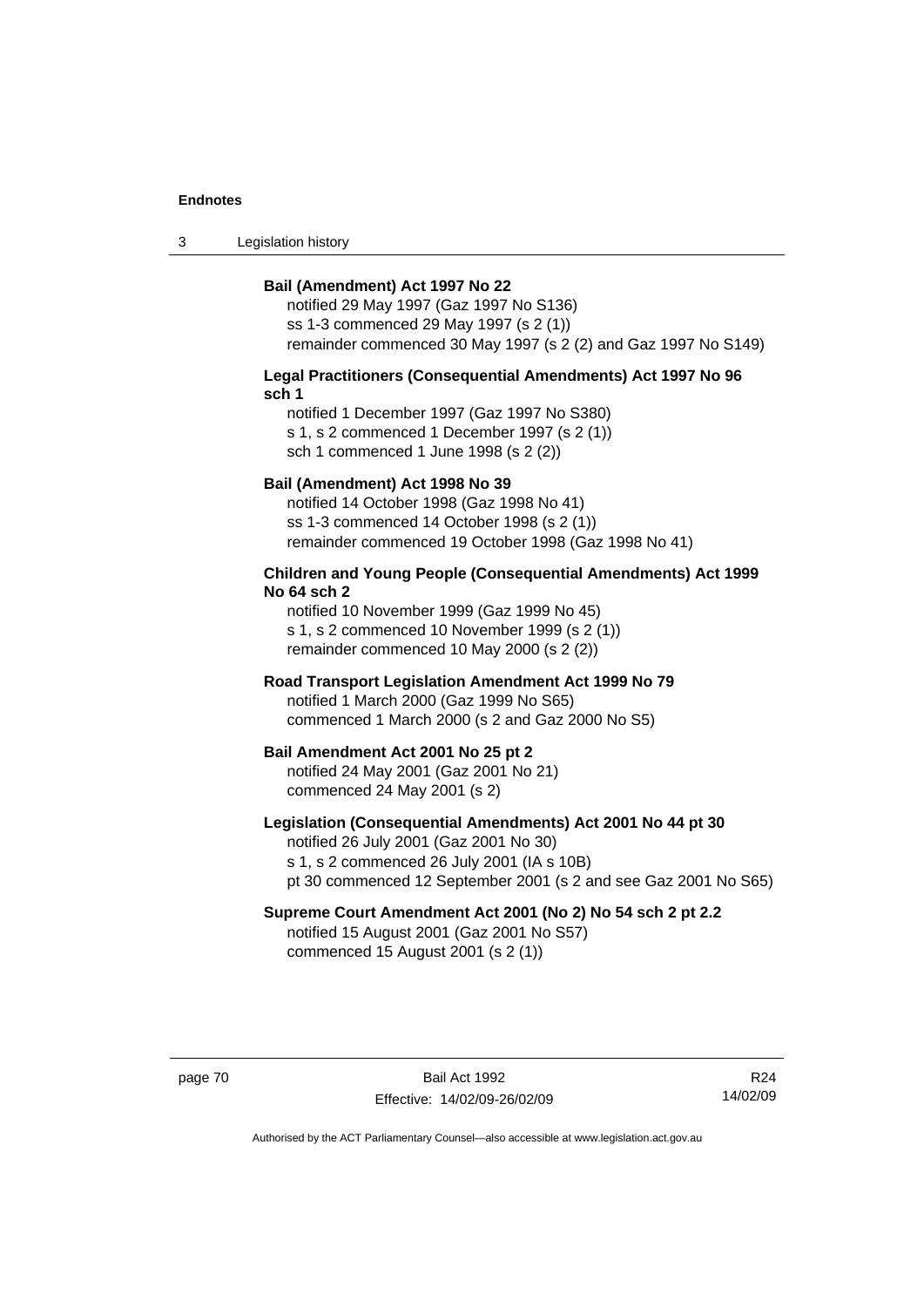**Bail (Amendment) Act 1997 No 22**

notified 29 May 1997 (Gaz 1997 No S136)
ss 1-3 commenced 29 May 1997 (s 2 (1))
remainder commenced 30 May 1997 (s 2 (2) and Gaz 1997 No S149)

**Legal Practitioners (Consequential Amendments) Act 1997 No 96 sch 1**

notified 1 December 1997 (Gaz 1997 No S380)
s 1, s 2 commenced 1 December 1997 (s 2 (1))
sch 1 commenced 1 June 1998 (s 2 (2))

**Bail (Amendment) Act 1998 No 39**

notified 14 October 1998 (Gaz 1998 No 41)
ss 1-3 commenced 14 October 1998 (s 2 (1))
remainder commenced 19 October 1998 (Gaz 1998 No 41)

**Children and Young People (Consequential Amendments) Act 1999 No 64 sch 2**

notified 10 November 1999 (Gaz 1999 No 45)
s 1, s 2 commenced 10 November 1999 (s 2 (1))
remainder commenced 10 May 2000 (s 2 (2))

**Road Transport Legislation Amendment Act 1999 No 79**

notified 1 March 2000 (Gaz 1999 No S65)
commenced 1 March 2000 (s 2 and Gaz 2000 No S5)

**Bail Amendment Act 2001 No 25 pt 2**

notified 24 May 2001 (Gaz 2001 No 21)
commenced 24 May 2001 (s 2)

**Legislation (Consequential Amendments) Act 2001 No 44 pt 30**

notified 26 July 2001 (Gaz 2001 No 30)
s 1, s 2 commenced 26 July 2001 (IA s 10B)
pt 30 commenced 12 September 2001 (s 2 and see Gaz 2001 No S65)

**Supreme Court Amendment Act 2001 (No 2) No 54 sch 2 pt 2.2**

notified 15 August 2001 (Gaz 2001 No S57)
commenced 15 August 2001 (s 2 (1))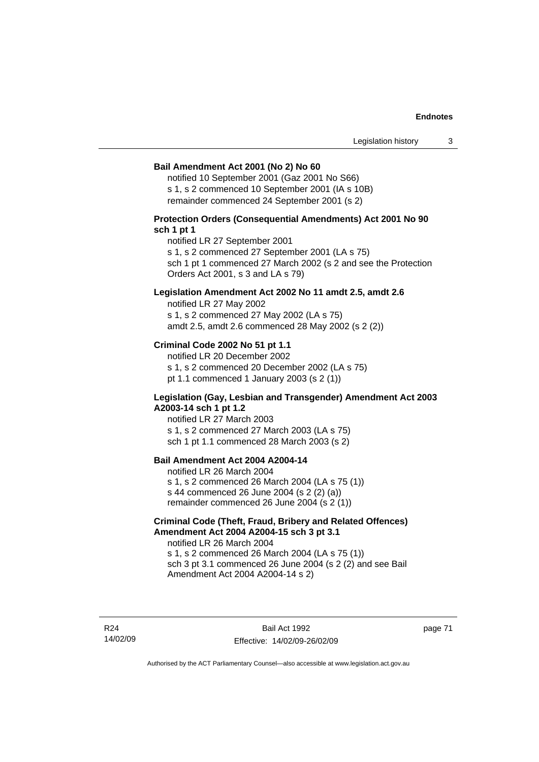**Bail Amendment Act 2001 (No 2) No 60**

notified 10 September 2001 (Gaz 2001 No S66)
s 1, s 2 commenced 10 September 2001 (IA s 10B)
remainder commenced 24 September 2001 (s 2)

**Protection Orders (Consequential Amendments) Act 2001 No 90 sch 1 pt 1**

notified LR 27 September 2001
s 1, s 2 commenced 27 September 2001 (LA s 75)
sch 1 pt 1 commenced 27 March 2002 (s 2 and see the Protection Orders Act 2001, s 3 and LA s 79)

**Legislation Amendment Act 2002 No 11 amdt 2.5, amdt 2.6**

notified LR 27 May 2002
s 1, s 2 commenced 27 May 2002 (LA s 75)
amdt 2.5, amdt 2.6 commenced 28 May 2002 (s 2 (2))

**Criminal Code 2002 No 51 pt 1.1**

notified LR 20 December 2002
s 1, s 2 commenced 20 December 2002 (LA s 75)
pt 1.1 commenced 1 January 2003 (s 2 (1))

**Legislation (Gay, Lesbian and Transgender) Amendment Act 2003 A2003-14 sch 1 pt 1.2**

notified LR 27 March 2003
s 1, s 2 commenced 27 March 2003 (LA s 75)
sch 1 pt 1.1 commenced 28 March 2003 (s 2)

**Bail Amendment Act 2004 A2004-14**

notified LR 26 March 2004
s 1, s 2 commenced 26 March 2004 (LA s 75 (1))
s 44 commenced 26 June 2004 (s 2 (2) (a))
remainder commenced 26 June 2004 (s 2 (1))

**Criminal Code (Theft, Fraud, Bribery and Related Offences) Amendment Act 2004 A2004-15 sch 3 pt 3.1**

notified LR 26 March 2004
s 1, s 2 commenced 26 March 2004 (LA s 75 (1))
sch 3 pt 3.1 commenced 26 June 2004 (s 2 (2) and see Bail Amendment Act 2004 A2004-14 s 2)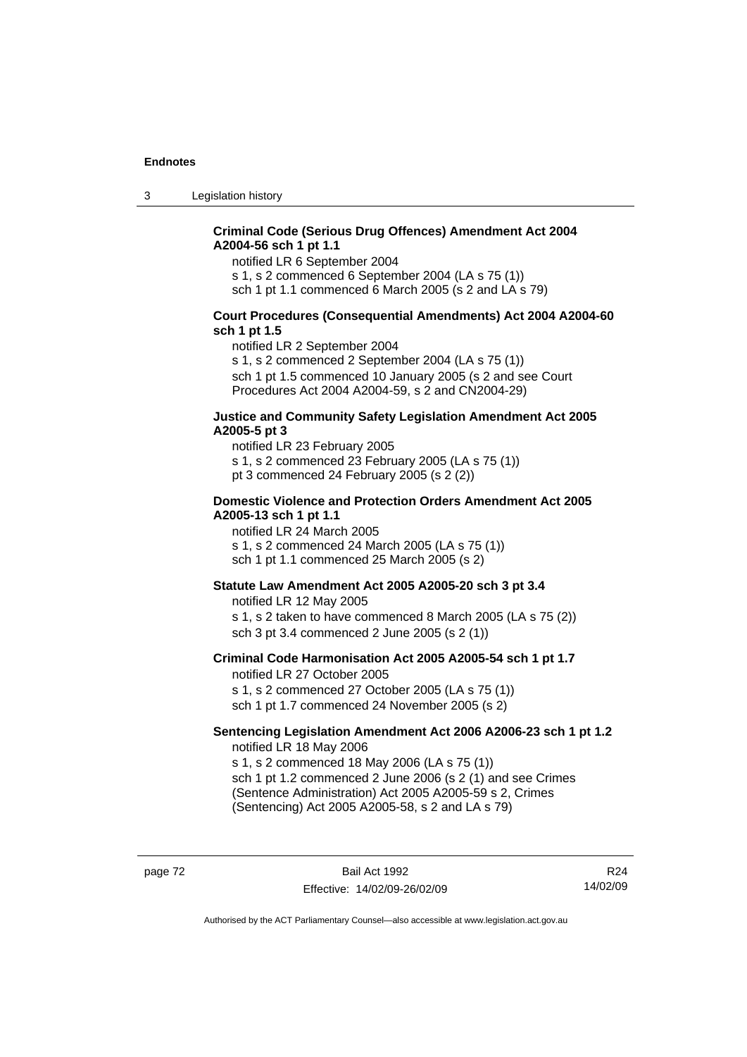**Criminal Code (Serious Drug Offences) Amendment Act 2004 A2004-56 sch 1 pt 1.1**

notified LR 6 September 2004
s 1, s 2 commenced 6 September 2004 (LA s 75 (1))
sch 1 pt 1.1 commenced 6 March 2005 (s 2 and LA s 79)

**Court Procedures (Consequential Amendments) Act 2004 A2004-60 sch 1 pt 1.5**

notified LR 2 September 2004
s 1, s 2 commenced 2 September 2004 (LA s 75 (1))
sch 1 pt 1.5 commenced 10 January 2005 (s 2 and see Court Procedures Act 2004 A2004-59, s 2 and CN2004-29)

**Justice and Community Safety Legislation Amendment Act 2005 A2005-5 pt 3**

notified LR 23 February 2005
s 1, s 2 commenced 23 February 2005 (LA s 75 (1))
pt 3 commenced 24 February 2005 (s 2 (2))

**Domestic Violence and Protection Orders Amendment Act 2005 A2005-13 sch 1 pt 1.1**

notified LR 24 March 2005
s 1, s 2 commenced 24 March 2005 (LA s 75 (1))
sch 1 pt 1.1 commenced 25 March 2005 (s 2)

**Statute Law Amendment Act 2005 A2005-20 sch 3 pt 3.4**

notified LR 12 May 2005
s 1, s 2 taken to have commenced 8 March 2005 (LA s 75 (2))
sch 3 pt 3.4 commenced 2 June 2005 (s 2 (1))

**Criminal Code Harmonisation Act 2005 A2005-54 sch 1 pt 1.7**

notified LR 27 October 2005
s 1, s 2 commenced 27 October 2005 (LA s 75 (1))
sch 1 pt 1.7 commenced 24 November 2005 (s 2)

**Sentencing Legislation Amendment Act 2006 A2006-23 sch 1 pt 1.2**

notified LR 18 May 2006
s 1, s 2 commenced 18 May 2006 (LA s 75 (1))
sch 1 pt 1.2 commenced 2 June 2006 (s 2 (1) and see Crimes (Sentence Administration) Act 2005 A2005-59 s 2, Crimes (Sentencing) Act 2005 A2005-58, s 2 and LA s 79)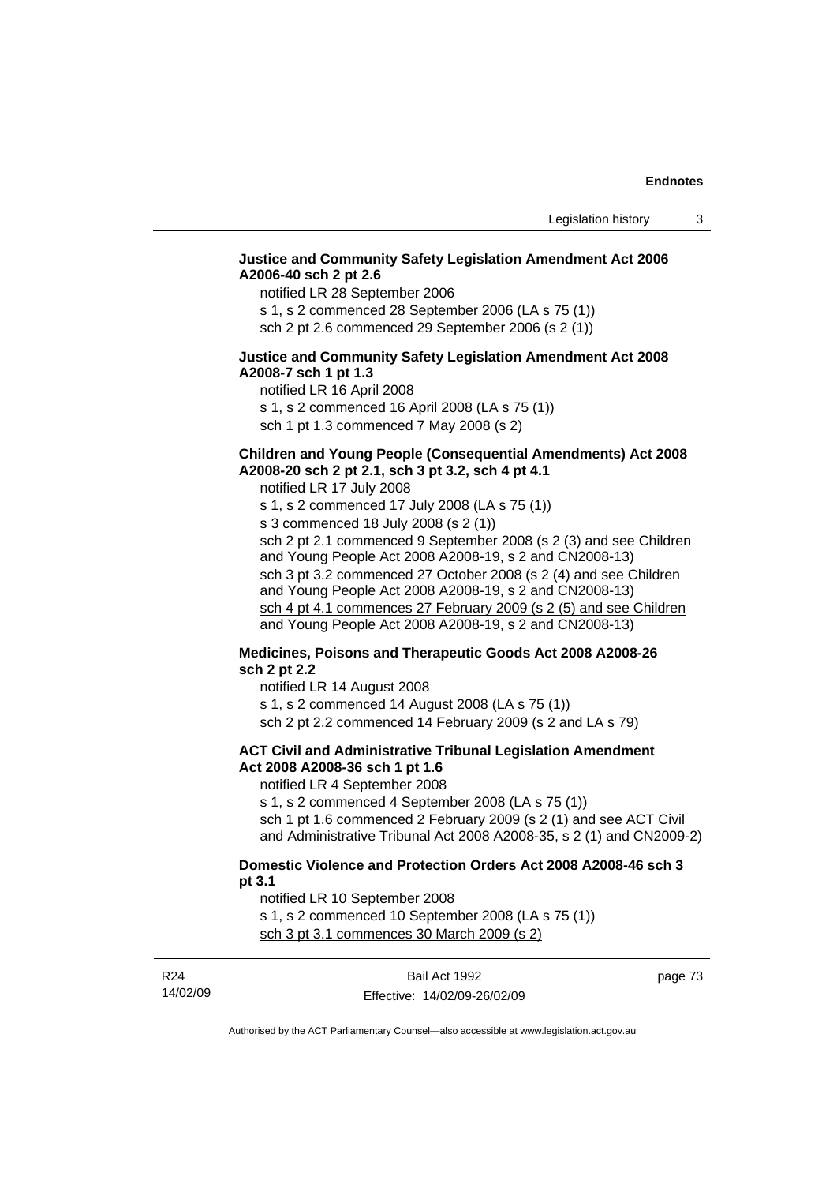**Justice and Community Safety Legislation Amendment Act 2006 A2006-40 sch 2 pt 2.6**

notified LR 28 September 2006

s 1, s 2 commenced 28 September 2006 (LA s 75 (1))

sch 2 pt 2.6 commenced 29 September 2006 (s 2 (1))

**Justice and Community Safety Legislation Amendment Act 2008 A2008-7 sch 1 pt 1.3**

notified LR 16 April 2008

s 1, s 2 commenced 16 April 2008 (LA s 75 (1))

sch 1 pt 1.3 commenced 7 May 2008 (s 2)

**Children and Young People (Consequential Amendments) Act 2008 A2008-20 sch 2 pt 2.1, sch 3 pt 3.2, sch 4 pt 4.1**

notified LR 17 July 2008

s 1, s 2 commenced 17 July 2008 (LA s 75 (1))

s 3 commenced 18 July 2008 (s 2 (1))

sch 2 pt 2.1 commenced 9 September 2008 (s 2 (3) and see Children and Young People Act 2008 A2008-19, s 2 and CN2008-13)

sch 3 pt 3.2 commenced 27 October 2008 (s 2 (4) and see Children and Young People Act 2008 A2008-19, s 2 and CN2008-13)

sch 4 pt 4.1 commences 27 February 2009 (s 2 (5) and see Children and Young People Act 2008 A2008-19, s 2 and CN2008-13)

**Medicines, Poisons and Therapeutic Goods Act 2008 A2008-26 sch 2 pt 2.2**

notified LR 14 August 2008

s 1, s 2 commenced 14 August 2008 (LA s 75 (1))

sch 2 pt 2.2 commenced 14 February 2009 (s 2 and LA s 79)

**ACT Civil and Administrative Tribunal Legislation Amendment Act 2008 A2008-36 sch 1 pt 1.6**

notified LR 4 September 2008

s 1, s 2 commenced 4 September 2008 (LA s 75 (1))

sch 1 pt 1.6 commenced 2 February 2009 (s 2 (1) and see ACT Civil and Administrative Tribunal Act 2008 A2008-35, s 2 (1) and CN2009-2)

**Domestic Violence and Protection Orders Act 2008 A2008-46 sch 3 pt 3.1**

notified LR 10 September 2008

s 1, s 2 commenced 10 September 2008 (LA s 75 (1))

sch 3 pt 3.1 commences 30 March 2009 (s 2)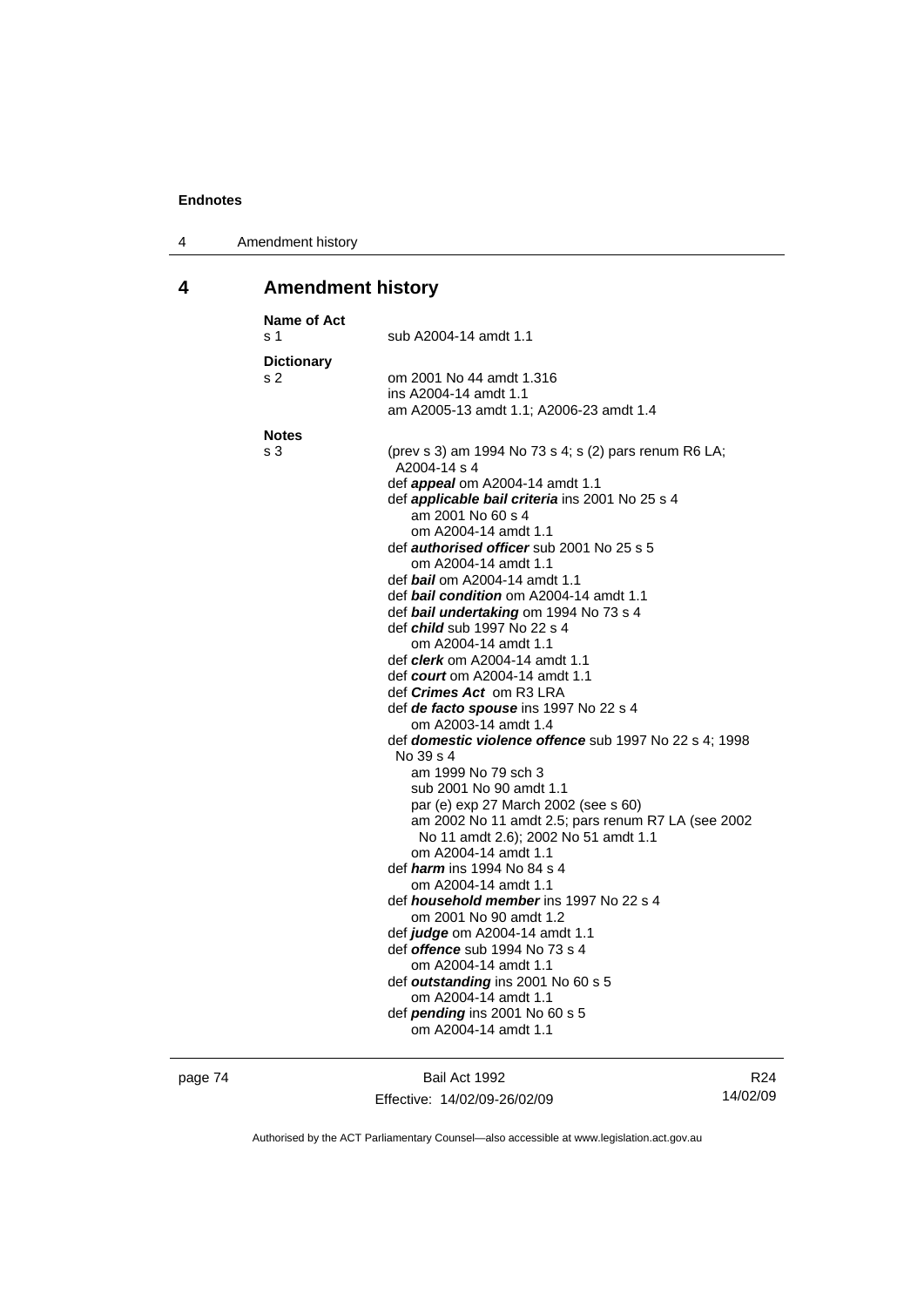## 4 Amendment history

**Name of Act**

s 1 — sub A2004-14 amdt 1.1

**Dictionary**

s 2 — om 2001 No 44 amdt 1.316
ins A2004-14 amdt 1.1
am A2005-13 amdt 1.1; A2006-23 amdt 1.4

**Notes**

s 3 — (prev s 3) am 1994 No 73 s 4; s (2) pars renum R6 LA; A2004-14 s 4

def ***appeal*** om A2004-14 amdt 1.1

def ***applicable bail criteria*** ins 2001 No 25 s 4
am 2001 No 60 s 4
om A2004-14 amdt 1.1

def ***authorised officer*** sub 2001 No 25 s 5
om A2004-14 amdt 1.1

def ***bail*** om A2004-14 amdt 1.1

def ***bail condition*** om A2004-14 amdt 1.1

def ***bail undertaking*** om 1994 No 73 s 4

def ***child*** sub 1997 No 22 s 4
om A2004-14 amdt 1.1

def ***clerk*** om A2004-14 amdt 1.1

def ***court*** om A2004-14 amdt 1.1

def ***Crimes Act*** om R3 LRA

def ***de facto spouse*** ins 1997 No 22 s 4
om A2003-14 amdt 1.4

def ***domestic violence offence*** sub 1997 No 22 s 4; 1998 No 39 s 4
am 1999 No 79 sch 3
sub 2001 No 90 amdt 1.1
par (e) exp 27 March 2002 (see s 60)
am 2002 No 11 amdt 2.5; pars renum R7 LA (see 2002 No 11 amdt 2.6); 2002 No 51 amdt 1.1
om A2004-14 amdt 1.1

def ***harm*** ins 1994 No 84 s 4
om A2004-14 amdt 1.1

def ***household member*** ins 1997 No 22 s 4
om 2001 No 90 amdt 1.2

def ***judge*** om A2004-14 amdt 1.1

def ***offence*** sub 1994 No 73 s 4
om A2004-14 amdt 1.1

def ***outstanding*** ins 2001 No 60 s 5
om A2004-14 amdt 1.1

def ***pending*** ins 2001 No 60 s 5
om A2004-14 amdt 1.1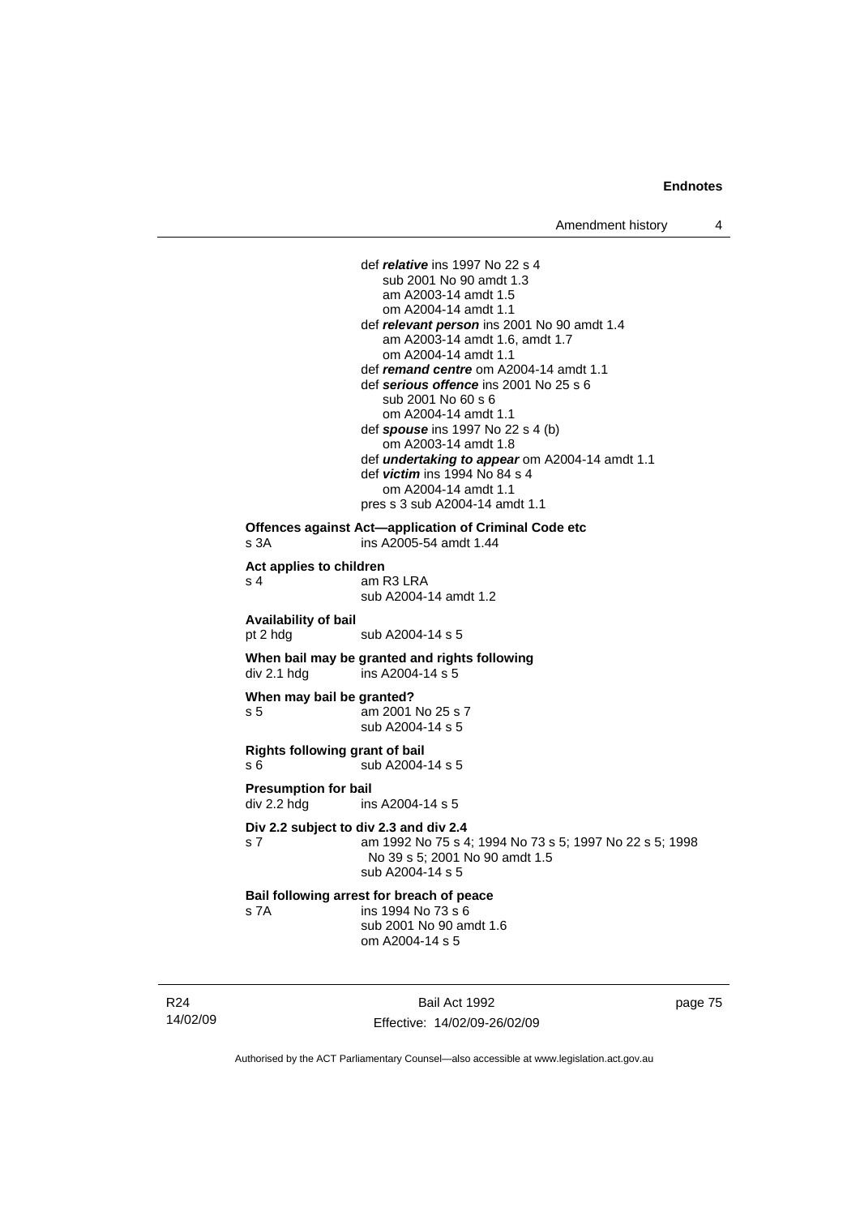def ***relative*** ins 1997 No 22 s 4
sub 2001 No 90 amdt 1.3
am A2003-14 amdt 1.5
om A2004-14 amdt 1.1

def ***relevant person*** ins 2001 No 90 amdt 1.4
am A2003-14 amdt 1.6, amdt 1.7
om A2004-14 amdt 1.1

def ***remand centre*** om A2004-14 amdt 1.1

def ***serious offence*** ins 2001 No 25 s 6
sub 2001 No 60 s 6
om A2004-14 amdt 1.1

def ***spouse*** ins 1997 No 22 s 4 (b)
om A2003-14 amdt 1.8

def ***undertaking to appear*** om A2004-14 amdt 1.1

def ***victim*** ins 1994 No 84 s 4
om A2004-14 amdt 1.1

pres s 3 sub A2004-14 amdt 1.1

**Offences against Act—application of Criminal Code etc**
s 3A ins A2005-54 amdt 1.44

**Act applies to children**
s 4 am R3 LRA
sub A2004-14 amdt 1.2

**Availability of bail**
pt 2 hdg sub A2004-14 s 5

**When bail may be granted and rights following**
div 2.1 hdg ins A2004-14 s 5

**When may bail be granted?**
s 5 am 2001 No 25 s 7
sub A2004-14 s 5

**Rights following grant of bail**
s 6 sub A2004-14 s 5

**Presumption for bail**
div 2.2 hdg ins A2004-14 s 5

**Div 2.2 subject to div 2.3 and div 2.4**
s 7 am 1992 No 75 s 4; 1994 No 73 s 5; 1997 No 22 s 5; 1998 No 39 s 5; 2001 No 90 amdt 1.5
sub A2004-14 s 5

**Bail following arrest for breach of peace**
s 7A ins 1994 No 73 s 6
sub 2001 No 90 amdt 1.6
om A2004-14 s 5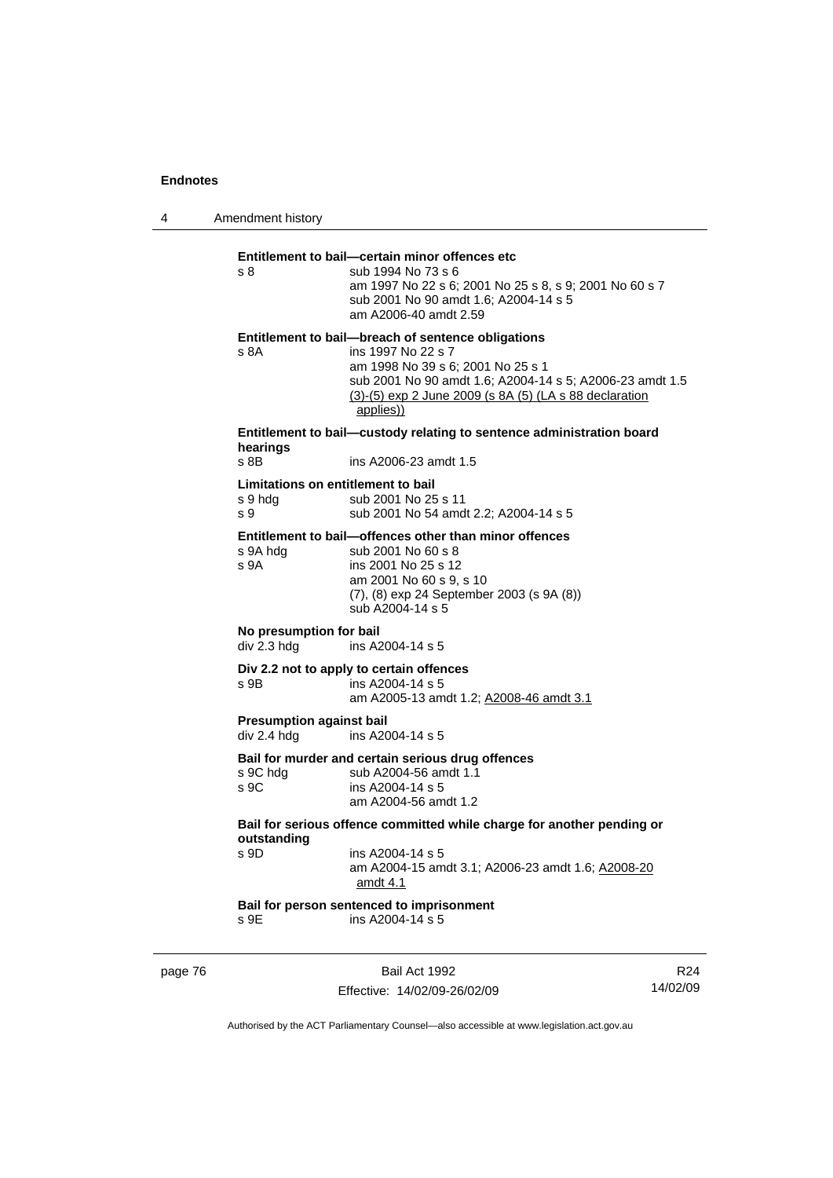**Entitlement to bail—certain minor offences etc**

s 8 sub 1994 No 73 s 6
am 1997 No 22 s 6; 2001 No 25 s 8, s 9; 2001 No 60 s 7
sub 2001 No 90 amdt 1.6; A2004-14 s 5
am A2006-40 amdt 2.59

**Entitlement to bail—breach of sentence obligations**

s 8A ins 1997 No 22 s 7
am 1998 No 39 s 6; 2001 No 25 s 1
sub 2001 No 90 amdt 1.6; A2004-14 s 5; A2006-23 amdt 1.5
(3)-(5) exp 2 June 2009 (s 8A (5) (LA s 88 declaration applies))

**Entitlement to bail—custody relating to sentence administration board hearings**

s 8B ins A2006-23 amdt 1.5

**Limitations on entitlement to bail**

s 9 hdg sub 2001 No 25 s 11
s 9 sub 2001 No 54 amdt 2.2; A2004-14 s 5

**Entitlement to bail—offences other than minor offences**

s 9A hdg sub 2001 No 60 s 8
s 9A ins 2001 No 25 s 12
am 2001 No 60 s 9, s 10
(7), (8) exp 24 September 2003 (s 9A (8))
sub A2004-14 s 5

**No presumption for bail**

div 2.3 hdg ins A2004-14 s 5

**Div 2.2 not to apply to certain offences**

s 9B ins A2004-14 s 5
am A2005-13 amdt 1.2; A2008-46 amdt 3.1

**Presumption against bail**

div 2.4 hdg ins A2004-14 s 5

**Bail for murder and certain serious drug offences**

s 9C hdg sub A2004-56 amdt 1.1
s 9C ins A2004-14 s 5
am A2004-56 amdt 1.2

**Bail for serious offence committed while charge for another pending or outstanding**

s 9D ins A2004-14 s 5
am A2004-15 amdt 3.1; A2006-23 amdt 1.6; A2008-20 amdt 4.1

**Bail for person sentenced to imprisonment**

s 9E ins A2004-14 s 5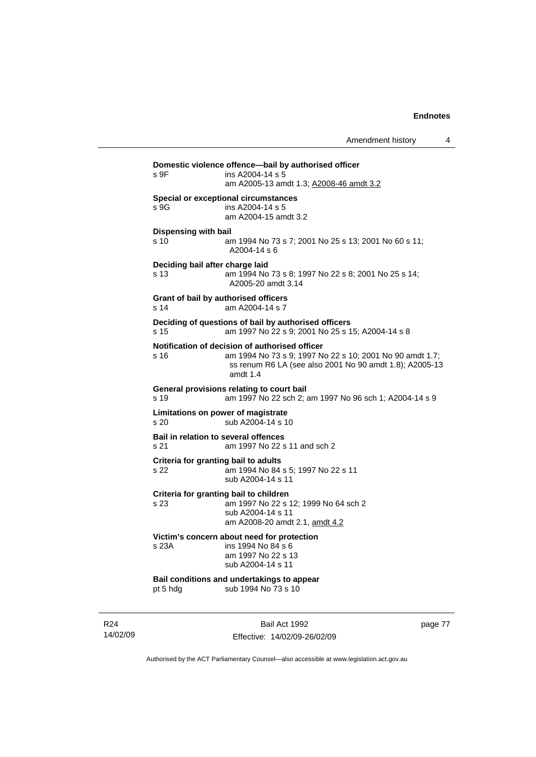**Domestic violence offence—bail by authorised officer**

s 9F ins A2004-14 s 5
am A2005-13 amdt 1.3; A2008-46 amdt 3.2

**Special or exceptional circumstances**

s 9G ins A2004-14 s 5
am A2004-15 amdt 3.2

**Dispensing with bail**

s 10 am 1994 No 73 s 7; 2001 No 25 s 13; 2001 No 60 s 11; A2004-14 s 6

**Deciding bail after charge laid**

s 13 am 1994 No 73 s 8; 1997 No 22 s 8; 2001 No 25 s 14; A2005-20 amdt 3.14

**Grant of bail by authorised officers**

s 14 am A2004-14 s 7

**Deciding of questions of bail by authorised officers**

s 15 am 1997 No 22 s 9; 2001 No 25 s 15; A2004-14 s 8

**Notification of decision of authorised officer**

s 16 am 1994 No 73 s 9; 1997 No 22 s 10; 2001 No 90 amdt 1.7; ss renum R6 LA (see also 2001 No 90 amdt 1.8); A2005-13 amdt 1.4

**General provisions relating to court bail**

s 19 am 1997 No 22 sch 2; am 1997 No 96 sch 1; A2004-14 s 9

**Limitations on power of magistrate**

s 20 sub A2004-14 s 10

**Bail in relation to several offences**

s 21 am 1997 No 22 s 11 and sch 2

**Criteria for granting bail to adults**

s 22 am 1994 No 84 s 5; 1997 No 22 s 11
sub A2004-14 s 11

**Criteria for granting bail to children**

s 23 am 1997 No 22 s 12; 1999 No 64 sch 2
sub A2004-14 s 11
am A2008-20 amdt 2.1, amdt 4.2

**Victim's concern about need for protection**

s 23A ins 1994 No 84 s 6
am 1997 No 22 s 13
sub A2004-14 s 11

**Bail conditions and undertakings to appear**

pt 5 hdg sub 1994 No 73 s 10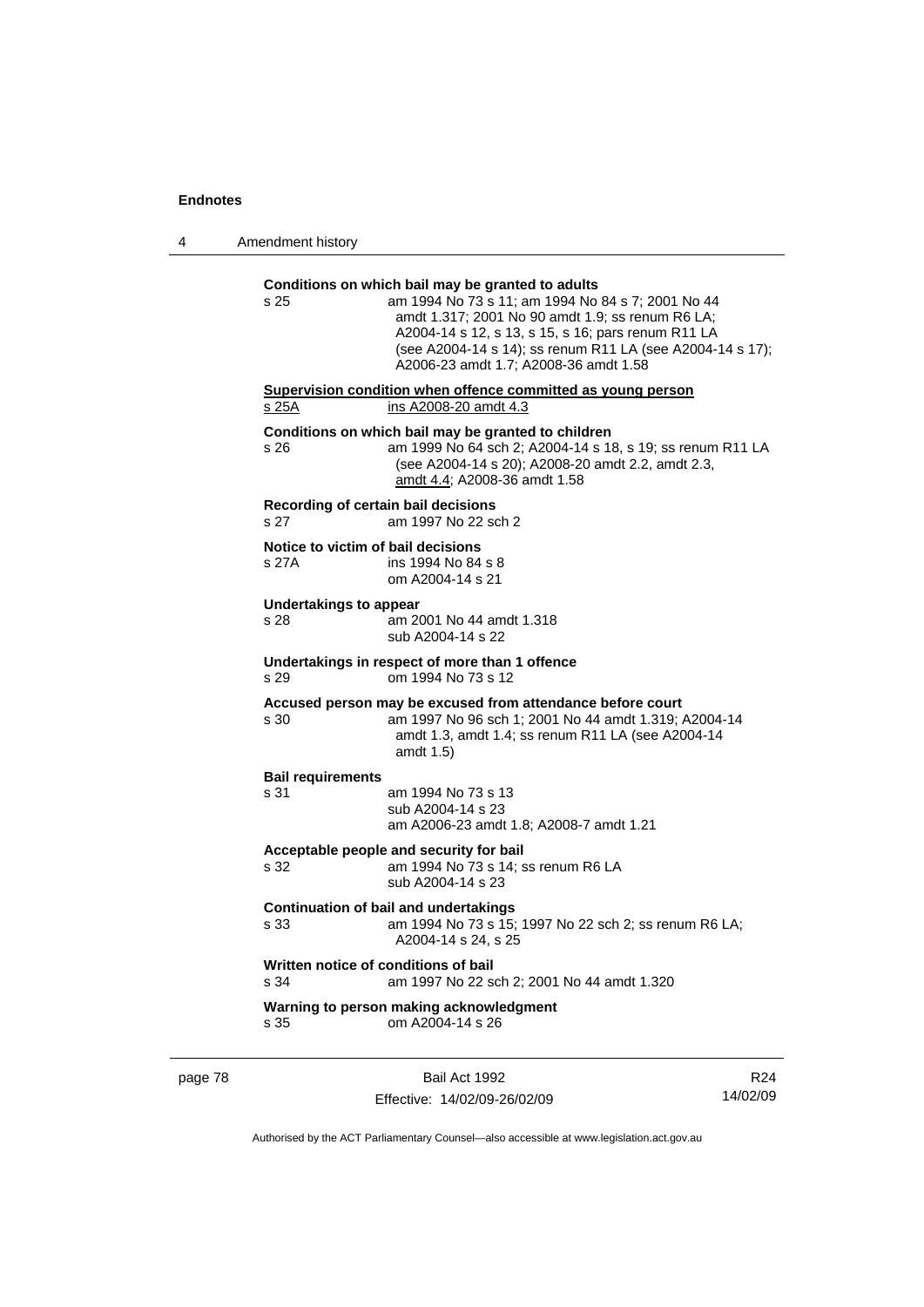**Conditions on which bail may be granted to adults**

s 25 — am 1994 No 73 s 11; am 1994 No 84 s 7; 2001 No 44 amdt 1.317; 2001 No 90 amdt 1.9; ss renum R6 LA; A2004-14 s 12, s 13, s 15, s 16; pars renum R11 LA (see A2004-14 s 14); ss renum R11 LA (see A2004-14 s 17); A2006-23 amdt 1.7; A2008-36 amdt 1.58

**Supervision condition when offence committed as young person**

s 25A — ins A2008-20 amdt 4.3

**Conditions on which bail may be granted to children**

s 26 — am 1999 No 64 sch 2; A2004-14 s 18, s 19; ss renum R11 LA (see A2004-14 s 20); A2008-20 amdt 2.2, amdt 2.3, amdt 4.4; A2008-36 amdt 1.58

**Recording of certain bail decisions**

s 27 — am 1997 No 22 sch 2

**Notice to victim of bail decisions**

s 27A — ins 1994 No 84 s 8
om A2004-14 s 21

**Undertakings to appear**

s 28 — am 2001 No 44 amdt 1.318
sub A2004-14 s 22

**Undertakings in respect of more than 1 offence**

s 29 — om 1994 No 73 s 12

**Accused person may be excused from attendance before court**

s 30 — am 1997 No 96 sch 1; 2001 No 44 amdt 1.319; A2004-14 amdt 1.3, amdt 1.4; ss renum R11 LA (see A2004-14 amdt 1.5)

**Bail requirements**

s 31 — am 1994 No 73 s 13
sub A2004-14 s 23
am A2006-23 amdt 1.8; A2008-7 amdt 1.21

**Acceptable people and security for bail**

s 32 — am 1994 No 73 s 14; ss renum R6 LA
sub A2004-14 s 23

**Continuation of bail and undertakings**

s 33 — am 1994 No 73 s 15; 1997 No 22 sch 2; ss renum R6 LA; A2004-14 s 24, s 25

**Written notice of conditions of bail**

s 34 — am 1997 No 22 sch 2; 2001 No 44 amdt 1.320

**Warning to person making acknowledgment**

s 35 — om A2004-14 s 26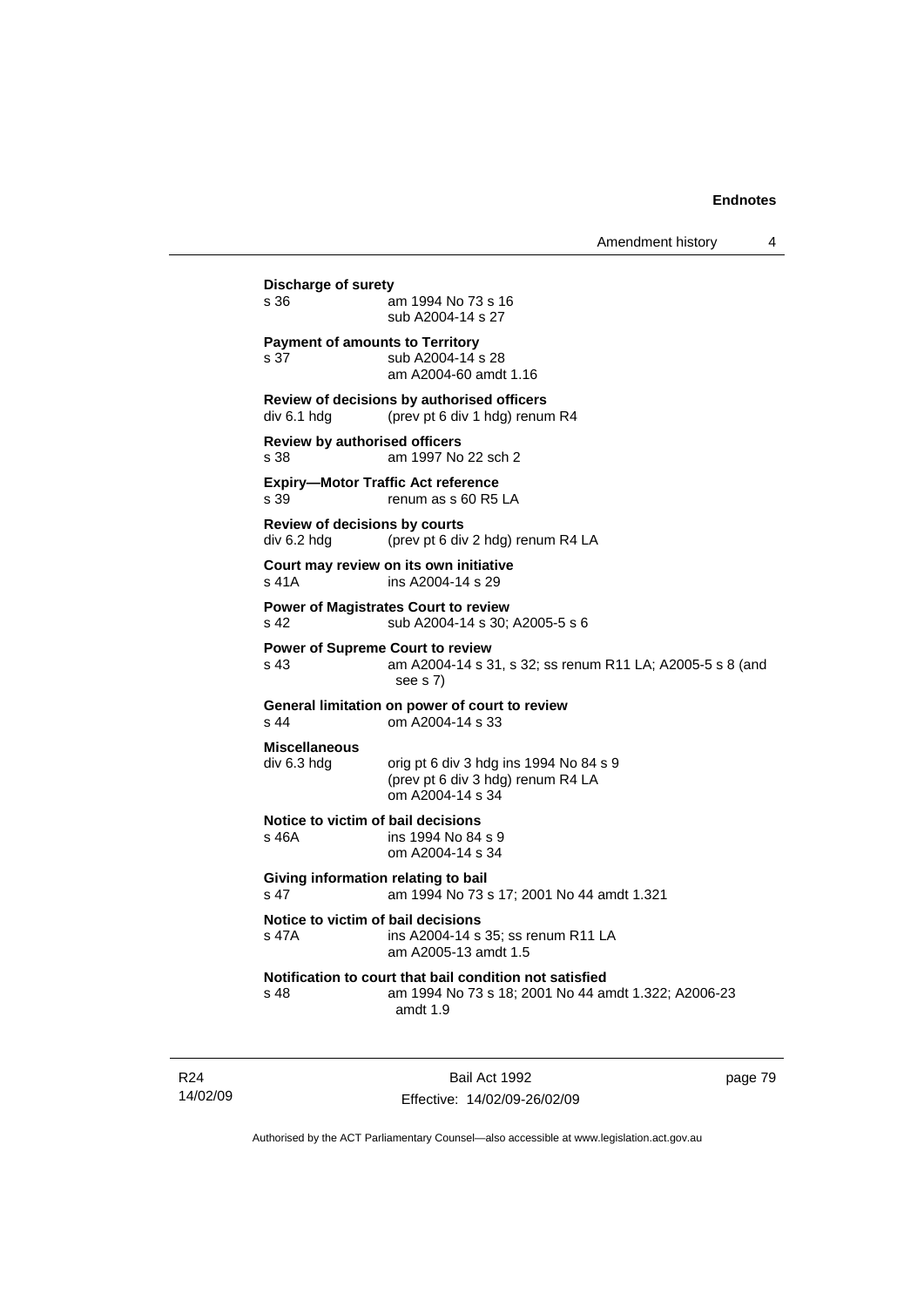**Discharge of surety**
s 36 am 1994 No 73 s 16
sub A2004-14 s 27

**Payment of amounts to Territory**
s 37 sub A2004-14 s 28
am A2004-60 amdt 1.16

**Review of decisions by authorised officers**
div 6.1 hdg (prev pt 6 div 1 hdg) renum R4

**Review by authorised officers**
s 38 am 1997 No 22 sch 2

**Expiry—Motor Traffic Act reference**
s 39 renum as s 60 R5 LA

**Review of decisions by courts**
div 6.2 hdg (prev pt 6 div 2 hdg) renum R4 LA

**Court may review on its own initiative**
s 41A ins A2004-14 s 29

**Power of Magistrates Court to review**
s 42 sub A2004-14 s 30; A2005-5 s 6

**Power of Supreme Court to review**
s 43 am A2004-14 s 31, s 32; ss renum R11 LA; A2005-5 s 8 (and see s 7)

**General limitation on power of court to review**
s 44 om A2004-14 s 33

**Miscellaneous**
div 6.3 hdg orig pt 6 div 3 hdg ins 1994 No 84 s 9
(prev pt 6 div 3 hdg) renum R4 LA
om A2004-14 s 34

**Notice to victim of bail decisions**
s 46A ins 1994 No 84 s 9
om A2004-14 s 34

**Giving information relating to bail**
s 47 am 1994 No 73 s 17; 2001 No 44 amdt 1.321

**Notice to victim of bail decisions**
s 47A ins A2004-14 s 35; ss renum R11 LA
am A2005-13 amdt 1.5

**Notification to court that bail condition not satisfied**
s 48 am 1994 No 73 s 18; 2001 No 44 amdt 1.322; A2006-23 amdt 1.9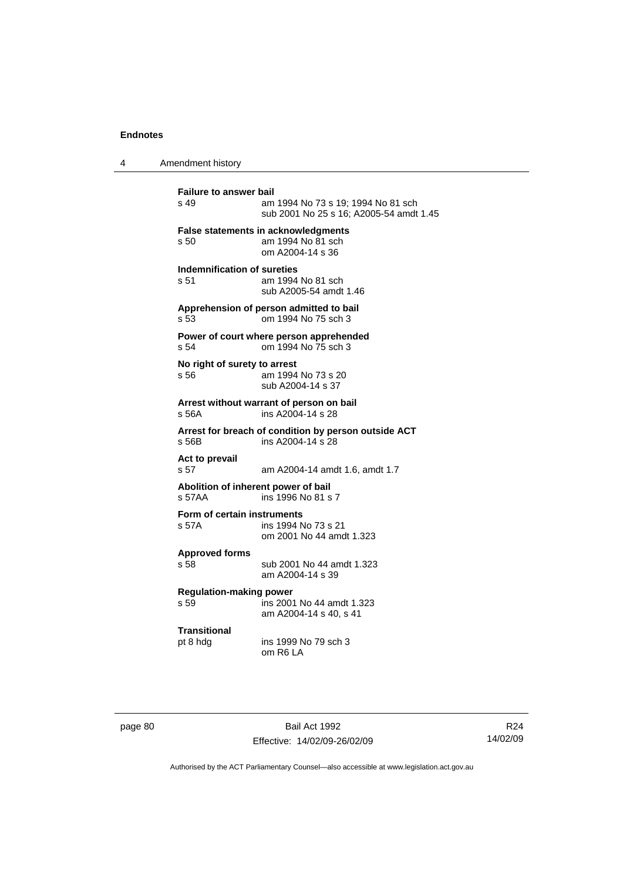**Failure to answer bail**
s 49 am 1994 No 73 s 19; 1994 No 81 sch
sub 2001 No 25 s 16; A2005-54 amdt 1.45

**False statements in acknowledgments**
s 50 am 1994 No 81 sch
om A2004-14 s 36

**Indemnification of sureties**
s 51 am 1994 No 81 sch
sub A2005-54 amdt 1.46

**Apprehension of person admitted to bail**
s 53 om 1994 No 75 sch 3

**Power of court where person apprehended**
s 54 om 1994 No 75 sch 3

**No right of surety to arrest**
s 56 am 1994 No 73 s 20
sub A2004-14 s 37

**Arrest without warrant of person on bail**
s 56A ins A2004-14 s 28

**Arrest for breach of condition by person outside ACT**
s 56B ins A2004-14 s 28

**Act to prevail**
s 57 am A2004-14 amdt 1.6, amdt 1.7

**Abolition of inherent power of bail**
s 57AA ins 1996 No 81 s 7

**Form of certain instruments**
s 57A ins 1994 No 73 s 21
om 2001 No 44 amdt 1.323

**Approved forms**
s 58 sub 2001 No 44 amdt 1.323
am A2004-14 s 39

**Regulation-making power**
s 59 ins 2001 No 44 amdt 1.323
am A2004-14 s 40, s 41

**Transitional**
pt 8 hdg ins 1999 No 79 sch 3
om R6 LA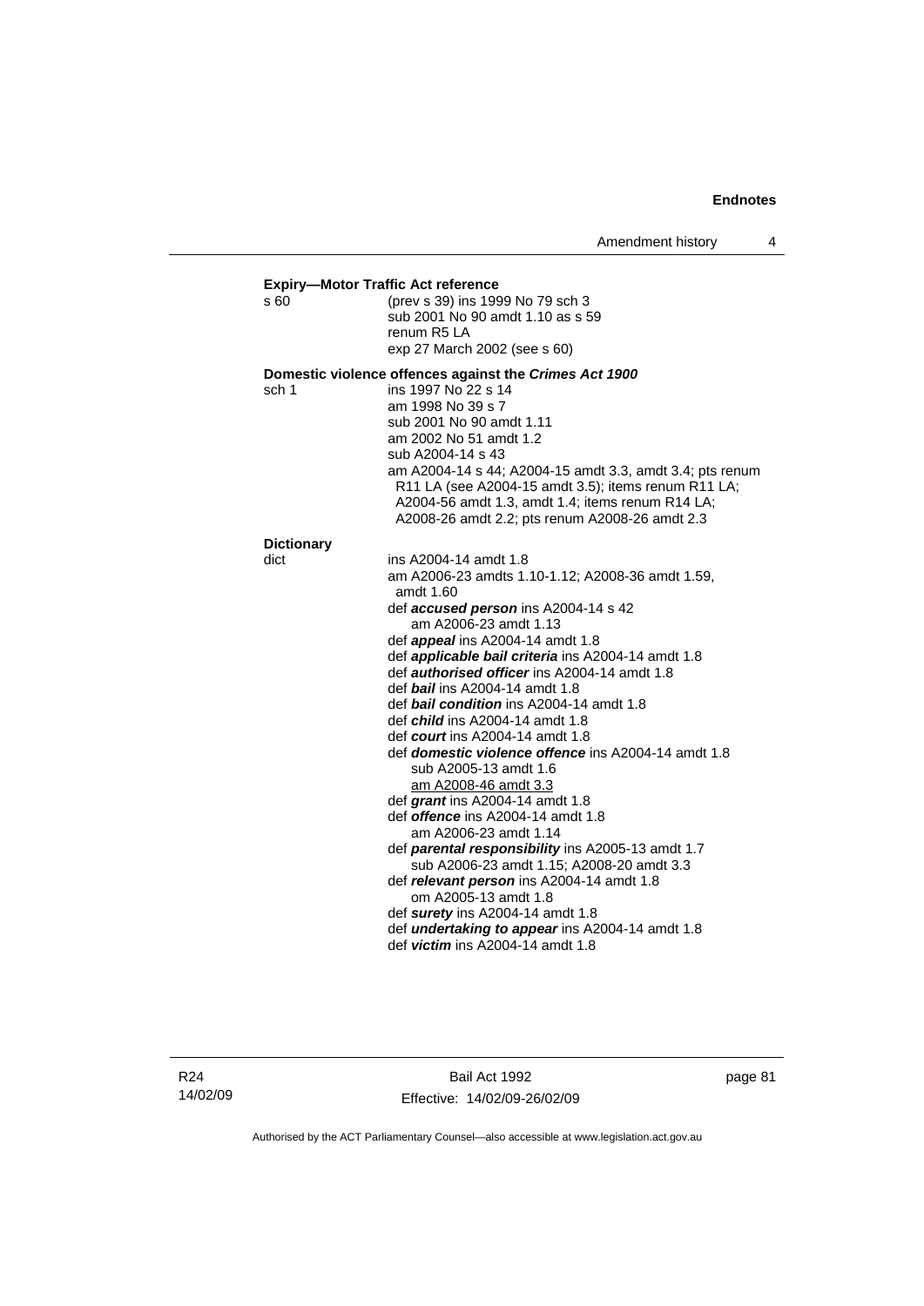**Expiry—Motor Traffic Act reference**

s 60 (prev s 39) ins 1999 No 79 sch 3
sub 2001 No 90 amdt 1.10 as s 59
renum R5 LA
exp 27 March 2002 (see s 60)

**Domestic violence offences against the *Crimes Act 1900***

sch 1 ins 1997 No 22 s 14
am 1998 No 39 s 7
sub 2001 No 90 amdt 1.11
am 2002 No 51 amdt 1.2
sub A2004-14 s 43
am A2004-14 s 44; A2004-15 amdt 3.3, amdt 3.4; pts renum R11 LA (see A2004-15 amdt 3.5); items renum R11 LA; A2004-56 amdt 1.3, amdt 1.4; items renum R14 LA; A2008-26 amdt 2.2; pts renum A2008-26 amdt 2.3

**Dictionary**

dict ins A2004-14 amdt 1.8
am A2006-23 amdts 1.10-1.12; A2008-36 amdt 1.59, amdt 1.60
def ***accused person*** ins A2004-14 s 42
am A2006-23 amdt 1.13
def ***appeal*** ins A2004-14 amdt 1.8
def ***applicable bail criteria*** ins A2004-14 amdt 1.8
def ***authorised officer*** ins A2004-14 amdt 1.8
def ***bail*** ins A2004-14 amdt 1.8
def ***bail condition*** ins A2004-14 amdt 1.8
def ***child*** ins A2004-14 amdt 1.8
def ***court*** ins A2004-14 amdt 1.8
def ***domestic violence offence*** ins A2004-14 amdt 1.8
sub A2005-13 amdt 1.6
am A2008-46 amdt 3.3
def ***grant*** ins A2004-14 amdt 1.8
def ***offence*** ins A2004-14 amdt 1.8
am A2006-23 amdt 1.14
def ***parental responsibility*** ins A2005-13 amdt 1.7
sub A2006-23 amdt 1.15; A2008-20 amdt 3.3
def ***relevant person*** ins A2004-14 amdt 1.8
om A2005-13 amdt 1.8
def ***surety*** ins A2004-14 amdt 1.8
def ***undertaking to appear*** ins A2004-14 amdt 1.8
def ***victim*** ins A2004-14 amdt 1.8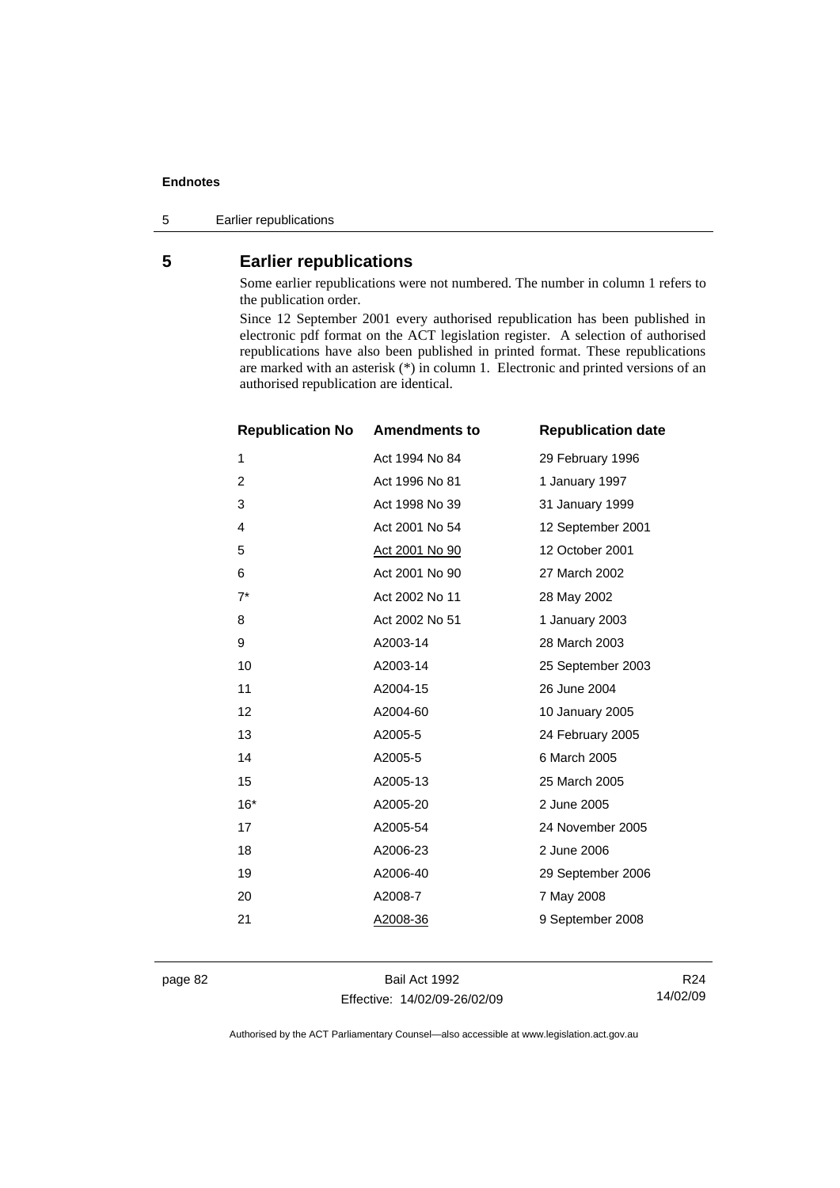## 5 Earlier republications

Some earlier republications were not numbered. The number in column 1 refers to the publication order.

Since 12 September 2001 every authorised republication has been published in electronic pdf format on the ACT legislation register. A selection of authorised republications have also been published in printed format. These republications are marked with an asterisk (*) in column 1. Electronic and printed versions of an authorised republication are identical.

| Republication No | Amendments to | Republication date |
| --- | --- | --- |
| 1 | Act 1994 No 84 | 29 February 1996 |
| 2 | Act 1996 No 81 | 1 January 1997 |
| 3 | Act 1998 No 39 | 31 January 1999 |
| 4 | Act 2001 No 54 | 12 September 2001 |
| 5 | Act 2001 No 90 | 12 October 2001 |
| 6 | Act 2001 No 90 | 27 March 2002 |
| 7* | Act 2002 No 11 | 28 May 2002 |
| 8 | Act 2002 No 51 | 1 January 2003 |
| 9 | A2003-14 | 28 March 2003 |
| 10 | A2003-14 | 25 September 2003 |
| 11 | A2004-15 | 26 June 2004 |
| 12 | A2004-60 | 10 January 2005 |
| 13 | A2005-5 | 24 February 2005 |
| 14 | A2005-5 | 6 March 2005 |
| 15 | A2005-13 | 25 March 2005 |
| 16* | A2005-20 | 2 June 2005 |
| 17 | A2005-54 | 24 November 2005 |
| 18 | A2006-23 | 2 June 2006 |
| 19 | A2006-40 | 29 September 2006 |
| 20 | A2008-7 | 7 May 2008 |
| 21 | A2008-36 | 9 September 2008 |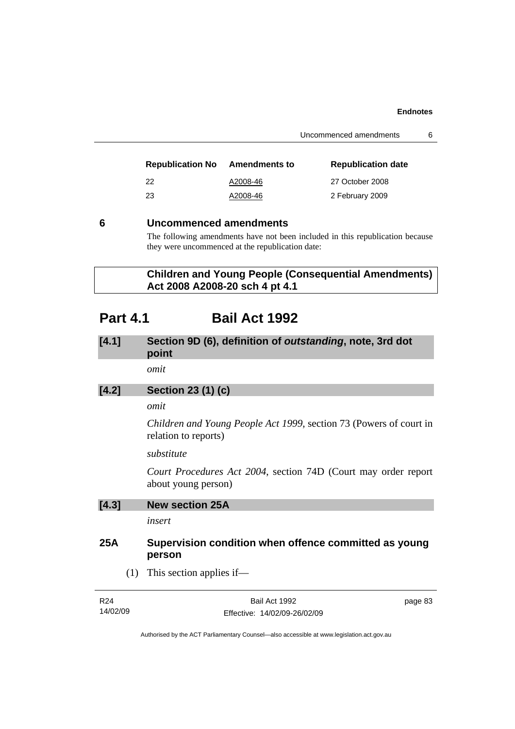| Republication No | Amendments to | Republication date |
|---|---|---|
| 22 | A2008-46 | 27 October 2008 |
| 23 | A2008-46 | 2 February 2009 |

## 6 Uncommenced amendments

The following amendments have not been included in this republication because they were uncommenced at the republication date:

**Children and Young People (Consequential Amendments) Act 2008 A2008-20 sch 4 pt 4.1**

# Part 4.1 Bail Act 1992

### [4.1] Section 9D (6), definition of *outstanding*, note, 3rd dot point

*omit*

### [4.2] Section 23 (1) (c)

*omit*

*Children and Young People Act 1999*, section 73 (Powers of court in relation to reports)

*substitute*

*Court Procedures Act 2004*, section 74D (Court may order report about young person)

### [4.3] New section 25A

*insert*

### 25A Supervision condition when offence committed as young person

(1) This section applies if—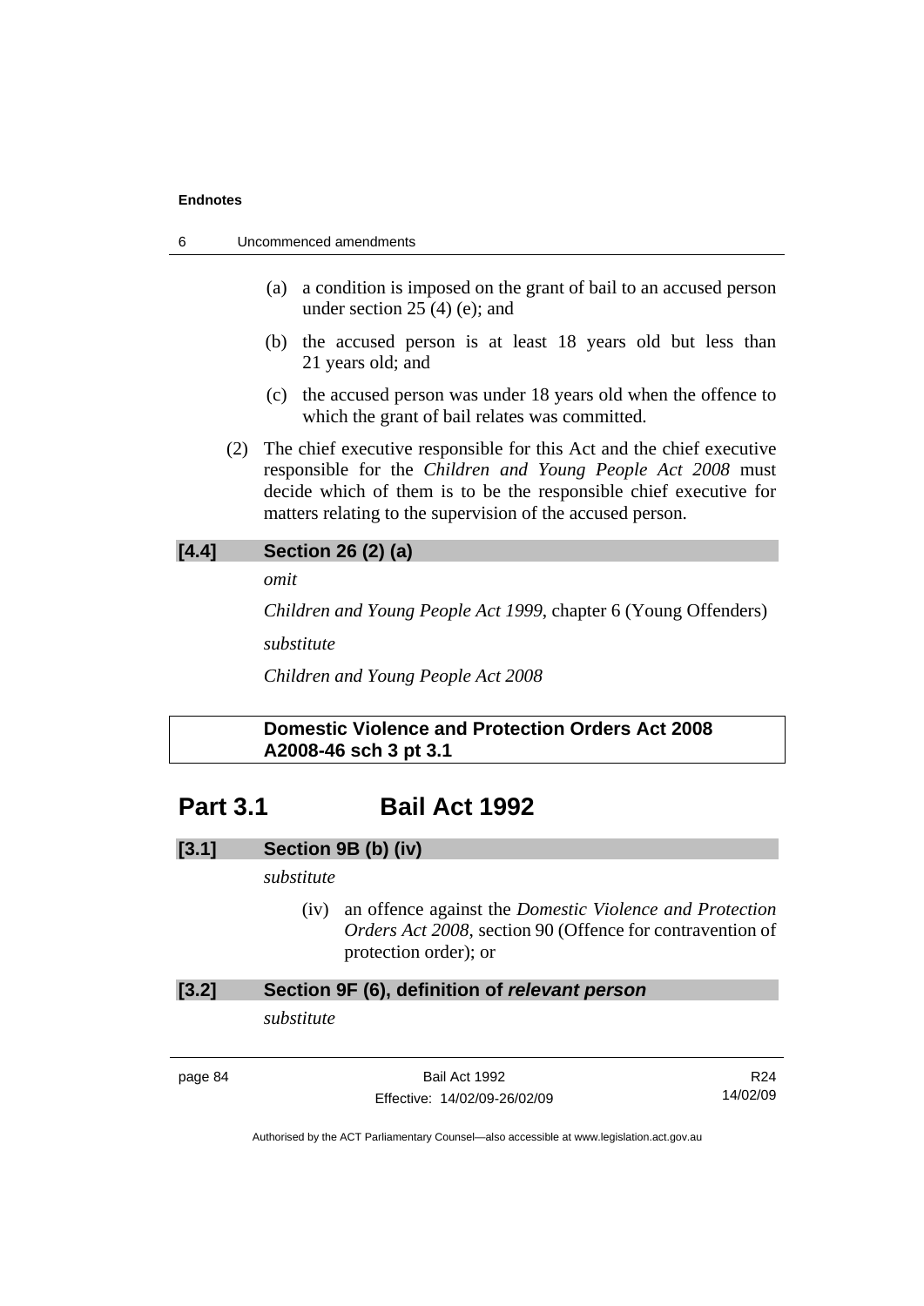(a) a condition is imposed on the grant of bail to an accused person under section 25 (4) (e); and

(b) the accused person is at least 18 years old but less than 21 years old; and

(c) the accused person was under 18 years old when the offence to which the grant of bail relates was committed.

(2) The chief executive responsible for this Act and the chief executive responsible for the *Children and Young People Act 2008* must decide which of them is to be the responsible chief executive for matters relating to the supervision of the accused person.

**[4.4] Section 26 (2) (a)**

*omit*

*Children and Young People Act 1999*, chapter 6 (Young Offenders)

*substitute*

*Children and Young People Act 2008*

**Domestic Violence and Protection Orders Act 2008 A2008-46 sch 3 pt 3.1**

# Part 3.1 Bail Act 1992

**[3.1] Section 9B (b) (iv)**

*substitute*

(iv) an offence against the *Domestic Violence and Protection Orders Act 2008*, section 90 (Offence for contravention of protection order); or

**[3.2] Section 9F (6), definition of *relevant person***

*substitute*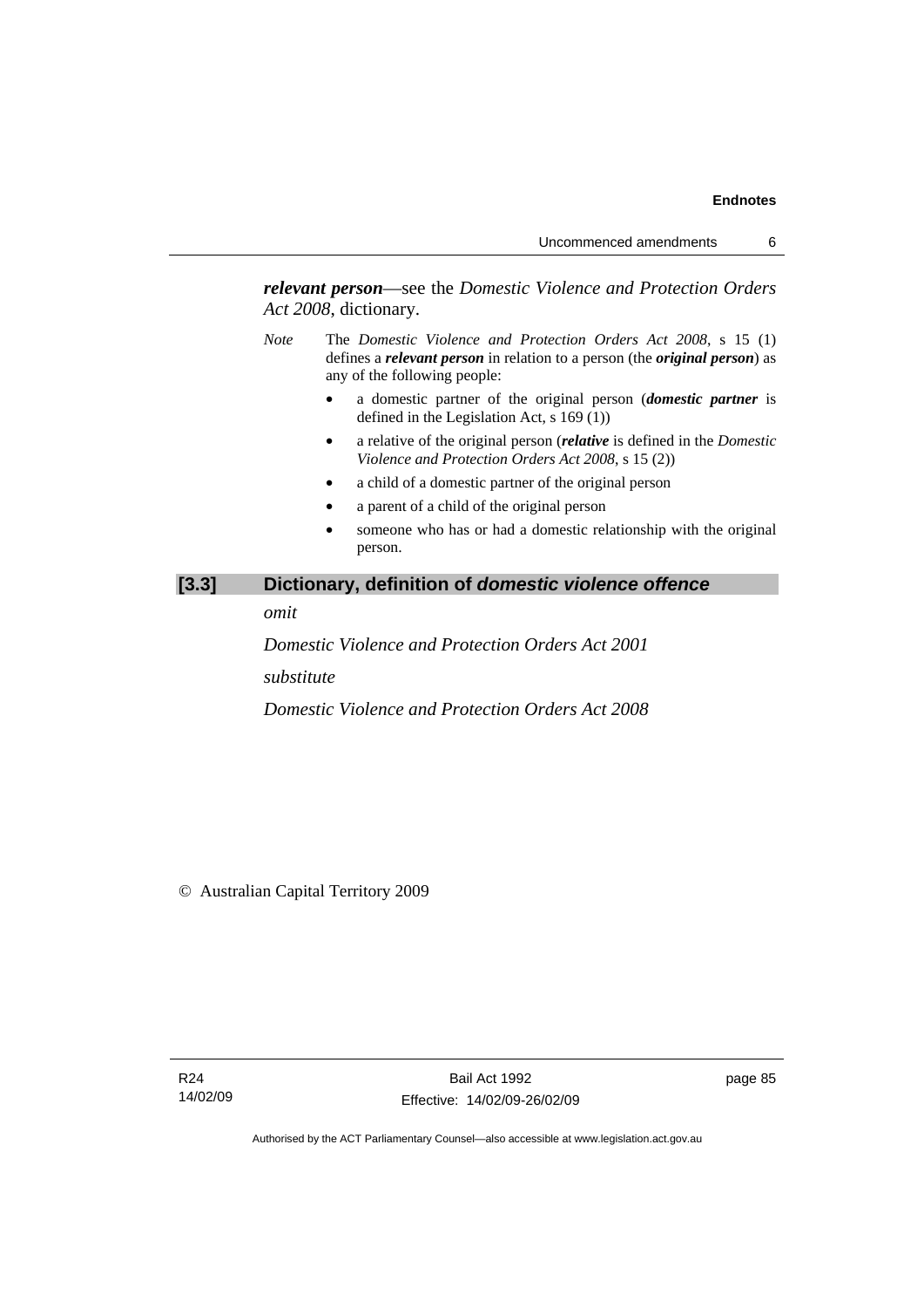***relevant person***—see the *Domestic Violence and Protection Orders Act 2008*, dictionary.

*Note* The *Domestic Violence and Protection Orders Act 2008*, s 15 (1) defines a ***relevant person*** in relation to a person (the ***original person***) as any of the following people:

- a domestic partner of the original person (***domestic partner*** is defined in the Legislation Act, s 169 (1))
- a relative of the original person (***relative*** is defined in the *Domestic Violence and Protection Orders Act 2008*, s 15 (2))
- a child of a domestic partner of the original person
- a parent of a child of the original person
- someone who has or had a domestic relationship with the original person.

### [3.3] Dictionary, definition of *domestic violence offence*

*omit*

*Domestic Violence and Protection Orders Act 2001*

*substitute*

*Domestic Violence and Protection Orders Act 2008*

© Australian Capital Territory 2009